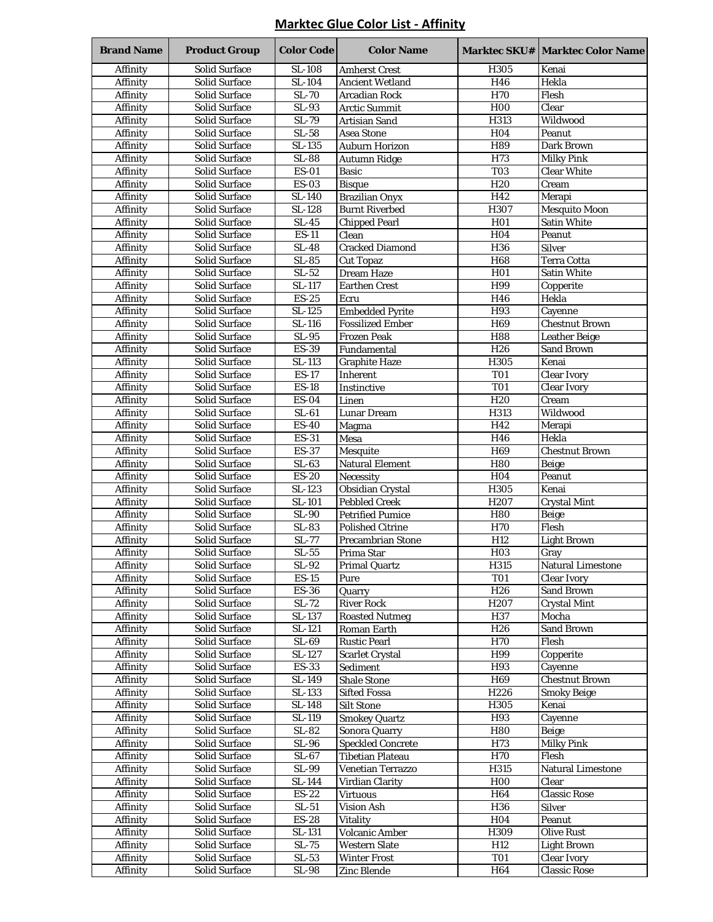# Marktec Glue Color List - Affinity

| Brand Name | Product Group | Color Code | Color Name | Marktec SKU# | Marktec Color Name |
|---|---|---|---|---|---|
| Affinity | Solid Surface | SL-108 | Amherst Crest | H305 | Kenai |
| Affinity | Solid Surface | SL-104 | Ancient Wetland | H46 | Hekla |
| Affinity | Solid Surface | SL-70 | Arcadian Rock | H70 | Flesh |
| Affinity | Solid Surface | SL-93 | Arctic Summit | H00 | Clear |
| Affinity | Solid Surface | SL-79 | Artisian Sand | H313 | Wildwood |
| Affinity | Solid Surface | SL-58 | Asea Stone | H04 | Peanut |
| Affinity | Solid Surface | SL-135 | Auburn Horizon | H89 | Dark Brown |
| Affinity | Solid Surface | SL-88 | Autumn Ridge | H73 | Milky Pink |
| Affinity | Solid Surface | ES-01 | Basic | T03 | Clear White |
| Affinity | Solid Surface | ES-03 | Bisque | H20 | Cream |
| Affinity | Solid Surface | SL-140 | Brazilian Onyx | H42 | Merapi |
| Affinity | Solid Surface | SL-128 | Burnt Riverbed | H307 | Mesquito Moon |
| Affinity | Solid Surface | SL-45 | Chipped Pearl | H01 | Satin White |
| Affinity | Solid Surface | ES-11 | Clean | H04 | Peanut |
| Affinity | Solid Surface | SL-48 | Cracked Diamond | H36 | Silver |
| Affinity | Solid Surface | SL-85 | Cut Topaz | H68 | Terra Cotta |
| Affinity | Solid Surface | SL-52 | Dream Haze | H01 | Satin White |
| Affinity | Solid Surface | SL-117 | Earthen Crest | H99 | Copperite |
| Affinity | Solid Surface | ES-25 | Ecru | H46 | Hekla |
| Affinity | Solid Surface | SL-125 | Embedded Pyrite | H93 | Cayenne |
| Affinity | Solid Surface | SL-116 | Fossilized Ember | H69 | Chestnut Brown |
| Affinity | Solid Surface | SL-95 | Frozen Peak | H88 | Leather Beige |
| Affinity | Solid Surface | ES-39 | Fundamental | H26 | Sand Brown |
| Affinity | Solid Surface | SL-113 | Graphite Haze | H305 | Kenai |
| Affinity | Solid Surface | ES-17 | Inherent | T01 | Clear Ivory |
| Affinity | Solid Surface | ES-18 | Instinctive | T01 | Clear Ivory |
| Affinity | Solid Surface | ES-04 | Linen | H20 | Cream |
| Affinity | Solid Surface | SL-61 | Lunar Dream | H313 | Wildwood |
| Affinity | Solid Surface | ES-40 | Magma | H42 | Merapi |
| Affinity | Solid Surface | ES-31 | Mesa | H46 | Hekla |
| Affinity | Solid Surface | ES-37 | Mesquite | H69 | Chestnut Brown |
| Affinity | Solid Surface | SL-63 | Natural Element | H80 | Beige |
| Affinity | Solid Surface | ES-20 | Necessity | H04 | Peanut |
| Affinity | Solid Surface | SL-123 | Obsidian Crystal | H305 | Kenai |
| Affinity | Solid Surface | SL-101 | Pebbled Creek | H207 | Crystal Mint |
| Affinity | Solid Surface | SL-90 | Petrified Pumice | H80 | Beige |
| Affinity | Solid Surface | SL-83 | Polished Citrine | H70 | Flesh |
| Affinity | Solid Surface | SL-77 | Precambrian Stone | H12 | Light Brown |
| Affinity | Solid Surface | SL-55 | Prima Star | H03 | Gray |
| Affinity | Solid Surface | SL-92 | Primal Quartz | H315 | Natural Limestone |
| Affinity | Solid Surface | ES-15 | Pure | T01 | Clear Ivory |
| Affinity | Solid Surface | ES-36 | Quarry | H26 | Sand Brown |
| Affinity | Solid Surface | SL-72 | River Rock | H207 | Crystal Mint |
| Affinity | Solid Surface | SL-137 | Roasted Nutmeg | H37 | Mocha |
| Affinity | Solid Surface | SL-121 | Roman Earth | H26 | Sand Brown |
| Affinity | Solid Surface | SL-69 | Rustic Pearl | H70 | Flesh |
| Affinity | Solid Surface | SL-127 | Scarlet Crystal | H99 | Copperite |
| Affinity | Solid Surface | ES-33 | Sediment | H93 | Cayenne |
| Affinity | Solid Surface | SL-149 | Shale Stone | H69 | Chestnut Brown |
| Affinity | Solid Surface | SL-133 | Sifted Fossa | H226 | Smoky Beige |
| Affinity | Solid Surface | SL-148 | Silt Stone | H305 | Kenai |
| Affinity | Solid Surface | SL-119 | Smokey Quartz | H93 | Cayenne |
| Affinity | Solid Surface | SL-82 | Sonora Quarry | H80 | Beige |
| Affinity | Solid Surface | SL-96 | Speckled Concrete | H73 | Milky Pink |
| Affinity | Solid Surface | SL-67 | Tibetian Plateau | H70 | Flesh |
| Affinity | Solid Surface | SL-99 | Venetian Terrazzo | H315 | Natural Limestone |
| Affinity | Solid Surface | SL-144 | Virdian Clarity | H00 | Clear |
| Affinity | Solid Surface | ES-22 | Virtuous | H64 | Classic Rose |
| Affinity | Solid Surface | SL-51 | Vision Ash | H36 | Silver |
| Affinity | Solid Surface | ES-28 | Vitality | H04 | Peanut |
| Affinity | Solid Surface | SL-131 | Volcanic Amber | H309 | Olive Rust |
| Affinity | Solid Surface | SL-75 | Western Slate | H12 | Light Brown |
| Affinity | Solid Surface | SL-53 | Winter Frost | T01 | Clear Ivory |
| Affinity | Solid Surface | SL-98 | Zinc Blende | H64 | Classic Rose |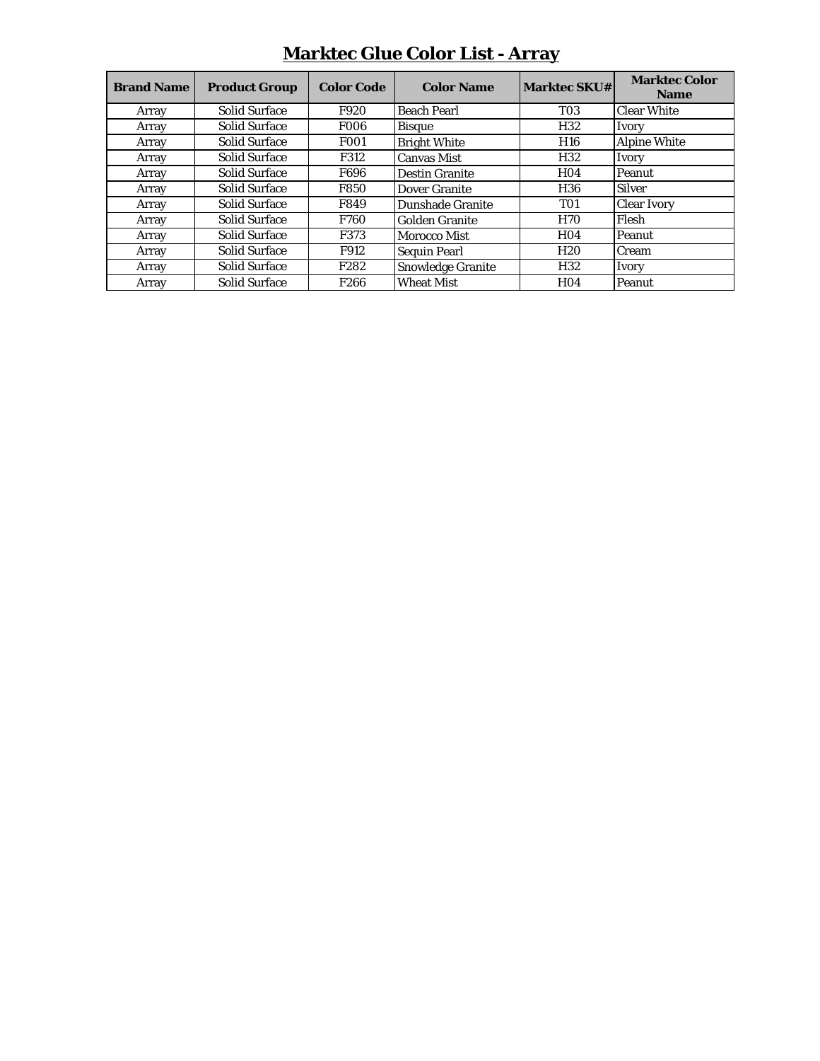# Marktec Glue Color List - Array

| Brand Name | Product Group | Color Code | Color Name | Marktec SKU# | Marktec Color Name |
|---|---|---|---|---|---|
| Array | Solid Surface | F920 | Beach Pearl | T03 | Clear White |
| Array | Solid Surface | F006 | Bisque | H32 | Ivory |
| Array | Solid Surface | F001 | Bright White | H16 | Alpine White |
| Array | Solid Surface | F312 | Canvas Mist | H32 | Ivory |
| Array | Solid Surface | F696 | Destin Granite | H04 | Peanut |
| Array | Solid Surface | F850 | Dover Granite | H36 | Silver |
| Array | Solid Surface | F849 | Dunshade Granite | T01 | Clear Ivory |
| Array | Solid Surface | F760 | Golden Granite | H70 | Flesh |
| Array | Solid Surface | F373 | Morocco Mist | H04 | Peanut |
| Array | Solid Surface | F912 | Sequin Pearl | H20 | Cream |
| Array | Solid Surface | F282 | Snowledge Granite | H32 | Ivory |
| Array | Solid Surface | F266 | Wheat Mist | H04 | Peanut |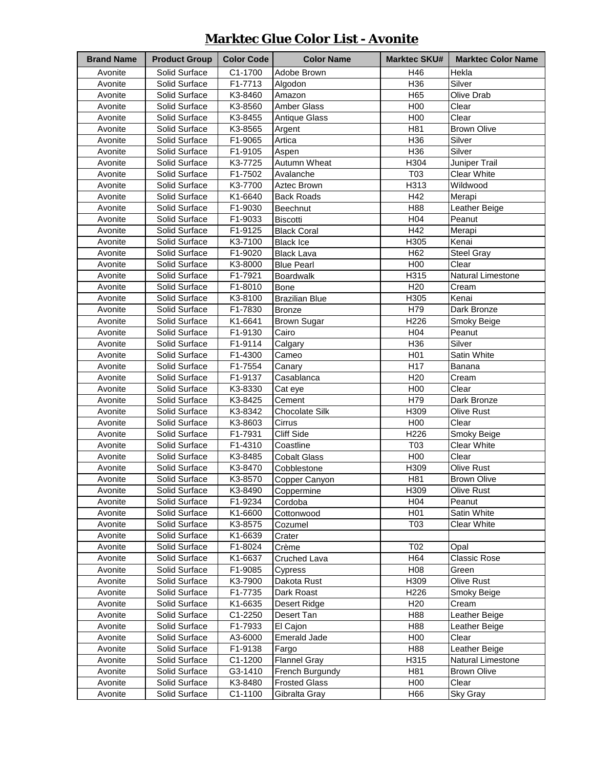# Marktec Glue Color List - Avonite

| Brand Name | Product Group | Color Code | Color Name | Marktec SKU# | Marktec Color Name |
|---|---|---|---|---|---|
| Avonite | Solid Surface | C1-1700 | Adobe Brown | H46 | Hekla |
| Avonite | Solid Surface | F1-7713 | Algodon | H36 | Silver |
| Avonite | Solid Surface | K3-8460 | Amazon | H65 | Olive Drab |
| Avonite | Solid Surface | K3-8560 | Amber Glass | H00 | Clear |
| Avonite | Solid Surface | K3-8455 | Antique Glass | H00 | Clear |
| Avonite | Solid Surface | K3-8565 | Argent | H81 | Brown Olive |
| Avonite | Solid Surface | F1-9065 | Artica | H36 | Silver |
| Avonite | Solid Surface | F1-9105 | Aspen | H36 | Silver |
| Avonite | Solid Surface | K3-7725 | Autumn Wheat | H304 | Juniper Trail |
| Avonite | Solid Surface | F1-7502 | Avalanche | T03 | Clear White |
| Avonite | Solid Surface | K3-7700 | Aztec Brown | H313 | Wildwood |
| Avonite | Solid Surface | K1-6640 | Back Roads | H42 | Merapi |
| Avonite | Solid Surface | F1-9030 | Beechnut | H88 | Leather Beige |
| Avonite | Solid Surface | F1-9033 | Biscotti | H04 | Peanut |
| Avonite | Solid Surface | F1-9125 | Black Coral | H42 | Merapi |
| Avonite | Solid Surface | K3-7100 | Black Ice | H305 | Kenai |
| Avonite | Solid Surface | F1-9020 | Black Lava | H62 | Steel Gray |
| Avonite | Solid Surface | K3-8000 | Blue Pearl | H00 | Clear |
| Avonite | Solid Surface | F1-7921 | Boardwalk | H315 | Natural Limestone |
| Avonite | Solid Surface | F1-8010 | Bone | H20 | Cream |
| Avonite | Solid Surface | K3-8100 | Brazilian Blue | H305 | Kenai |
| Avonite | Solid Surface | F1-7830 | Bronze | H79 | Dark Bronze |
| Avonite | Solid Surface | K1-6641 | Brown Sugar | H226 | Smoky Beige |
| Avonite | Solid Surface | F1-9130 | Cairo | H04 | Peanut |
| Avonite | Solid Surface | F1-9114 | Calgary | H36 | Silver |
| Avonite | Solid Surface | F1-4300 | Cameo | H01 | Satin White |
| Avonite | Solid Surface | F1-7554 | Canary | H17 | Banana |
| Avonite | Solid Surface | F1-9137 | Casablanca | H20 | Cream |
| Avonite | Solid Surface | K3-8330 | Cat eye | H00 | Clear |
| Avonite | Solid Surface | K3-8425 | Cement | H79 | Dark Bronze |
| Avonite | Solid Surface | K3-8342 | Chocolate Silk | H309 | Olive Rust |
| Avonite | Solid Surface | K3-8603 | Cirrus | H00 | Clear |
| Avonite | Solid Surface | F1-7931 | Cliff Side | H226 | Smoky Beige |
| Avonite | Solid Surface | F1-4310 | Coastline | T03 | Clear White |
| Avonite | Solid Surface | K3-8485 | Cobalt Glass | H00 | Clear |
| Avonite | Solid Surface | K3-8470 | Cobblestone | H309 | Olive Rust |
| Avonite | Solid Surface | K3-8570 | Copper Canyon | H81 | Brown Olive |
| Avonite | Solid Surface | K3-8490 | Coppermine | H309 | Olive Rust |
| Avonite | Solid Surface | F1-9234 | Cordoba | H04 | Peanut |
| Avonite | Solid Surface | K1-6600 | Cottonwood | H01 | Satin White |
| Avonite | Solid Surface | K3-8575 | Cozumel | T03 | Clear White |
| Avonite | Solid Surface | K1-6639 | Crater | | |
| Avonite | Solid Surface | F1-8024 | Crème | T02 | Opal |
| Avonite | Solid Surface | K1-6637 | Cruched Lava | H64 | Classic Rose |
| Avonite | Solid Surface | F1-9085 | Cypress | H08 | Green |
| Avonite | Solid Surface | K3-7900 | Dakota Rust | H309 | Olive Rust |
| Avonite | Solid Surface | F1-7735 | Dark Roast | H226 | Smoky Beige |
| Avonite | Solid Surface | K1-6635 | Desert Ridge | H20 | Cream |
| Avonite | Solid Surface | C1-2250 | Desert Tan | H88 | Leather Beige |
| Avonite | Solid Surface | F1-7933 | El Cajon | H88 | Leather Beige |
| Avonite | Solid Surface | A3-6000 | Emerald Jade | H00 | Clear |
| Avonite | Solid Surface | F1-9138 | Fargo | H88 | Leather Beige |
| Avonite | Solid Surface | C1-1200 | Flannel Gray | H315 | Natural Limestone |
| Avonite | Solid Surface | G3-1410 | French Burgundy | H81 | Brown Olive |
| Avonite | Solid Surface | K3-8480 | Frosted Glass | H00 | Clear |
| Avonite | Solid Surface | C1-1100 | Gibralta Gray | H66 | Sky Gray |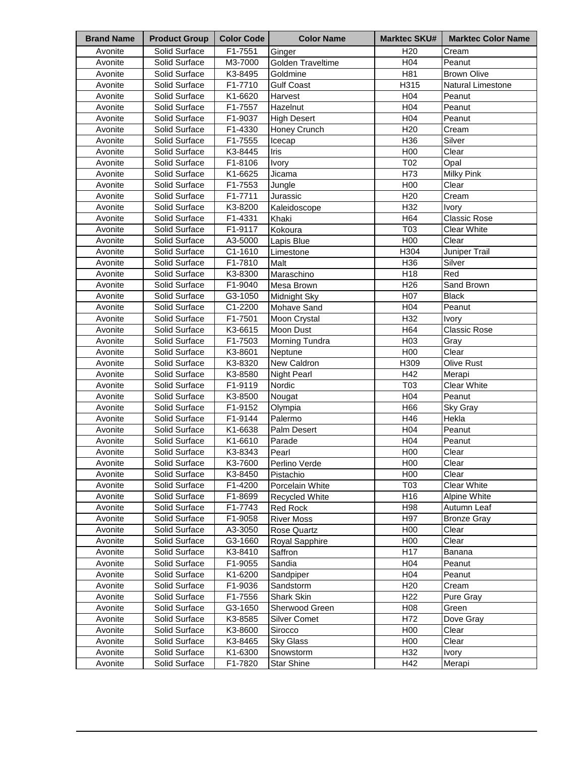| Brand Name | Product Group | Color Code | Color Name | Marktec SKU# | Marktec Color Name |
|---|---|---|---|---|---|
| Avonite | Solid Surface | F1-7551 | Ginger | H20 | Cream |
| Avonite | Solid Surface | M3-7000 | Golden Traveltime | H04 | Peanut |
| Avonite | Solid Surface | K3-8495 | Goldmine | H81 | Brown Olive |
| Avonite | Solid Surface | F1-7710 | Gulf Coast | H315 | Natural Limestone |
| Avonite | Solid Surface | K1-6620 | Harvest | H04 | Peanut |
| Avonite | Solid Surface | F1-7557 | Hazelnut | H04 | Peanut |
| Avonite | Solid Surface | F1-9037 | High Desert | H04 | Peanut |
| Avonite | Solid Surface | F1-4330 | Honey Crunch | H20 | Cream |
| Avonite | Solid Surface | F1-7555 | Icecap | H36 | Silver |
| Avonite | Solid Surface | K3-8445 | Iris | H00 | Clear |
| Avonite | Solid Surface | F1-8106 | Ivory | T02 | Opal |
| Avonite | Solid Surface | K1-6625 | Jicama | H73 | Milky Pink |
| Avonite | Solid Surface | F1-7553 | Jungle | H00 | Clear |
| Avonite | Solid Surface | F1-7711 | Jurassic | H20 | Cream |
| Avonite | Solid Surface | K3-8200 | Kaleidoscope | H32 | Ivory |
| Avonite | Solid Surface | F1-4331 | Khaki | H64 | Classic Rose |
| Avonite | Solid Surface | F1-9117 | Kokoura | T03 | Clear White |
| Avonite | Solid Surface | A3-5000 | Lapis Blue | H00 | Clear |
| Avonite | Solid Surface | C1-1610 | Limestone | H304 | Juniper Trail |
| Avonite | Solid Surface | F1-7810 | Malt | H36 | Silver |
| Avonite | Solid Surface | K3-8300 | Maraschino | H18 | Red |
| Avonite | Solid Surface | F1-9040 | Mesa Brown | H26 | Sand Brown |
| Avonite | Solid Surface | G3-1050 | Midnight Sky | H07 | Black |
| Avonite | Solid Surface | C1-2200 | Mohave Sand | H04 | Peanut |
| Avonite | Solid Surface | F1-7501 | Moon Crystal | H32 | Ivory |
| Avonite | Solid Surface | K3-6615 | Moon Dust | H64 | Classic Rose |
| Avonite | Solid Surface | F1-7503 | Morning Tundra | H03 | Gray |
| Avonite | Solid Surface | K3-8601 | Neptune | H00 | Clear |
| Avonite | Solid Surface | K3-8320 | New Caldron | H309 | Olive Rust |
| Avonite | Solid Surface | K3-8580 | Night Pearl | H42 | Merapi |
| Avonite | Solid Surface | F1-9119 | Nordic | T03 | Clear White |
| Avonite | Solid Surface | K3-8500 | Nougat | H04 | Peanut |
| Avonite | Solid Surface | F1-9152 | Olympia | H66 | Sky Gray |
| Avonite | Solid Surface | F1-9144 | Palermo | H46 | Hekla |
| Avonite | Solid Surface | K1-6638 | Palm Desert | H04 | Peanut |
| Avonite | Solid Surface | K1-6610 | Parade | H04 | Peanut |
| Avonite | Solid Surface | K3-8343 | Pearl | H00 | Clear |
| Avonite | Solid Surface | K3-7600 | Perlino Verde | H00 | Clear |
| Avonite | Solid Surface | K3-8450 | Pistachio | H00 | Clear |
| Avonite | Solid Surface | F1-4200 | Porcelain White | T03 | Clear White |
| Avonite | Solid Surface | F1-8699 | Recycled White | H16 | Alpine White |
| Avonite | Solid Surface | F1-7743 | Red Rock | H98 | Autumn Leaf |
| Avonite | Solid Surface | F1-9058 | River Moss | H97 | Bronze Gray |
| Avonite | Solid Surface | A3-3050 | Rose Quartz | H00 | Clear |
| Avonite | Solid Surface | G3-1660 | Royal Sapphire | H00 | Clear |
| Avonite | Solid Surface | K3-8410 | Saffron | H17 | Banana |
| Avonite | Solid Surface | F1-9055 | Sandia | H04 | Peanut |
| Avonite | Solid Surface | K1-6200 | Sandpiper | H04 | Peanut |
| Avonite | Solid Surface | F1-9036 | Sandstorm | H20 | Cream |
| Avonite | Solid Surface | F1-7556 | Shark Skin | H22 | Pure Gray |
| Avonite | Solid Surface | G3-1650 | Sherwood Green | H08 | Green |
| Avonite | Solid Surface | K3-8585 | Silver Comet | H72 | Dove Gray |
| Avonite | Solid Surface | K3-8600 | Sirocco | H00 | Clear |
| Avonite | Solid Surface | K3-8465 | Sky Glass | H00 | Clear |
| Avonite | Solid Surface | K1-6300 | Snowstorm | H32 | Ivory |
| Avonite | Solid Surface | F1-7820 | Star Shine | H42 | Merapi |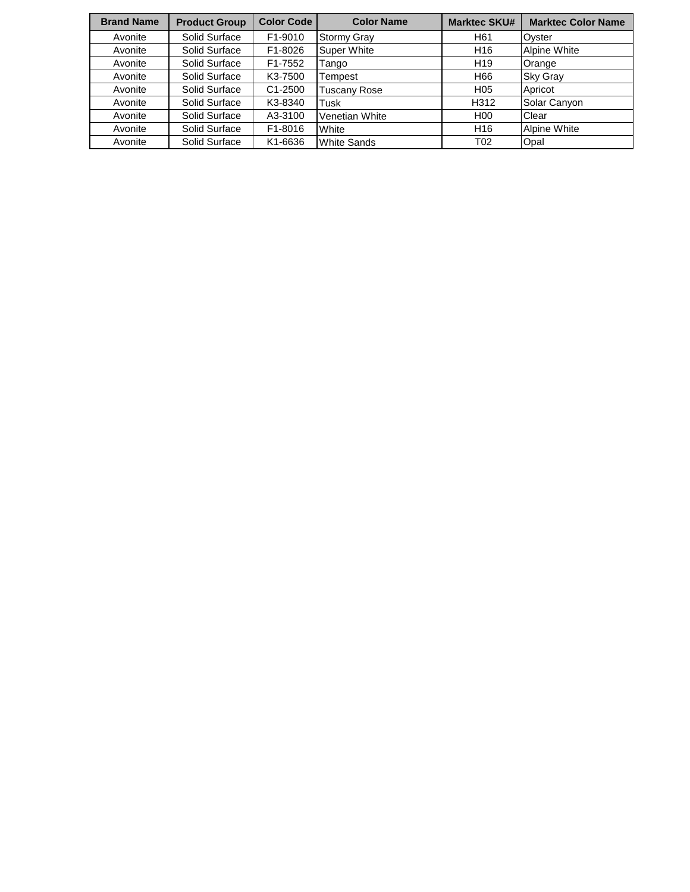| Brand Name | Product Group | Color Code | Color Name | Marktec SKU# | Marktec Color Name |
|---|---|---|---|---|---|
| Avonite | Solid Surface | F1-9010 | Stormy Gray | H61 | Oyster |
| Avonite | Solid Surface | F1-8026 | Super White | H16 | Alpine White |
| Avonite | Solid Surface | F1-7552 | Tango | H19 | Orange |
| Avonite | Solid Surface | K3-7500 | Tempest | H66 | Sky Gray |
| Avonite | Solid Surface | C1-2500 | Tuscany Rose | H05 | Apricot |
| Avonite | Solid Surface | K3-8340 | Tusk | H312 | Solar Canyon |
| Avonite | Solid Surface | A3-3100 | Venetian White | H00 | Clear |
| Avonite | Solid Surface | F1-8016 | White | H16 | Alpine White |
| Avonite | Solid Surface | K1-6636 | White Sands | T02 | Opal |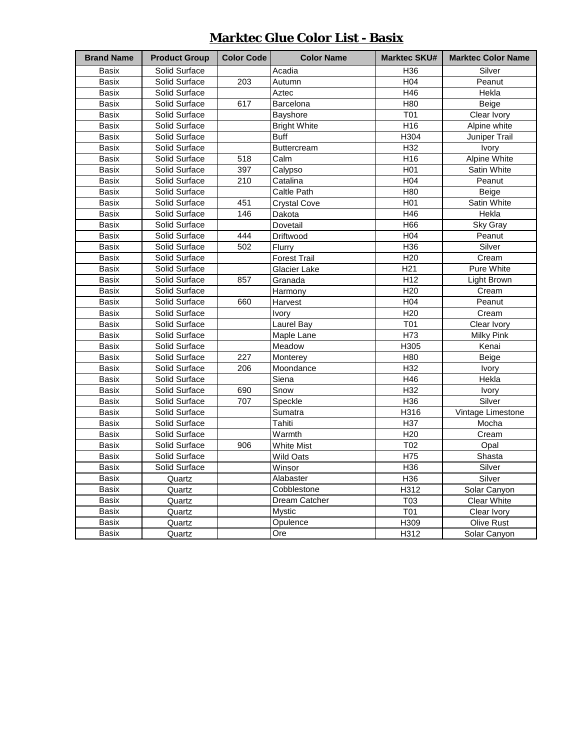# Marktec Glue Color List - Basix

| Brand Name | Product Group | Color Code | Color Name | Marktec SKU# | Marktec Color Name |
|---|---|---|---|---|---|
| Basix | Solid Surface | | Acadia | H36 | Silver |
| Basix | Solid Surface | 203 | Autumn | H04 | Peanut |
| Basix | Solid Surface | | Aztec | H46 | Hekla |
| Basix | Solid Surface | 617 | Barcelona | H80 | Beige |
| Basix | Solid Surface | | Bayshore | T01 | Clear Ivory |
| Basix | Solid Surface | | Bright White | H16 | Alpine white |
| Basix | Solid Surface | | Buff | H304 | Juniper Trail |
| Basix | Solid Surface | | Buttercream | H32 | Ivory |
| Basix | Solid Surface | 518 | Calm | H16 | Alpine White |
| Basix | Solid Surface | 397 | Calypso | H01 | Satin White |
| Basix | Solid Surface | 210 | Catalina | H04 | Peanut |
| Basix | Solid Surface | | Caltle Path | H80 | Beige |
| Basix | Solid Surface | 451 | Crystal Cove | H01 | Satin White |
| Basix | Solid Surface | 146 | Dakota | H46 | Hekla |
| Basix | Solid Surface | | Dovetail | H66 | Sky Gray |
| Basix | Solid Surface | 444 | Driftwood | H04 | Peanut |
| Basix | Solid Surface | 502 | Flurry | H36 | Silver |
| Basix | Solid Surface | | Forest Trail | H20 | Cream |
| Basix | Solid Surface | | Glacier Lake | H21 | Pure White |
| Basix | Solid Surface | 857 | Granada | H12 | Light Brown |
| Basix | Solid Surface | | Harmony | H20 | Cream |
| Basix | Solid Surface | 660 | Harvest | H04 | Peanut |
| Basix | Solid Surface | | Ivory | H20 | Cream |
| Basix | Solid Surface | | Laurel Bay | T01 | Clear Ivory |
| Basix | Solid Surface | | Maple Lane | H73 | Milky Pink |
| Basix | Solid Surface | | Meadow | H305 | Kenai |
| Basix | Solid Surface | 227 | Monterey | H80 | Beige |
| Basix | Solid Surface | 206 | Moondance | H32 | Ivory |
| Basix | Solid Surface | | Siena | H46 | Hekla |
| Basix | Solid Surface | 690 | Snow | H32 | Ivory |
| Basix | Solid Surface | 707 | Speckle | H36 | Silver |
| Basix | Solid Surface | | Sumatra | H316 | Vintage Limestone |
| Basix | Solid Surface | | Tahiti | H37 | Mocha |
| Basix | Solid Surface | | Warmth | H20 | Cream |
| Basix | Solid Surface | 906 | White Mist | T02 | Opal |
| Basix | Solid Surface | | Wild Oats | H75 | Shasta |
| Basix | Solid Surface | | Winsor | H36 | Silver |
| Basix | Quartz | | Alabaster | H36 | Silver |
| Basix | Quartz | | Cobblestone | H312 | Solar Canyon |
| Basix | Quartz | | Dream Catcher | T03 | Clear White |
| Basix | Quartz | | Mystic | T01 | Clear Ivory |
| Basix | Quartz | | Opulence | H309 | Olive Rust |
| Basix | Quartz | | Ore | H312 | Solar Canyon |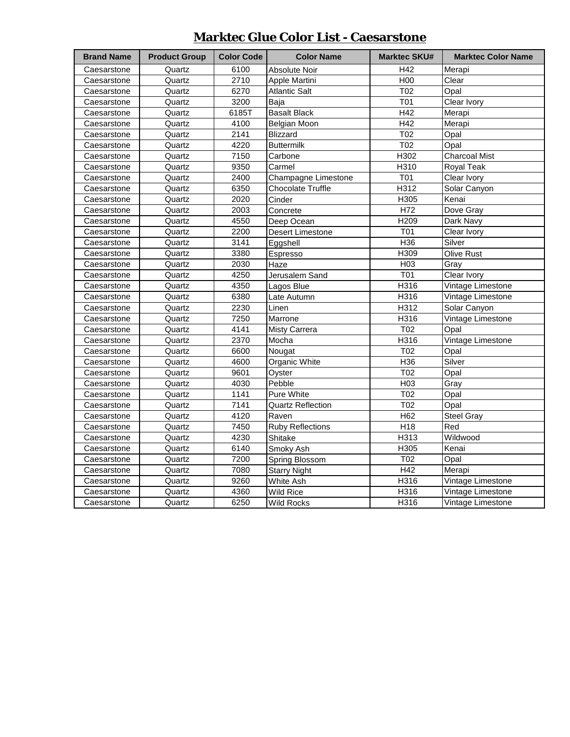# Marktec Glue Color List - Caesarstone

| Brand Name | Product Group | Color Code | Color Name | Marktec SKU# | Marktec Color Name |
|---|---|---|---|---|---|
| Caesarstone | Quartz | 6100 | Absolute Noir | H42 | Merapi |
| Caesarstone | Quartz | 2710 | Apple Martini | H00 | Clear |
| Caesarstone | Quartz | 6270 | Atlantic Salt | T02 | Opal |
| Caesarstone | Quartz | 3200 | Baja | T01 | Clear Ivory |
| Caesarstone | Quartz | 6185T | Basalt Black | H42 | Merapi |
| Caesarstone | Quartz | 4100 | Belgian Moon | H42 | Merapi |
| Caesarstone | Quartz | 2141 | Blizzard | T02 | Opal |
| Caesarstone | Quartz | 4220 | Buttermilk | T02 | Opal |
| Caesarstone | Quartz | 7150 | Carbone | H302 | Charcoal Mist |
| Caesarstone | Quartz | 9350 | Carmel | H310 | Royal Teak |
| Caesarstone | Quartz | 2400 | Champagne Limestone | T01 | Clear Ivory |
| Caesarstone | Quartz | 6350 | Chocolate Truffle | H312 | Solar Canyon |
| Caesarstone | Quartz | 2020 | Cinder | H305 | Kenai |
| Caesarstone | Quartz | 2003 | Concrete | H72 | Dove Gray |
| Caesarstone | Quartz | 4550 | Deep Ocean | H209 | Dark Navy |
| Caesarstone | Quartz | 2200 | Desert Limestone | T01 | Clear Ivory |
| Caesarstone | Quartz | 3141 | Eggshell | H36 | Silver |
| Caesarstone | Quartz | 3380 | Espresso | H309 | Olive Rust |
| Caesarstone | Quartz | 2030 | Haze | H03 | Gray |
| Caesarstone | Quartz | 4250 | Jerusalem Sand | T01 | Clear Ivory |
| Caesarstone | Quartz | 4350 | Lagos Blue | H316 | Vintage Limestone |
| Caesarstone | Quartz | 6380 | Late Autumn | H316 | Vintage Limestone |
| Caesarstone | Quartz | 2230 | Linen | H312 | Solar Canyon |
| Caesarstone | Quartz | 7250 | Marrone | H316 | Vintage Limestone |
| Caesarstone | Quartz | 4141 | Misty Carrera | T02 | Opal |
| Caesarstone | Quartz | 2370 | Mocha | H316 | Vintage Limestone |
| Caesarstone | Quartz | 6600 | Nougat | T02 | Opal |
| Caesarstone | Quartz | 4600 | Organic White | H36 | Silver |
| Caesarstone | Quartz | 9601 | Oyster | T02 | Opal |
| Caesarstone | Quartz | 4030 | Pebble | H03 | Gray |
| Caesarstone | Quartz | 1141 | Pure White | T02 | Opal |
| Caesarstone | Quartz | 7141 | Quartz Reflection | T02 | Opal |
| Caesarstone | Quartz | 4120 | Raven | H62 | Steel Gray |
| Caesarstone | Quartz | 7450 | Ruby Reflections | H18 | Red |
| Caesarstone | Quartz | 4230 | Shitake | H313 | Wildwood |
| Caesarstone | Quartz | 6140 | Smoky Ash | H305 | Kenai |
| Caesarstone | Quartz | 7200 | Spring Blossom | T02 | Opal |
| Caesarstone | Quartz | 7080 | Starry Night | H42 | Merapi |
| Caesarstone | Quartz | 9260 | White Ash | H316 | Vintage Limestone |
| Caesarstone | Quartz | 4360 | Wild Rice | H316 | Vintage Limestone |
| Caesarstone | Quartz | 6250 | Wild Rocks | H316 | Vintage Limestone |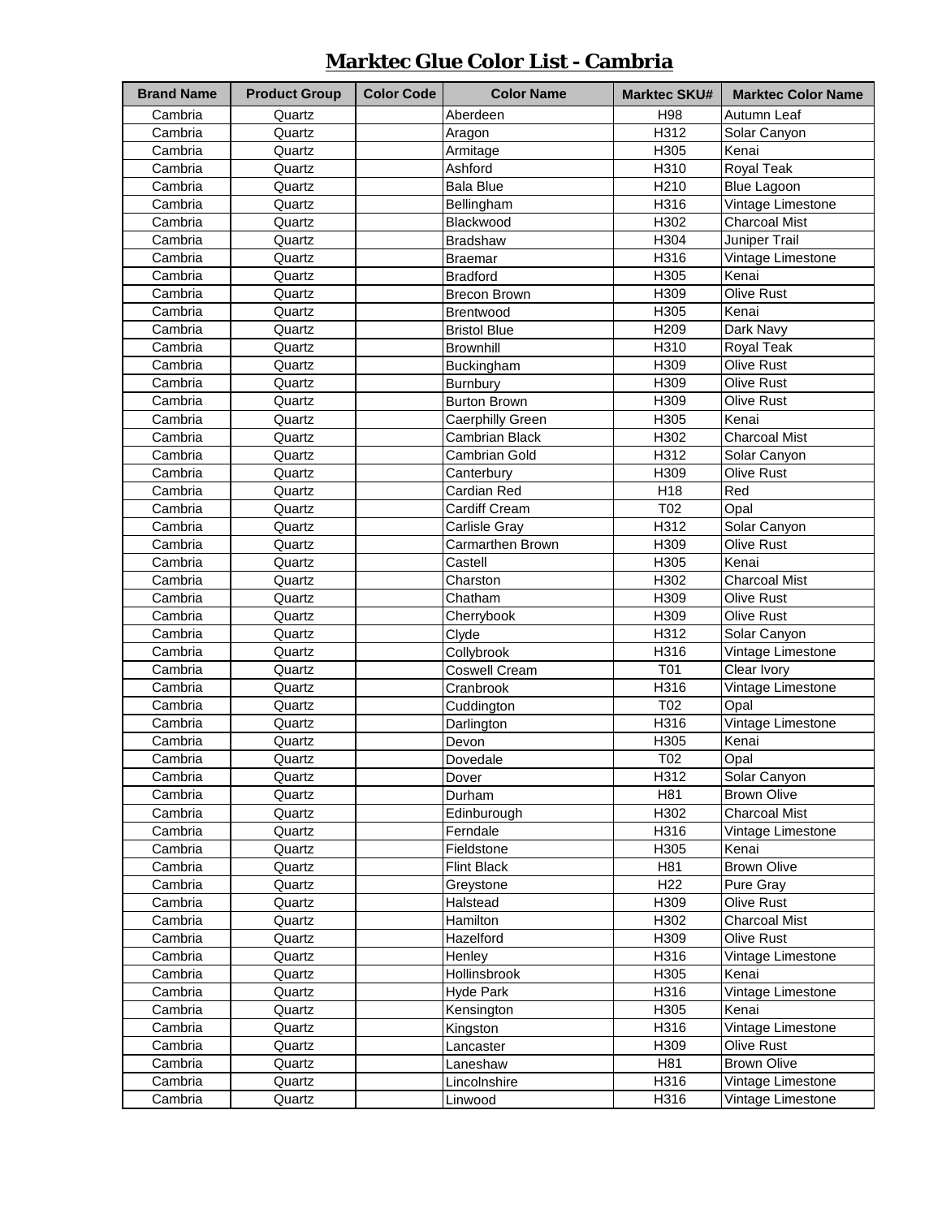# Marktec Glue Color List - Cambria

| Brand Name | Product Group | Color Code | Color Name | Marktec SKU# | Marktec Color Name |
|---|---|---|---|---|---|
| Cambria | Quartz | | Aberdeen | H98 | Autumn Leaf |
| Cambria | Quartz | | Aragon | H312 | Solar Canyon |
| Cambria | Quartz | | Armitage | H305 | Kenai |
| Cambria | Quartz | | Ashford | H310 | Royal Teak |
| Cambria | Quartz | | Bala Blue | H210 | Blue Lagoon |
| Cambria | Quartz | | Bellingham | H316 | Vintage Limestone |
| Cambria | Quartz | | Blackwood | H302 | Charcoal Mist |
| Cambria | Quartz | | Bradshaw | H304 | Juniper Trail |
| Cambria | Quartz | | Braemar | H316 | Vintage Limestone |
| Cambria | Quartz | | Bradford | H305 | Kenai |
| Cambria | Quartz | | Brecon Brown | H309 | Olive Rust |
| Cambria | Quartz | | Brentwood | H305 | Kenai |
| Cambria | Quartz | | Bristol Blue | H209 | Dark Navy |
| Cambria | Quartz | | Brownhill | H310 | Royal Teak |
| Cambria | Quartz | | Buckingham | H309 | Olive Rust |
| Cambria | Quartz | | Burnbury | H309 | Olive Rust |
| Cambria | Quartz | | Burton Brown | H309 | Olive Rust |
| Cambria | Quartz | | Caerphilly Green | H305 | Kenai |
| Cambria | Quartz | | Cambrian Black | H302 | Charcoal Mist |
| Cambria | Quartz | | Cambrian Gold | H312 | Solar Canyon |
| Cambria | Quartz | | Canterbury | H309 | Olive Rust |
| Cambria | Quartz | | Cardian Red | H18 | Red |
| Cambria | Quartz | | Cardiff Cream | T02 | Opal |
| Cambria | Quartz | | Carlisle Gray | H312 | Solar Canyon |
| Cambria | Quartz | | Carmarthen Brown | H309 | Olive Rust |
| Cambria | Quartz | | Castell | H305 | Kenai |
| Cambria | Quartz | | Charston | H302 | Charcoal Mist |
| Cambria | Quartz | | Chatham | H309 | Olive Rust |
| Cambria | Quartz | | Cherrybook | H309 | Olive Rust |
| Cambria | Quartz | | Clyde | H312 | Solar Canyon |
| Cambria | Quartz | | Collybrook | H316 | Vintage Limestone |
| Cambria | Quartz | | Coswell Cream | T01 | Clear Ivory |
| Cambria | Quartz | | Cranbrook | H316 | Vintage Limestone |
| Cambria | Quartz | | Cuddington | T02 | Opal |
| Cambria | Quartz | | Darlington | H316 | Vintage Limestone |
| Cambria | Quartz | | Devon | H305 | Kenai |
| Cambria | Quartz | | Dovedale | T02 | Opal |
| Cambria | Quartz | | Dover | H312 | Solar Canyon |
| Cambria | Quartz | | Durham | H81 | Brown Olive |
| Cambria | Quartz | | Edinbourough | H302 | Charcoal Mist |
| Cambria | Quartz | | Ferndale | H316 | Vintage Limestone |
| Cambria | Quartz | | Fieldstone | H305 | Kenai |
| Cambria | Quartz | | Flint Black | H81 | Brown Olive |
| Cambria | Quartz | | Greystone | H22 | Pure Gray |
| Cambria | Quartz | | Halstead | H309 | Olive Rust |
| Cambria | Quartz | | Hamilton | H302 | Charcoal Mist |
| Cambria | Quartz | | Hazelford | H309 | Olive Rust |
| Cambria | Quartz | | Henley | H316 | Vintage Limestone |
| Cambria | Quartz | | Hollinsbrook | H305 | Kenai |
| Cambria | Quartz | | Hyde Park | H316 | Vintage Limestone |
| Cambria | Quartz | | Kensington | H305 | Kenai |
| Cambria | Quartz | | Kingston | H316 | Vintage Limestone |
| Cambria | Quartz | | Lancaster | H309 | Olive Rust |
| Cambria | Quartz | | Laneshaw | H81 | Brown Olive |
| Cambria | Quartz | | Lincolnshire | H316 | Vintage Limestone |
| Cambria | Quartz | | Linwood | H316 | Vintage Limestone |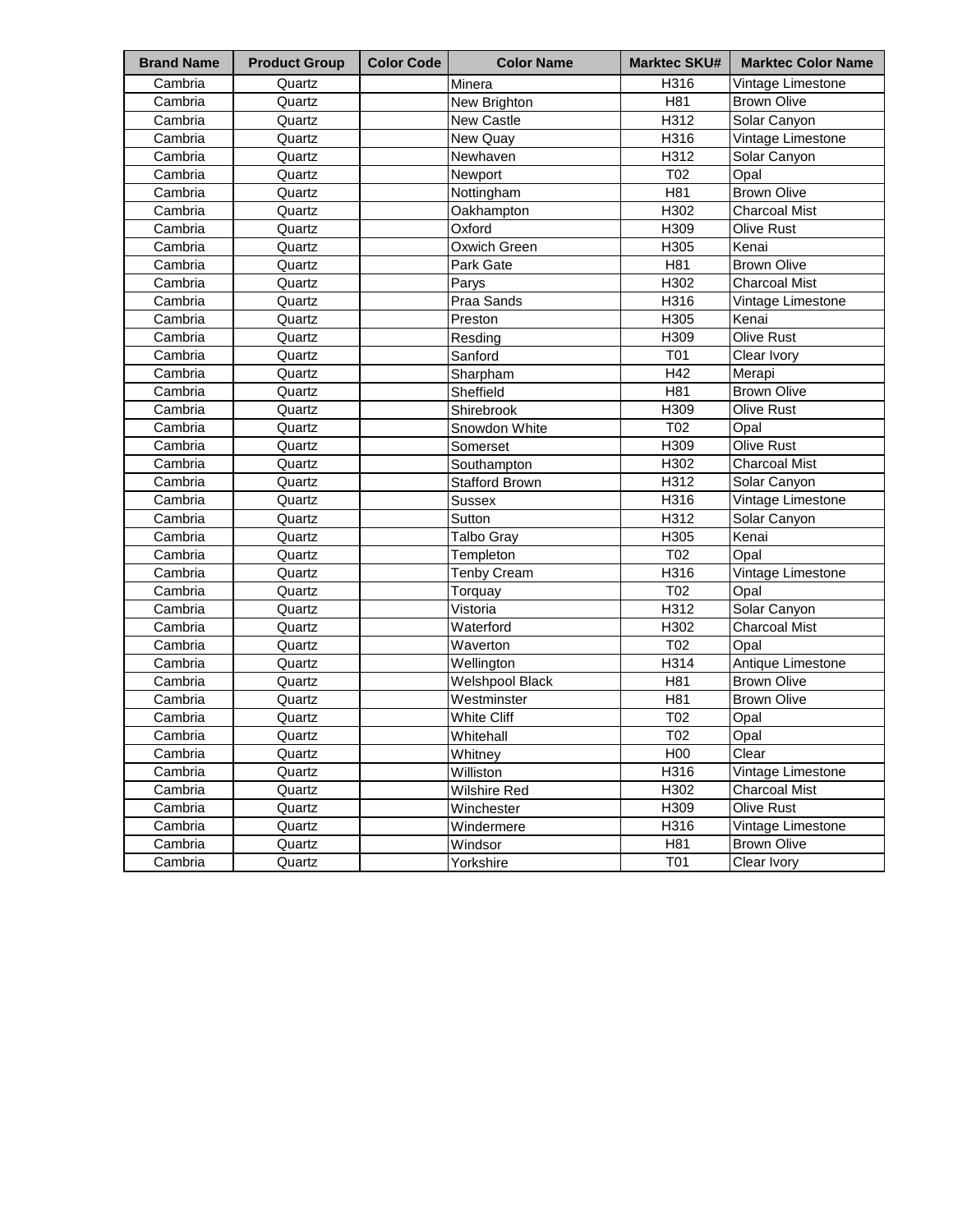| Brand Name | Product Group | Color Code | Color Name | Marktec SKU# | Marktec Color Name |
|---|---|---|---|---|---|
| Cambria | Quartz | | Minera | H316 | Vintage Limestone |
| Cambria | Quartz | | New Brighton | H81 | Brown Olive |
| Cambria | Quartz | | New Castle | H312 | Solar Canyon |
| Cambria | Quartz | | New Quay | H316 | Vintage Limestone |
| Cambria | Quartz | | Newhaven | H312 | Solar Canyon |
| Cambria | Quartz | | Newport | T02 | Opal |
| Cambria | Quartz | | Nottingham | H81 | Brown Olive |
| Cambria | Quartz | | Oakhampton | H302 | Charcoal Mist |
| Cambria | Quartz | | Oxford | H309 | Olive Rust |
| Cambria | Quartz | | Oxwich Green | H305 | Kenai |
| Cambria | Quartz | | Park Gate | H81 | Brown Olive |
| Cambria | Quartz | | Parys | H302 | Charcoal Mist |
| Cambria | Quartz | | Praa Sands | H316 | Vintage Limestone |
| Cambria | Quartz | | Preston | H305 | Kenai |
| Cambria | Quartz | | Resding | H309 | Olive Rust |
| Cambria | Quartz | | Sanford | T01 | Clear Ivory |
| Cambria | Quartz | | Sharpham | H42 | Merapi |
| Cambria | Quartz | | Sheffield | H81 | Brown Olive |
| Cambria | Quartz | | Shirebrook | H309 | Olive Rust |
| Cambria | Quartz | | Snowdon White | T02 | Opal |
| Cambria | Quartz | | Somerset | H309 | Olive Rust |
| Cambria | Quartz | | Southampton | H302 | Charcoal Mist |
| Cambria | Quartz | | Stafford Brown | H312 | Solar Canyon |
| Cambria | Quartz | | Sussex | H316 | Vintage Limestone |
| Cambria | Quartz | | Sutton | H312 | Solar Canyon |
| Cambria | Quartz | | Talbo Gray | H305 | Kenai |
| Cambria | Quartz | | Templeton | T02 | Opal |
| Cambria | Quartz | | Tenby Cream | H316 | Vintage Limestone |
| Cambria | Quartz | | Torquay | T02 | Opal |
| Cambria | Quartz | | Vistoria | H312 | Solar Canyon |
| Cambria | Quartz | | Waterford | H302 | Charcoal Mist |
| Cambria | Quartz | | Waverton | T02 | Opal |
| Cambria | Quartz | | Wellington | H314 | Antique Limestone |
| Cambria | Quartz | | Welshpool Black | H81 | Brown Olive |
| Cambria | Quartz | | Westminster | H81 | Brown Olive |
| Cambria | Quartz | | White Cliff | T02 | Opal |
| Cambria | Quartz | | Whitehall | T02 | Opal |
| Cambria | Quartz | | Whitney | H00 | Clear |
| Cambria | Quartz | | Williston | H316 | Vintage Limestone |
| Cambria | Quartz | | Wilshire Red | H302 | Charcoal Mist |
| Cambria | Quartz | | Winchester | H309 | Olive Rust |
| Cambria | Quartz | | Windermere | H316 | Vintage Limestone |
| Cambria | Quartz | | Windsor | H81 | Brown Olive |
| Cambria | Quartz | | Yorkshire | T01 | Clear Ivory |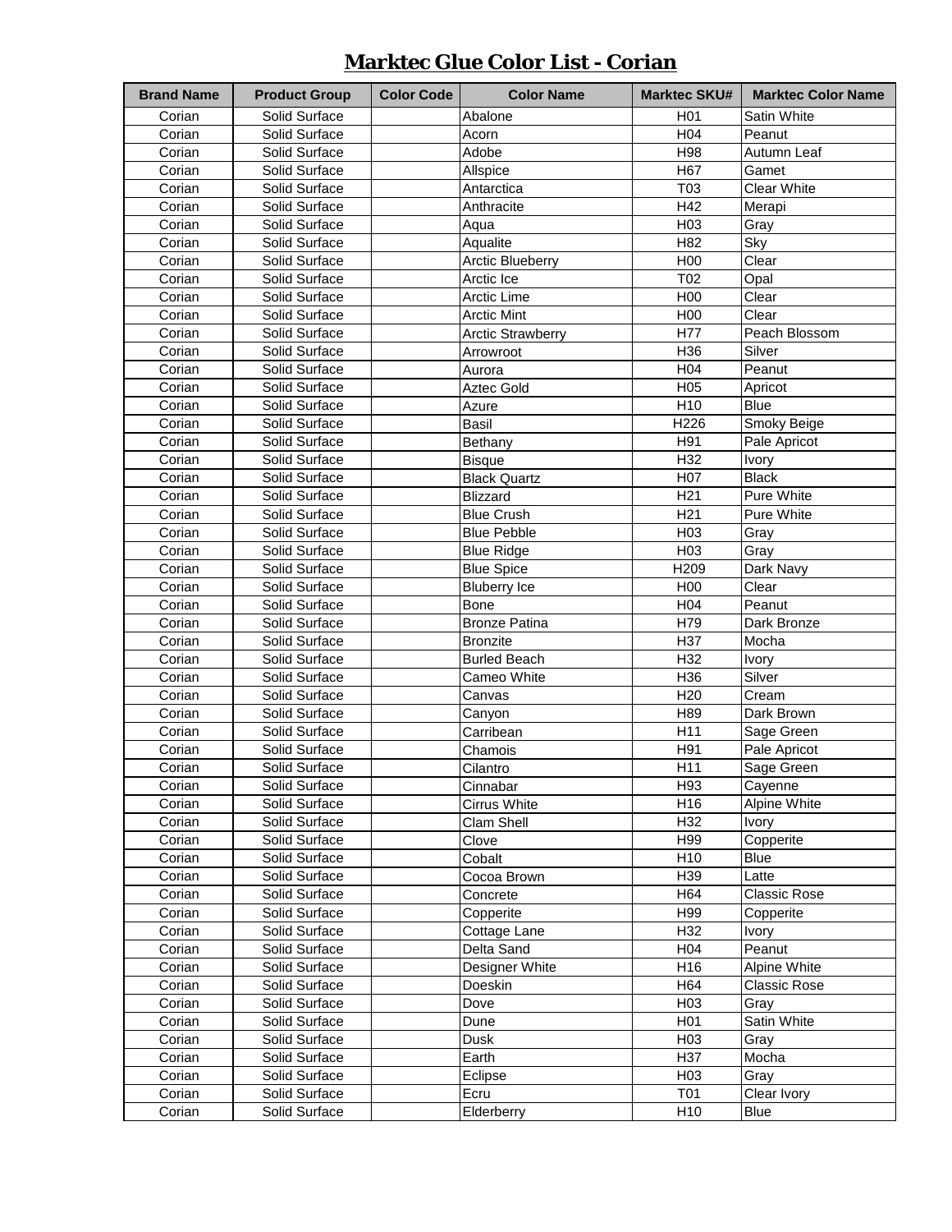# Marktec Glue Color List - Corian

| Brand Name | Product Group | Color Code | Color Name | Marktec SKU# | Marktec Color Name |
|---|---|---|---|---|---|
| Corian | Solid Surface | | Abalone | H01 | Satin White |
| Corian | Solid Surface | | Acorn | H04 | Peanut |
| Corian | Solid Surface | | Adobe | H98 | Autumn Leaf |
| Corian | Solid Surface | | Allspice | H67 | Gamet |
| Corian | Solid Surface | | Antarctica | T03 | Clear White |
| Corian | Solid Surface | | Anthracite | H42 | Merapi |
| Corian | Solid Surface | | Aqua | H03 | Gray |
| Corian | Solid Surface | | Aqualite | H82 | Sky |
| Corian | Solid Surface | | Arctic Blueberry | H00 | Clear |
| Corian | Solid Surface | | Arctic Ice | T02 | Opal |
| Corian | Solid Surface | | Arctic Lime | H00 | Clear |
| Corian | Solid Surface | | Arctic Mint | H00 | Clear |
| Corian | Solid Surface | | Arctic Strawberry | H77 | Peach Blossom |
| Corian | Solid Surface | | Arrowroot | H36 | Silver |
| Corian | Solid Surface | | Aurora | H04 | Peanut |
| Corian | Solid Surface | | Aztec Gold | H05 | Apricot |
| Corian | Solid Surface | | Azure | H10 | Blue |
| Corian | Solid Surface | | Basil | H226 | Smoky Beige |
| Corian | Solid Surface | | Bethany | H91 | Pale Apricot |
| Corian | Solid Surface | | Bisque | H32 | Ivory |
| Corian | Solid Surface | | Black Quartz | H07 | Black |
| Corian | Solid Surface | | Blizzard | H21 | Pure White |
| Corian | Solid Surface | | Blue Crush | H21 | Pure White |
| Corian | Solid Surface | | Blue Pebble | H03 | Gray |
| Corian | Solid Surface | | Blue Ridge | H03 | Gray |
| Corian | Solid Surface | | Blue Spice | H209 | Dark Navy |
| Corian | Solid Surface | | Bluberry Ice | H00 | Clear |
| Corian | Solid Surface | | Bone | H04 | Peanut |
| Corian | Solid Surface | | Bronze Patina | H79 | Dark Bronze |
| Corian | Solid Surface | | Bronzite | H37 | Mocha |
| Corian | Solid Surface | | Burled Beach | H32 | Ivory |
| Corian | Solid Surface | | Cameo White | H36 | Silver |
| Corian | Solid Surface | | Canvas | H20 | Cream |
| Corian | Solid Surface | | Canyon | H89 | Dark Brown |
| Corian | Solid Surface | | Carribean | H11 | Sage Green |
| Corian | Solid Surface | | Chamois | H91 | Pale Apricot |
| Corian | Solid Surface | | Cilantro | H11 | Sage Green |
| Corian | Solid Surface | | Cinnabar | H93 | Cayenne |
| Corian | Solid Surface | | Cirrus White | H16 | Alpine White |
| Corian | Solid Surface | | Clam Shell | H32 | Ivory |
| Corian | Solid Surface | | Clove | H99 | Copperite |
| Corian | Solid Surface | | Cobalt | H10 | Blue |
| Corian | Solid Surface | | Cocoa Brown | H39 | Latte |
| Corian | Solid Surface | | Concrete | H64 | Classic Rose |
| Corian | Solid Surface | | Copperite | H99 | Copperite |
| Corian | Solid Surface | | Cottage Lane | H32 | Ivory |
| Corian | Solid Surface | | Delta Sand | H04 | Peanut |
| Corian | Solid Surface | | Designer White | H16 | Alpine White |
| Corian | Solid Surface | | Doeskin | H64 | Classic Rose |
| Corian | Solid Surface | | Dove | H03 | Gray |
| Corian | Solid Surface | | Dune | H01 | Satin White |
| Corian | Solid Surface | | Dusk | H03 | Gray |
| Corian | Solid Surface | | Earth | H37 | Mocha |
| Corian | Solid Surface | | Eclipse | H03 | Gray |
| Corian | Solid Surface | | Ecru | T01 | Clear Ivory |
| Corian | Solid Surface | | Elderberry | H10 | Blue |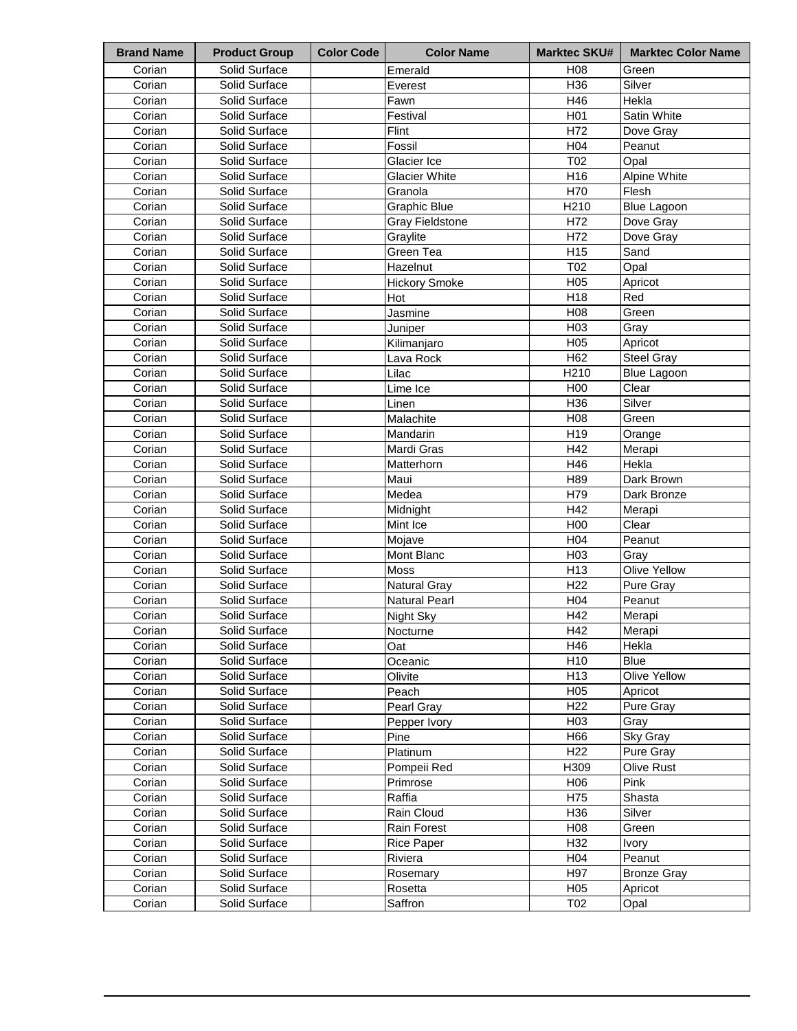| Brand Name | Product Group | Color Code | Color Name | Marktec SKU# | Marktec Color Name |
|---|---|---|---|---|---|
| Corian | Solid Surface | | Emerald | H08 | Green |
| Corian | Solid Surface | | Everest | H36 | Silver |
| Corian | Solid Surface | | Fawn | H46 | Hekla |
| Corian | Solid Surface | | Festival | H01 | Satin White |
| Corian | Solid Surface | | Flint | H72 | Dove Gray |
| Corian | Solid Surface | | Fossil | H04 | Peanut |
| Corian | Solid Surface | | Glacier Ice | T02 | Opal |
| Corian | Solid Surface | | Glacier White | H16 | Alpine White |
| Corian | Solid Surface | | Granola | H70 | Flesh |
| Corian | Solid Surface | | Graphic Blue | H210 | Blue Lagoon |
| Corian | Solid Surface | | Gray Fieldstone | H72 | Dove Gray |
| Corian | Solid Surface | | Graylite | H72 | Dove Gray |
| Corian | Solid Surface | | Green Tea | H15 | Sand |
| Corian | Solid Surface | | Hazelnut | T02 | Opal |
| Corian | Solid Surface | | Hickory Smoke | H05 | Apricot |
| Corian | Solid Surface | | Hot | H18 | Red |
| Corian | Solid Surface | | Jasmine | H08 | Green |
| Corian | Solid Surface | | Juniper | H03 | Gray |
| Corian | Solid Surface | | Kilimanjaro | H05 | Apricot |
| Corian | Solid Surface | | Lava Rock | H62 | Steel Gray |
| Corian | Solid Surface | | Lilac | H210 | Blue Lagoon |
| Corian | Solid Surface | | Lime Ice | H00 | Clear |
| Corian | Solid Surface | | Linen | H36 | Silver |
| Corian | Solid Surface | | Malachite | H08 | Green |
| Corian | Solid Surface | | Mandarin | H19 | Orange |
| Corian | Solid Surface | | Mardi Gras | H42 | Merapi |
| Corian | Solid Surface | | Matterhorn | H46 | Hekla |
| Corian | Solid Surface | | Maui | H89 | Dark Brown |
| Corian | Solid Surface | | Medea | H79 | Dark Bronze |
| Corian | Solid Surface | | Midnight | H42 | Merapi |
| Corian | Solid Surface | | Mint Ice | H00 | Clear |
| Corian | Solid Surface | | Mojave | H04 | Peanut |
| Corian | Solid Surface | | Mont Blanc | H03 | Gray |
| Corian | Solid Surface | | Moss | H13 | Olive Yellow |
| Corian | Solid Surface | | Natural Gray | H22 | Pure Gray |
| Corian | Solid Surface | | Natural Pearl | H04 | Peanut |
| Corian | Solid Surface | | Night Sky | H42 | Merapi |
| Corian | Solid Surface | | Nocturne | H42 | Merapi |
| Corian | Solid Surface | | Oat | H46 | Hekla |
| Corian | Solid Surface | | Oceanic | H10 | Blue |
| Corian | Solid Surface | | Olivite | H13 | Olive Yellow |
| Corian | Solid Surface | | Peach | H05 | Apricot |
| Corian | Solid Surface | | Pearl Gray | H22 | Pure Gray |
| Corian | Solid Surface | | Pepper Ivory | H03 | Gray |
| Corian | Solid Surface | | Pine | H66 | Sky Gray |
| Corian | Solid Surface | | Platinum | H22 | Pure Gray |
| Corian | Solid Surface | | Pompeii Red | H309 | Olive Rust |
| Corian | Solid Surface | | Primrose | H06 | Pink |
| Corian | Solid Surface | | Raffia | H75 | Shasta |
| Corian | Solid Surface | | Rain Cloud | H36 | Silver |
| Corian | Solid Surface | | Rain Forest | H08 | Green |
| Corian | Solid Surface | | Rice Paper | H32 | Ivory |
| Corian | Solid Surface | | Riviera | H04 | Peanut |
| Corian | Solid Surface | | Rosemary | H97 | Bronze Gray |
| Corian | Solid Surface | | Rosetta | H05 | Apricot |
| Corian | Solid Surface | | Saffron | T02 | Opal |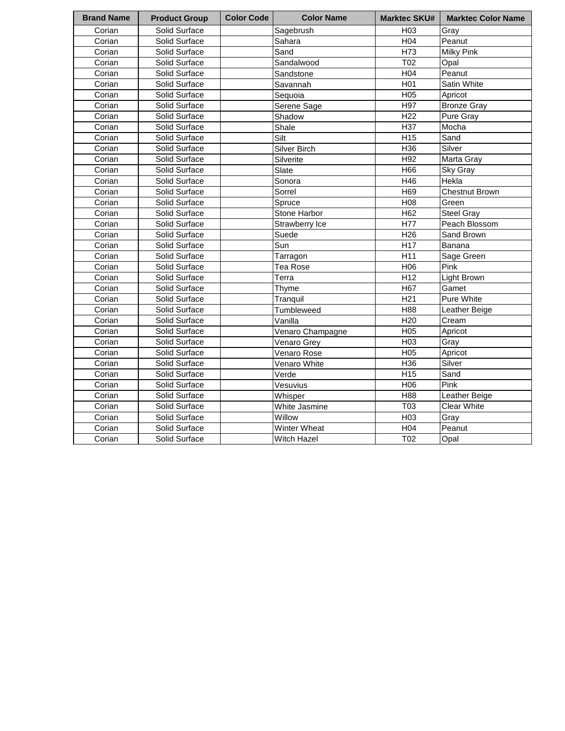| Brand Name | Product Group | Color Code | Color Name | Marktec SKU# | Marktec Color Name |
|---|---|---|---|---|---|
| Corian | Solid Surface | | Sagebrush | H03 | Gray |
| Corian | Solid Surface | | Sahara | H04 | Peanut |
| Corian | Solid Surface | | Sand | H73 | Milky Pink |
| Corian | Solid Surface | | Sandalwood | T02 | Opal |
| Corian | Solid Surface | | Sandstone | H04 | Peanut |
| Corian | Solid Surface | | Savannah | H01 | Satin White |
| Corian | Solid Surface | | Sequoia | H05 | Apricot |
| Corian | Solid Surface | | Serene Sage | H97 | Bronze Gray |
| Corian | Solid Surface | | Shadow | H22 | Pure Gray |
| Corian | Solid Surface | | Shale | H37 | Mocha |
| Corian | Solid Surface | | Silt | H15 | Sand |
| Corian | Solid Surface | | Silver Birch | H36 | Silver |
| Corian | Solid Surface | | Silverite | H92 | Marta Gray |
| Corian | Solid Surface | | Slate | H66 | Sky Gray |
| Corian | Solid Surface | | Sonora | H46 | Hekla |
| Corian | Solid Surface | | Sorrel | H69 | Chestnut Brown |
| Corian | Solid Surface | | Spruce | H08 | Green |
| Corian | Solid Surface | | Stone Harbor | H62 | Steel Gray |
| Corian | Solid Surface | | Strawberry Ice | H77 | Peach Blossom |
| Corian | Solid Surface | | Suede | H26 | Sand Brown |
| Corian | Solid Surface | | Sun | H17 | Banana |
| Corian | Solid Surface | | Tarragon | H11 | Sage Green |
| Corian | Solid Surface | | Tea Rose | H06 | Pink |
| Corian | Solid Surface | | Terra | H12 | Light Brown |
| Corian | Solid Surface | | Thyme | H67 | Gamet |
| Corian | Solid Surface | | Tranquil | H21 | Pure White |
| Corian | Solid Surface | | Tumbleweed | H88 | Leather Beige |
| Corian | Solid Surface | | Vanilla | H20 | Cream |
| Corian | Solid Surface | | Venaro Champagne | H05 | Apricot |
| Corian | Solid Surface | | Venaro Grey | H03 | Gray |
| Corian | Solid Surface | | Venaro Rose | H05 | Apricot |
| Corian | Solid Surface | | Venaro White | H36 | Silver |
| Corian | Solid Surface | | Verde | H15 | Sand |
| Corian | Solid Surface | | Vesuvius | H06 | Pink |
| Corian | Solid Surface | | Whisper | H88 | Leather Beige |
| Corian | Solid Surface | | White Jasmine | T03 | Clear White |
| Corian | Solid Surface | | Willow | H03 | Gray |
| Corian | Solid Surface | | Winter Wheat | H04 | Peanut |
| Corian | Solid Surface | | Witch Hazel | T02 | Opal |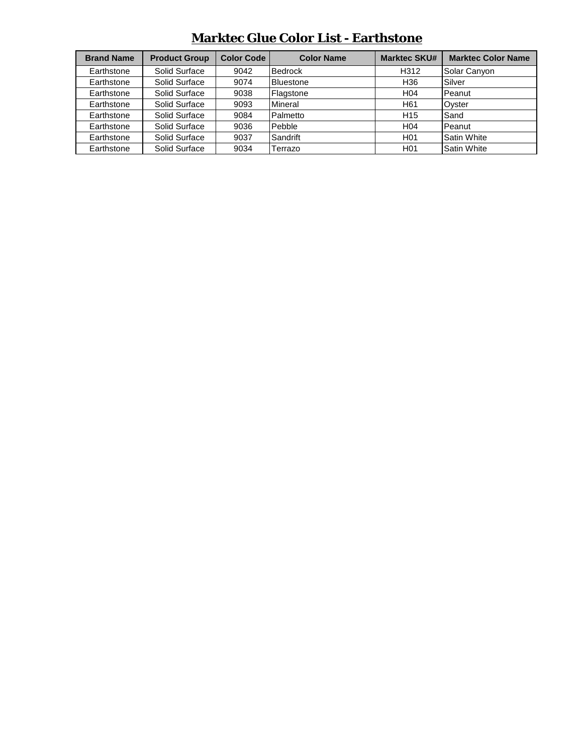# Marktec Glue Color List - Earthstone

| Brand Name | Product Group | Color Code | Color Name | Marktec SKU# | Marktec Color Name |
|---|---|---|---|---|---|
| Earthstone | Solid Surface | 9042 | Bedrock | H312 | Solar Canyon |
| Earthstone | Solid Surface | 9074 | Bluestone | H36 | Silver |
| Earthstone | Solid Surface | 9038 | Flagstone | H04 | Peanut |
| Earthstone | Solid Surface | 9093 | Mineral | H61 | Oyster |
| Earthstone | Solid Surface | 9084 | Palmetto | H15 | Sand |
| Earthstone | Solid Surface | 9036 | Pebble | H04 | Peanut |
| Earthstone | Solid Surface | 9037 | Sandrift | H01 | Satin White |
| Earthstone | Solid Surface | 9034 | Terrazo | H01 | Satin White |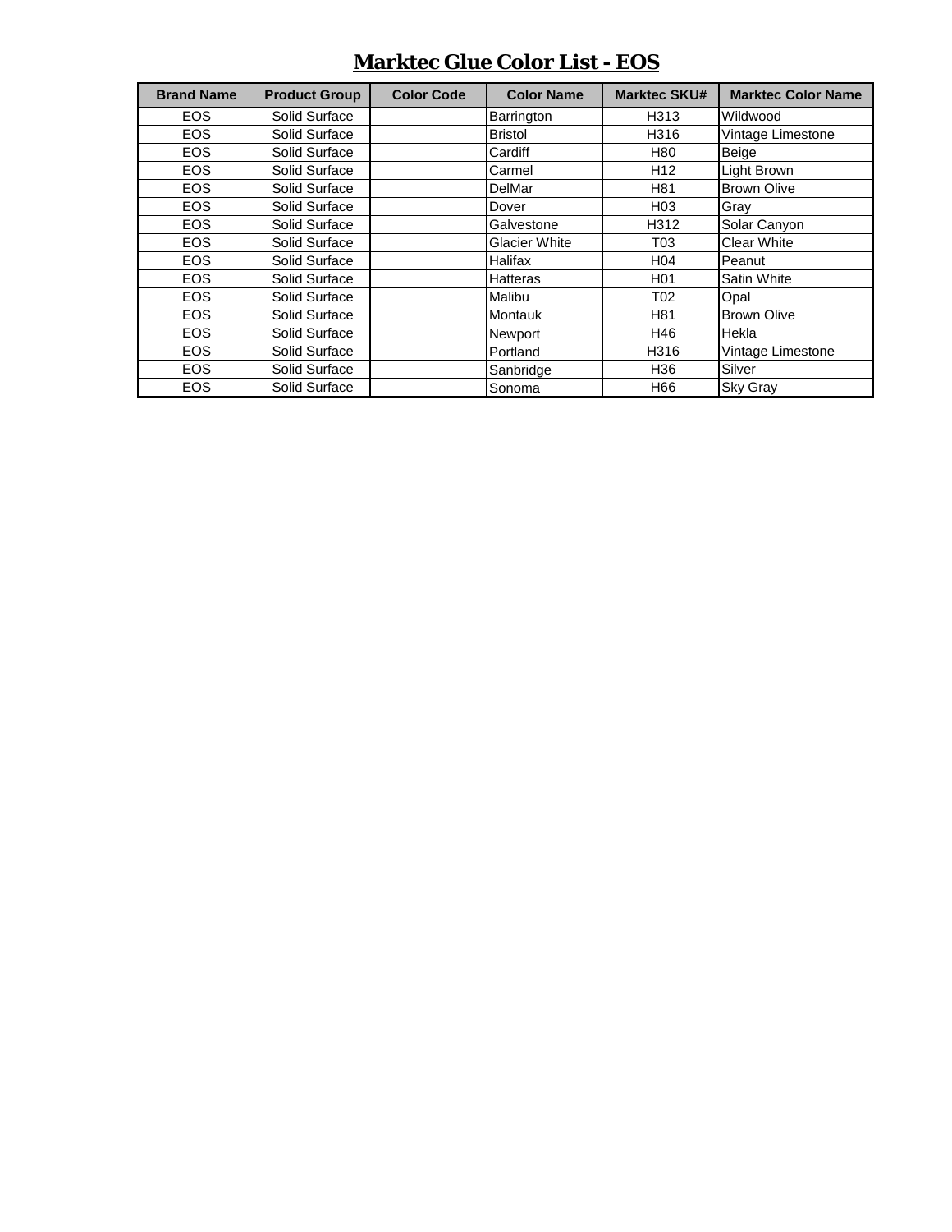# Marktec Glue Color List - EOS

| Brand Name | Product Group | Color Code | Color Name | Marktec SKU# | Marktec Color Name |
|---|---|---|---|---|---|
| EOS | Solid Surface | | Barrington | H313 | Wildwood |
| EOS | Solid Surface | | Bristol | H316 | Vintage Limestone |
| EOS | Solid Surface | | Cardiff | H80 | Beige |
| EOS | Solid Surface | | Carmel | H12 | Light Brown |
| EOS | Solid Surface | | DelMar | H81 | Brown Olive |
| EOS | Solid Surface | | Dover | H03 | Gray |
| EOS | Solid Surface | | Galvestone | H312 | Solar Canyon |
| EOS | Solid Surface | | Glacier White | T03 | Clear White |
| EOS | Solid Surface | | Halifax | H04 | Peanut |
| EOS | Solid Surface | | Hatteras | H01 | Satin White |
| EOS | Solid Surface | | Malibu | T02 | Opal |
| EOS | Solid Surface | | Montauk | H81 | Brown Olive |
| EOS | Solid Surface | | Newport | H46 | Hekla |
| EOS | Solid Surface | | Portland | H316 | Vintage Limestone |
| EOS | Solid Surface | | Sanbridge | H36 | Silver |
| EOS | Solid Surface | | Sonoma | H66 | Sky Gray |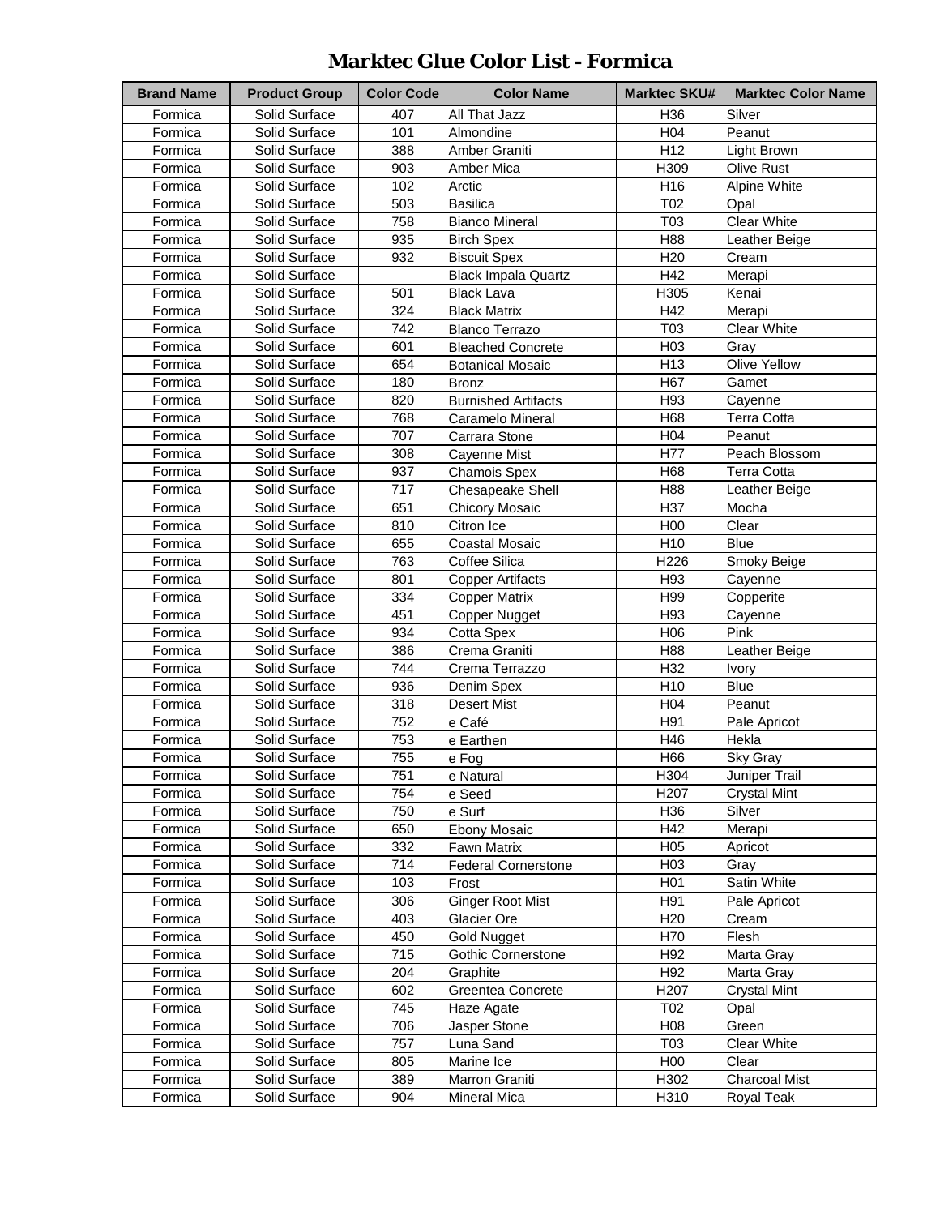# Marktec Glue Color List - Formica

| Brand Name | Product Group | Color Code | Color Name | Marktec SKU# | Marktec Color Name |
|---|---|---|---|---|---|
| Formica | Solid Surface | 407 | All That Jazz | H36 | Silver |
| Formica | Solid Surface | 101 | Almondine | H04 | Peanut |
| Formica | Solid Surface | 388 | Amber Graniti | H12 | Light Brown |
| Formica | Solid Surface | 903 | Amber Mica | H309 | Olive Rust |
| Formica | Solid Surface | 102 | Arctic | H16 | Alpine White |
| Formica | Solid Surface | 503 | Basilica | T02 | Opal |
| Formica | Solid Surface | 758 | Bianco Mineral | T03 | Clear White |
| Formica | Solid Surface | 935 | Birch Spex | H88 | Leather Beige |
| Formica | Solid Surface | 932 | Biscuit Spex | H20 | Cream |
| Formica | Solid Surface | | Black Impala Quartz | H42 | Merapi |
| Formica | Solid Surface | 501 | Black Lava | H305 | Kenai |
| Formica | Solid Surface | 324 | Black Matrix | H42 | Merapi |
| Formica | Solid Surface | 742 | Blanco Terrazo | T03 | Clear White |
| Formica | Solid Surface | 601 | Bleached Concrete | H03 | Gray |
| Formica | Solid Surface | 654 | Botanical Mosaic | H13 | Olive Yellow |
| Formica | Solid Surface | 180 | Bronz | H67 | Gamet |
| Formica | Solid Surface | 820 | Burnished Artifacts | H93 | Cayenne |
| Formica | Solid Surface | 768 | Caramelo Mineral | H68 | Terra Cotta |
| Formica | Solid Surface | 707 | Carrara Stone | H04 | Peanut |
| Formica | Solid Surface | 308 | Cayenne Mist | H77 | Peach Blossom |
| Formica | Solid Surface | 937 | Chamois Spex | H68 | Terra Cotta |
| Formica | Solid Surface | 717 | Chesapeake Shell | H88 | Leather Beige |
| Formica | Solid Surface | 651 | Chicory Mosaic | H37 | Mocha |
| Formica | Solid Surface | 810 | Citron Ice | H00 | Clear |
| Formica | Solid Surface | 655 | Coastal Mosaic | H10 | Blue |
| Formica | Solid Surface | 763 | Coffee Silica | H226 | Smoky Beige |
| Formica | Solid Surface | 801 | Copper Artifacts | H93 | Cayenne |
| Formica | Solid Surface | 334 | Copper Matrix | H99 | Copperite |
| Formica | Solid Surface | 451 | Copper Nugget | H93 | Cayenne |
| Formica | Solid Surface | 934 | Cotta Spex | H06 | Pink |
| Formica | Solid Surface | 386 | Crema Graniti | H88 | Leather Beige |
| Formica | Solid Surface | 744 | Crema Terrazzo | H32 | Ivory |
| Formica | Solid Surface | 936 | Denim Spex | H10 | Blue |
| Formica | Solid Surface | 318 | Desert Mist | H04 | Peanut |
| Formica | Solid Surface | 752 | e Café | H91 | Pale Apricot |
| Formica | Solid Surface | 753 | e Earthen | H46 | Hekla |
| Formica | Solid Surface | 755 | e Fog | H66 | Sky Gray |
| Formica | Solid Surface | 751 | e Natural | H304 | Juniper Trail |
| Formica | Solid Surface | 754 | e Seed | H207 | Crystal Mint |
| Formica | Solid Surface | 750 | e Surf | H36 | Silver |
| Formica | Solid Surface | 650 | Ebony Mosaic | H42 | Merapi |
| Formica | Solid Surface | 332 | Fawn Matrix | H05 | Apricot |
| Formica | Solid Surface | 714 | Federal Cornerstone | H03 | Gray |
| Formica | Solid Surface | 103 | Frost | H01 | Satin White |
| Formica | Solid Surface | 306 | Ginger Root Mist | H91 | Pale Apricot |
| Formica | Solid Surface | 403 | Glacier Ore | H20 | Cream |
| Formica | Solid Surface | 450 | Gold Nugget | H70 | Flesh |
| Formica | Solid Surface | 715 | Gothic Cornerstone | H92 | Marta Gray |
| Formica | Solid Surface | 204 | Graphite | H92 | Marta Gray |
| Formica | Solid Surface | 602 | Greentea Concrete | H207 | Crystal Mint |
| Formica | Solid Surface | 745 | Haze Agate | T02 | Opal |
| Formica | Solid Surface | 706 | Jasper Stone | H08 | Green |
| Formica | Solid Surface | 757 | Luna Sand | T03 | Clear White |
| Formica | Solid Surface | 805 | Marine Ice | H00 | Clear |
| Formica | Solid Surface | 389 | Marron Graniti | H302 | Charcoal Mist |
| Formica | Solid Surface | 904 | Mineral Mica | H310 | Royal Teak |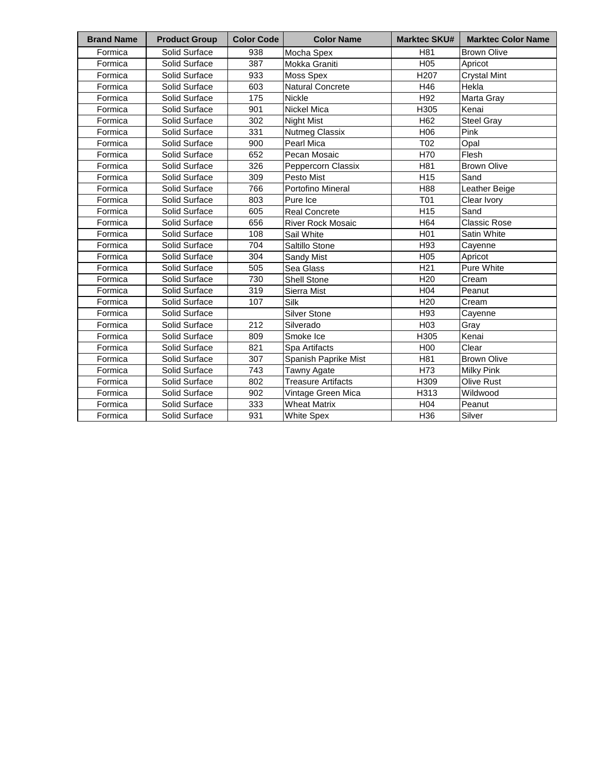| Brand Name | Product Group | Color Code | Color Name | Marktec SKU# | Marktec Color Name |
|---|---|---|---|---|---|
| Formica | Solid Surface | 938 | Mocha Spex | H81 | Brown Olive |
| Formica | Solid Surface | 387 | Mokka Graniti | H05 | Apricot |
| Formica | Solid Surface | 933 | Moss Spex | H207 | Crystal Mint |
| Formica | Solid Surface | 603 | Natural Concrete | H46 | Hekla |
| Formica | Solid Surface | 175 | Nickle | H92 | Marta Gray |
| Formica | Solid Surface | 901 | Nickel Mica | H305 | Kenai |
| Formica | Solid Surface | 302 | Night Mist | H62 | Steel Gray |
| Formica | Solid Surface | 331 | Nutmeg Classix | H06 | Pink |
| Formica | Solid Surface | 900 | Pearl Mica | T02 | Opal |
| Formica | Solid Surface | 652 | Pecan Mosaic | H70 | Flesh |
| Formica | Solid Surface | 326 | Peppercorn Classix | H81 | Brown Olive |
| Formica | Solid Surface | 309 | Pesto Mist | H15 | Sand |
| Formica | Solid Surface | 766 | Portofino Mineral | H88 | Leather Beige |
| Formica | Solid Surface | 803 | Pure Ice | T01 | Clear Ivory |
| Formica | Solid Surface | 605 | Real Concrete | H15 | Sand |
| Formica | Solid Surface | 656 | River Rock Mosaic | H64 | Classic Rose |
| Formica | Solid Surface | 108 | Sail White | H01 | Satin White |
| Formica | Solid Surface | 704 | Saltillo Stone | H93 | Cayenne |
| Formica | Solid Surface | 304 | Sandy Mist | H05 | Apricot |
| Formica | Solid Surface | 505 | Sea Glass | H21 | Pure White |
| Formica | Solid Surface | 730 | Shell Stone | H20 | Cream |
| Formica | Solid Surface | 319 | Sierra Mist | H04 | Peanut |
| Formica | Solid Surface | 107 | Silk | H20 | Cream |
| Formica | Solid Surface | | Silver Stone | H93 | Cayenne |
| Formica | Solid Surface | 212 | Silverado | H03 | Gray |
| Formica | Solid Surface | 809 | Smoke Ice | H305 | Kenai |
| Formica | Solid Surface | 821 | Spa Artifacts | H00 | Clear |
| Formica | Solid Surface | 307 | Spanish Paprike Mist | H81 | Brown Olive |
| Formica | Solid Surface | 743 | Tawny Agate | H73 | Milky Pink |
| Formica | Solid Surface | 802 | Treasure Artifacts | H309 | Olive Rust |
| Formica | Solid Surface | 902 | Vintage Green Mica | H313 | Wildwood |
| Formica | Solid Surface | 333 | Wheat Matrix | H04 | Peanut |
| Formica | Solid Surface | 931 | White Spex | H36 | Silver |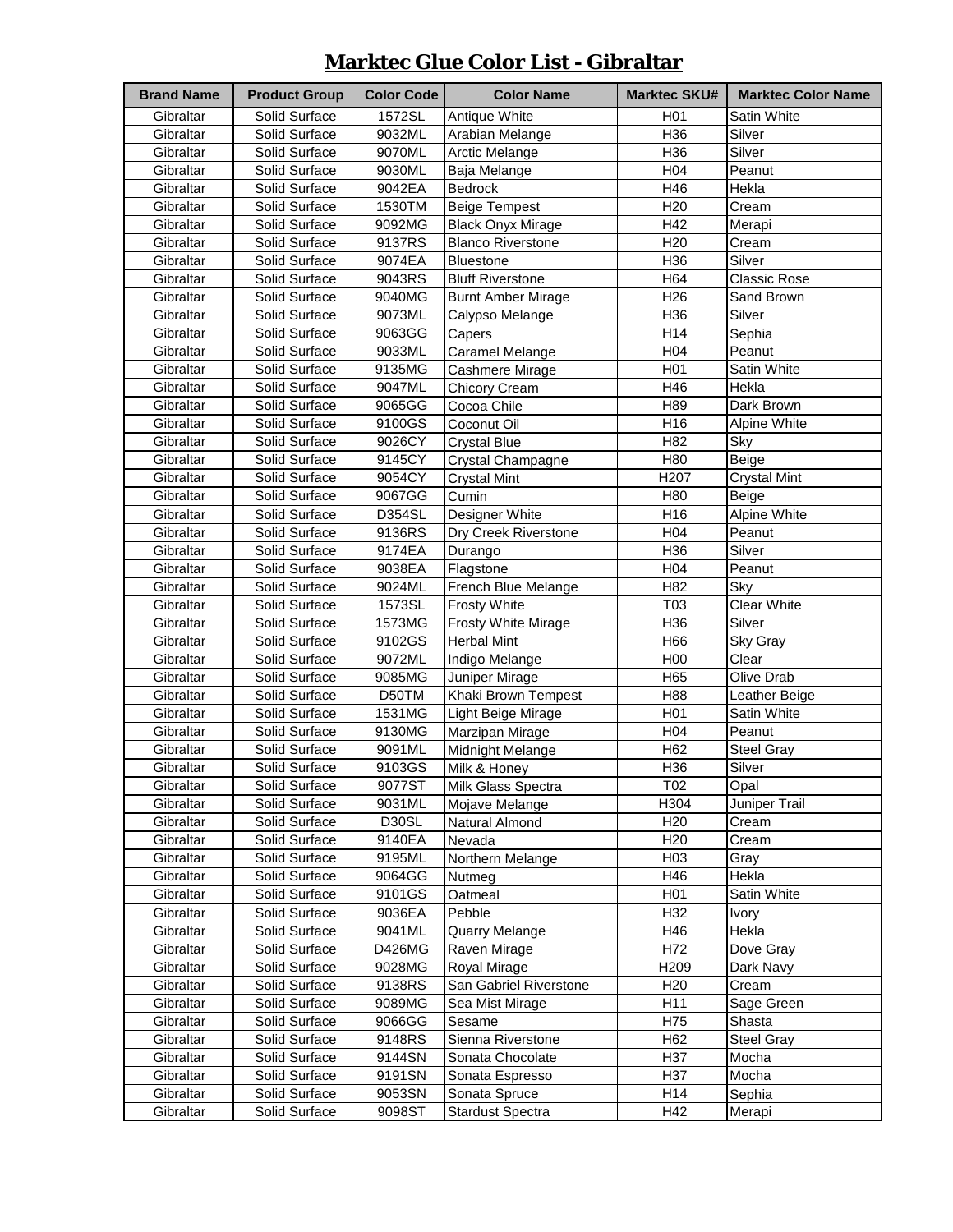# Marktec Glue Color List - Gibraltar

| Brand Name | Product Group | Color Code | Color Name | Marktec SKU# | Marktec Color Name |
|---|---|---|---|---|---|
| Gibraltar | Solid Surface | 1572SL | Antique White | H01 | Satin White |
| Gibraltar | Solid Surface | 9032ML | Arabian Melange | H36 | Silver |
| Gibraltar | Solid Surface | 9070ML | Arctic Melange | H36 | Silver |
| Gibraltar | Solid Surface | 9030ML | Baja Melange | H04 | Peanut |
| Gibraltar | Solid Surface | 9042EA | Bedrock | H46 | Hekla |
| Gibraltar | Solid Surface | 1530TM | Beige Tempest | H20 | Cream |
| Gibraltar | Solid Surface | 9092MG | Black Onyx Mirage | H42 | Merapi |
| Gibraltar | Solid Surface | 9137RS | Blanco Riverstone | H20 | Cream |
| Gibraltar | Solid Surface | 9074EA | Bluestone | H36 | Silver |
| Gibraltar | Solid Surface | 9043RS | Bluff Riverstone | H64 | Classic Rose |
| Gibraltar | Solid Surface | 9040MG | Burnt Amber Mirage | H26 | Sand Brown |
| Gibraltar | Solid Surface | 9073ML | Calypso Melange | H36 | Silver |
| Gibraltar | Solid Surface | 9063GG | Capers | H14 | Sephia |
| Gibraltar | Solid Surface | 9033ML | Caramel Melange | H04 | Peanut |
| Gibraltar | Solid Surface | 9135MG | Cashmere Mirage | H01 | Satin White |
| Gibraltar | Solid Surface | 9047ML | Chicory Cream | H46 | Hekla |
| Gibraltar | Solid Surface | 9065GG | Cocoa Chile | H89 | Dark Brown |
| Gibraltar | Solid Surface | 9100GS | Coconut Oil | H16 | Alpine White |
| Gibraltar | Solid Surface | 9026CY | Crystal Blue | H82 | Sky |
| Gibraltar | Solid Surface | 9145CY | Crystal Champagne | H80 | Beige |
| Gibraltar | Solid Surface | 9054CY | Crystal Mint | H207 | Crystal Mint |
| Gibraltar | Solid Surface | 9067GG | Cumin | H80 | Beige |
| Gibraltar | Solid Surface | D354SL | Designer White | H16 | Alpine White |
| Gibraltar | Solid Surface | 9136RS | Dry Creek Riverstone | H04 | Peanut |
| Gibraltar | Solid Surface | 9174EA | Durango | H36 | Silver |
| Gibraltar | Solid Surface | 9038EA | Flagstone | H04 | Peanut |
| Gibraltar | Solid Surface | 9024ML | French Blue Melange | H82 | Sky |
| Gibraltar | Solid Surface | 1573SL | Frosty White | T03 | Clear White |
| Gibraltar | Solid Surface | 1573MG | Frosty White Mirage | H36 | Silver |
| Gibraltar | Solid Surface | 9102GS | Herbal Mint | H66 | Sky Gray |
| Gibraltar | Solid Surface | 9072ML | Indigo Melange | H00 | Clear |
| Gibraltar | Solid Surface | 9085MG | Juniper Mirage | H65 | Olive Drab |
| Gibraltar | Solid Surface | D50TM | Khaki Brown Tempest | H88 | Leather Beige |
| Gibraltar | Solid Surface | 1531MG | Light Beige Mirage | H01 | Satin White |
| Gibraltar | Solid Surface | 9130MG | Marzipan Mirage | H04 | Peanut |
| Gibraltar | Solid Surface | 9091ML | Midnight Melange | H62 | Steel Gray |
| Gibraltar | Solid Surface | 9103GS | Milk & Honey | H36 | Silver |
| Gibraltar | Solid Surface | 9077ST | Milk Glass Spectra | T02 | Opal |
| Gibraltar | Solid Surface | 9031ML | Mojave Melange | H304 | Juniper Trail |
| Gibraltar | Solid Surface | D30SL | Natural Almond | H20 | Cream |
| Gibraltar | Solid Surface | 9140EA | Nevada | H20 | Cream |
| Gibraltar | Solid Surface | 9195ML | Northern Melange | H03 | Gray |
| Gibraltar | Solid Surface | 9064GG | Nutmeg | H46 | Hekla |
| Gibraltar | Solid Surface | 9101GS | Oatmeal | H01 | Satin White |
| Gibraltar | Solid Surface | 9036EA | Pebble | H32 | Ivory |
| Gibraltar | Solid Surface | 9041ML | Quarry Melange | H46 | Hekla |
| Gibraltar | Solid Surface | D426MG | Raven Mirage | H72 | Dove Gray |
| Gibraltar | Solid Surface | 9028MG | Royal Mirage | H209 | Dark Navy |
| Gibraltar | Solid Surface | 9138RS | San Gabriel Riverstone | H20 | Cream |
| Gibraltar | Solid Surface | 9089MG | Sea Mist Mirage | H11 | Sage Green |
| Gibraltar | Solid Surface | 9066GG | Sesame | H75 | Shasta |
| Gibraltar | Solid Surface | 9148RS | Sienna Riverstone | H62 | Steel Gray |
| Gibraltar | Solid Surface | 9144SN | Sonata Chocolate | H37 | Mocha |
| Gibraltar | Solid Surface | 9191SN | Sonata Espresso | H37 | Mocha |
| Gibraltar | Solid Surface | 9053SN | Sonata Spruce | H14 | Sephia |
| Gibraltar | Solid Surface | 9098ST | Stardust Spectra | H42 | Merapi |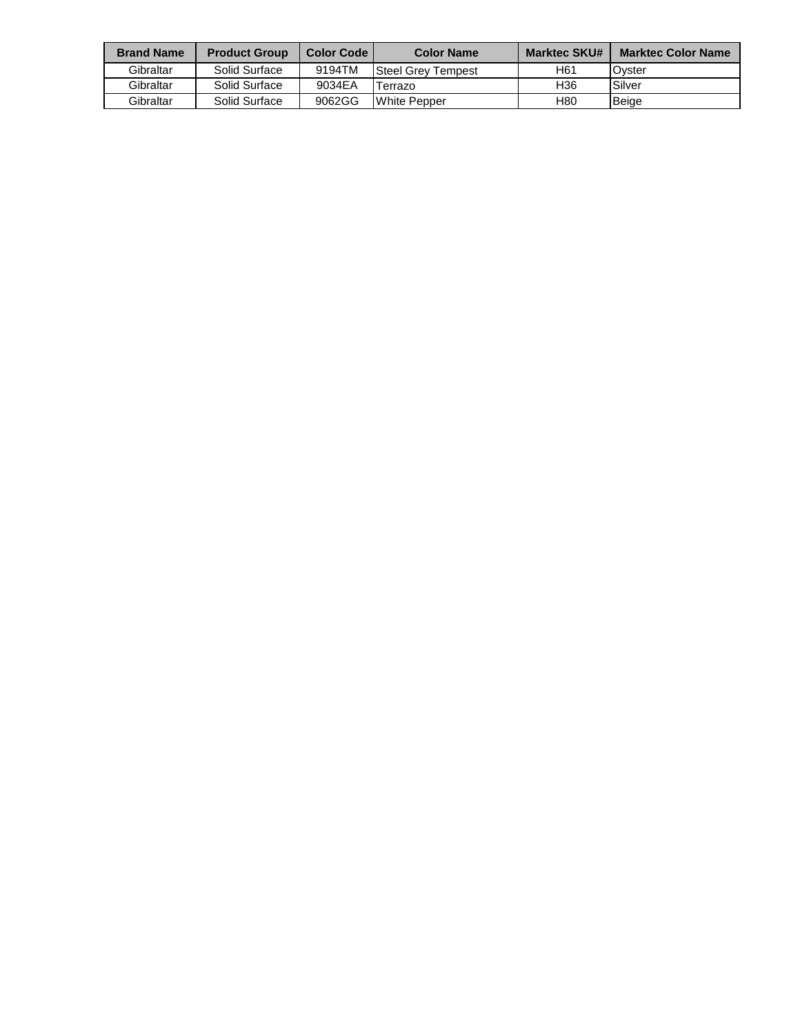| Brand Name | Product Group | Color Code | Color Name | Marktec SKU# | Marktec Color Name |
|---|---|---|---|---|---|
| Gibraltar | Solid Surface | 9194TM | Steel Grey Tempest | H61 | Oyster |
| Gibraltar | Solid Surface | 9034EA | Terrazo | H36 | Silver |
| Gibraltar | Solid Surface | 9062GG | White Pepper | H80 | Beige |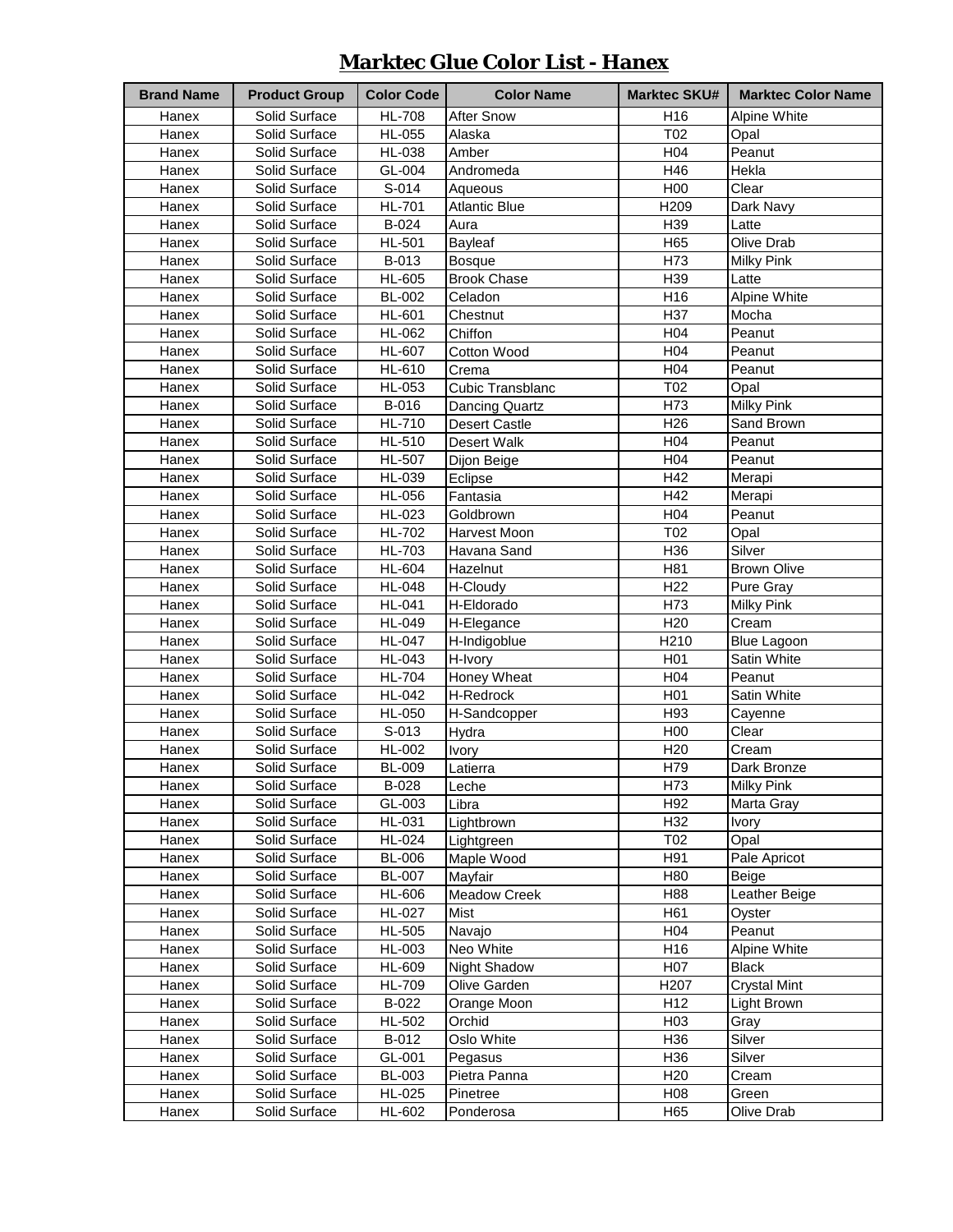# Marktec Glue Color List - Hanex

| Brand Name | Product Group | Color Code | Color Name | Marktec SKU# | Marktec Color Name |
|---|---|---|---|---|---|
| Hanex | Solid Surface | HL-708 | After Snow | H16 | Alpine White |
| Hanex | Solid Surface | HL-055 | Alaska | T02 | Opal |
| Hanex | Solid Surface | HL-038 | Amber | H04 | Peanut |
| Hanex | Solid Surface | GL-004 | Andromeda | H46 | Hekla |
| Hanex | Solid Surface | S-014 | Aqueous | H00 | Clear |
| Hanex | Solid Surface | HL-701 | Atlantic Blue | H209 | Dark Navy |
| Hanex | Solid Surface | B-024 | Aura | H39 | Latte |
| Hanex | Solid Surface | HL-501 | Bayleaf | H65 | Olive Drab |
| Hanex | Solid Surface | B-013 | Bosque | H73 | Milky Pink |
| Hanex | Solid Surface | HL-605 | Brook Chase | H39 | Latte |
| Hanex | Solid Surface | BL-002 | Celadon | H16 | Alpine White |
| Hanex | Solid Surface | HL-601 | Chestnut | H37 | Mocha |
| Hanex | Solid Surface | HL-062 | Chiffon | H04 | Peanut |
| Hanex | Solid Surface | HL-607 | Cotton Wood | H04 | Peanut |
| Hanex | Solid Surface | HL-610 | Crema | H04 | Peanut |
| Hanex | Solid Surface | HL-053 | Cubic Transblanc | T02 | Opal |
| Hanex | Solid Surface | B-016 | Dancing Quartz | H73 | Milky Pink |
| Hanex | Solid Surface | HL-710 | Desert Castle | H26 | Sand Brown |
| Hanex | Solid Surface | HL-510 | Desert Walk | H04 | Peanut |
| Hanex | Solid Surface | HL-507 | Dijon Beige | H04 | Peanut |
| Hanex | Solid Surface | HL-039 | Eclipse | H42 | Merapi |
| Hanex | Solid Surface | HL-056 | Fantasia | H42 | Merapi |
| Hanex | Solid Surface | HL-023 | Goldbrown | H04 | Peanut |
| Hanex | Solid Surface | HL-702 | Harvest Moon | T02 | Opal |
| Hanex | Solid Surface | HL-703 | Havana Sand | H36 | Silver |
| Hanex | Solid Surface | HL-604 | Hazelnut | H81 | Brown Olive |
| Hanex | Solid Surface | HL-048 | H-Cloudy | H22 | Pure Gray |
| Hanex | Solid Surface | HL-041 | H-Eldorado | H73 | Milky Pink |
| Hanex | Solid Surface | HL-049 | H-Elegance | H20 | Cream |
| Hanex | Solid Surface | HL-047 | H-Indigoblue | H210 | Blue Lagoon |
| Hanex | Solid Surface | HL-043 | H-Ivory | H01 | Satin White |
| Hanex | Solid Surface | HL-704 | Honey Wheat | H04 | Peanut |
| Hanex | Solid Surface | HL-042 | H-Redrock | H01 | Satin White |
| Hanex | Solid Surface | HL-050 | H-Sandcopper | H93 | Cayenne |
| Hanex | Solid Surface | S-013 | Hydra | H00 | Clear |
| Hanex | Solid Surface | HL-002 | Ivory | H20 | Cream |
| Hanex | Solid Surface | BL-009 | Latierra | H79 | Dark Bronze |
| Hanex | Solid Surface | B-028 | Leche | H73 | Milky Pink |
| Hanex | Solid Surface | GL-003 | Libra | H92 | Marta Gray |
| Hanex | Solid Surface | HL-031 | Lightbrown | H32 | Ivory |
| Hanex | Solid Surface | HL-024 | Lightgreen | T02 | Opal |
| Hanex | Solid Surface | BL-006 | Maple Wood | H91 | Pale Apricot |
| Hanex | Solid Surface | BL-007 | Mayfair | H80 | Beige |
| Hanex | Solid Surface | HL-606 | Meadow Creek | H88 | Leather Beige |
| Hanex | Solid Surface | HL-027 | Mist | H61 | Oyster |
| Hanex | Solid Surface | HL-505 | Navajo | H04 | Peanut |
| Hanex | Solid Surface | HL-003 | Neo White | H16 | Alpine White |
| Hanex | Solid Surface | HL-609 | Night Shadow | H07 | Black |
| Hanex | Solid Surface | HL-709 | Olive Garden | H207 | Crystal Mint |
| Hanex | Solid Surface | B-022 | Orange Moon | H12 | Light Brown |
| Hanex | Solid Surface | HL-502 | Orchid | H03 | Gray |
| Hanex | Solid Surface | B-012 | Oslo White | H36 | Silver |
| Hanex | Solid Surface | GL-001 | Pegasus | H36 | Silver |
| Hanex | Solid Surface | BL-003 | Pietra Panna | H20 | Cream |
| Hanex | Solid Surface | HL-025 | Pinetree | H08 | Green |
| Hanex | Solid Surface | HL-602 | Ponderosa | H65 | Olive Drab |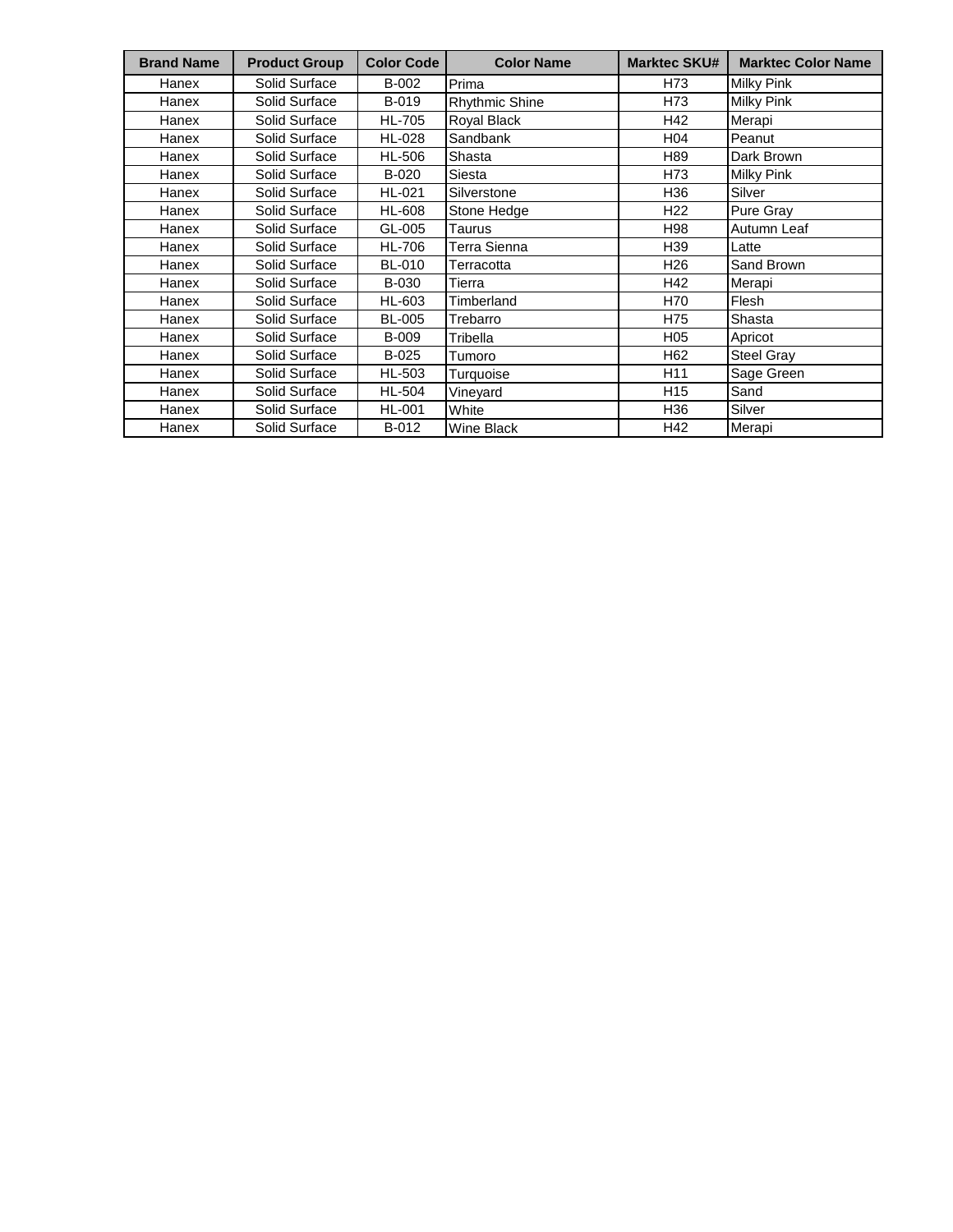| Brand Name | Product Group | Color Code | Color Name | Marktec SKU# | Marktec Color Name |
|---|---|---|---|---|---|
| Hanex | Solid Surface | B-002 | Prima | H73 | Milky Pink |
| Hanex | Solid Surface | B-019 | Rhythmic Shine | H73 | Milky Pink |
| Hanex | Solid Surface | HL-705 | Royal Black | H42 | Merapi |
| Hanex | Solid Surface | HL-028 | Sandbank | H04 | Peanut |
| Hanex | Solid Surface | HL-506 | Shasta | H89 | Dark Brown |
| Hanex | Solid Surface | B-020 | Siesta | H73 | Milky Pink |
| Hanex | Solid Surface | HL-021 | Silverstone | H36 | Silver |
| Hanex | Solid Surface | HL-608 | Stone Hedge | H22 | Pure Gray |
| Hanex | Solid Surface | GL-005 | Taurus | H98 | Autumn Leaf |
| Hanex | Solid Surface | HL-706 | Terra Sienna | H39 | Latte |
| Hanex | Solid Surface | BL-010 | Terracotta | H26 | Sand Brown |
| Hanex | Solid Surface | B-030 | Tierra | H42 | Merapi |
| Hanex | Solid Surface | HL-603 | Timberland | H70 | Flesh |
| Hanex | Solid Surface | BL-005 | Trebarro | H75 | Shasta |
| Hanex | Solid Surface | B-009 | Tribella | H05 | Apricot |
| Hanex | Solid Surface | B-025 | Tumoro | H62 | Steel Gray |
| Hanex | Solid Surface | HL-503 | Turquoise | H11 | Sage Green |
| Hanex | Solid Surface | HL-504 | Vineyard | H15 | Sand |
| Hanex | Solid Surface | HL-001 | White | H36 | Silver |
| Hanex | Solid Surface | B-012 | Wine Black | H42 | Merapi |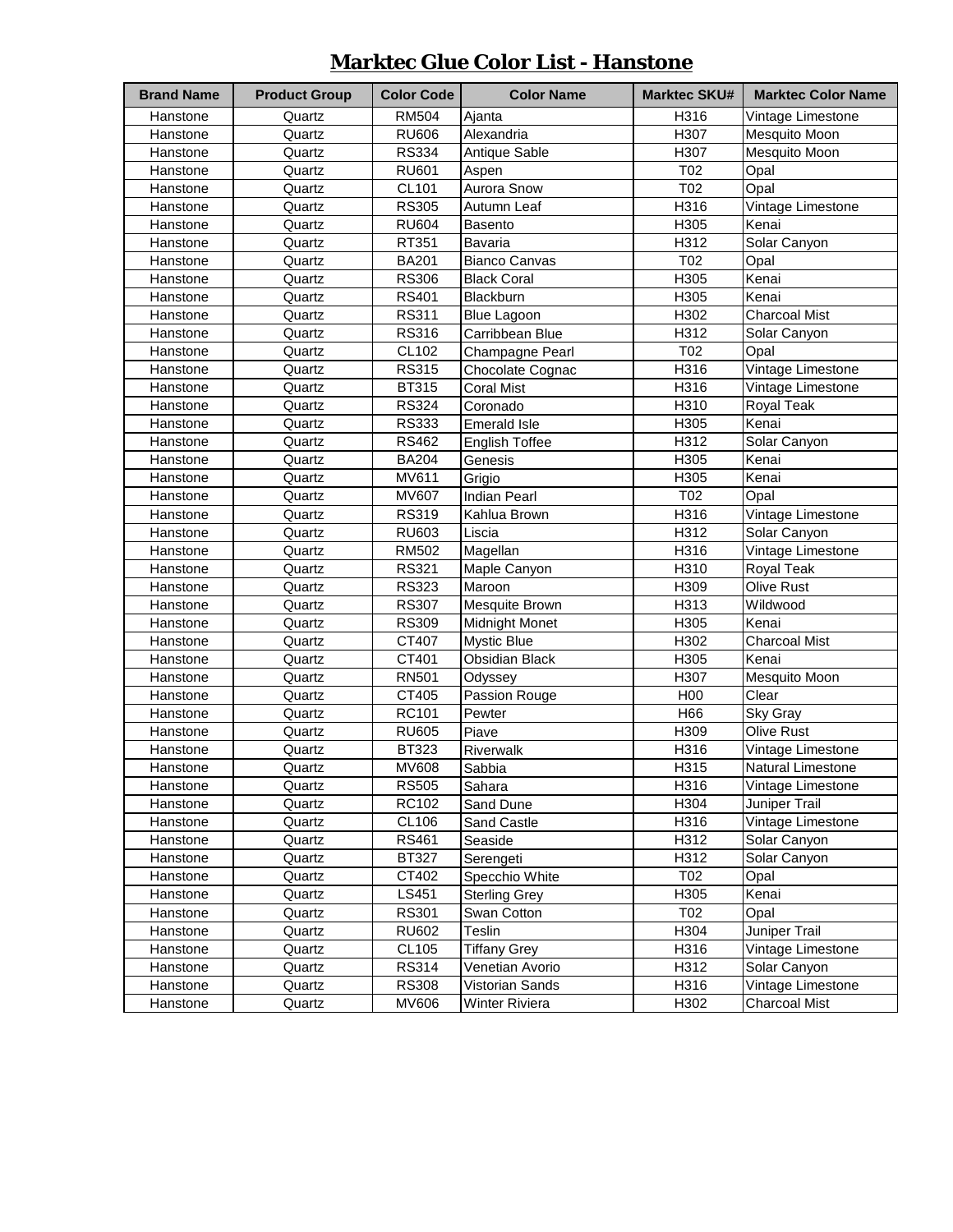# Marktec Glue Color List - Hanstone

| Brand Name | Product Group | Color Code | Color Name | Marktec SKU# | Marktec Color Name |
|---|---|---|---|---|---|
| Hanstone | Quartz | RM504 | Ajanta | H316 | Vintage Limestone |
| Hanstone | Quartz | RU606 | Alexandria | H307 | Mesquito Moon |
| Hanstone | Quartz | RS334 | Antique Sable | H307 | Mesquito Moon |
| Hanstone | Quartz | RU601 | Aspen | T02 | Opal |
| Hanstone | Quartz | CL101 | Aurora Snow | T02 | Opal |
| Hanstone | Quartz | RS305 | Autumn Leaf | H316 | Vintage Limestone |
| Hanstone | Quartz | RU604 | Basento | H305 | Kenai |
| Hanstone | Quartz | RT351 | Bavaria | H312 | Solar Canyon |
| Hanstone | Quartz | BA201 | Bianco Canvas | T02 | Opal |
| Hanstone | Quartz | RS306 | Black Coral | H305 | Kenai |
| Hanstone | Quartz | RS401 | Blackburn | H305 | Kenai |
| Hanstone | Quartz | RS311 | Blue Lagoon | H302 | Charcoal Mist |
| Hanstone | Quartz | RS316 | Carribbean Blue | H312 | Solar Canyon |
| Hanstone | Quartz | CL102 | Champagne Pearl | T02 | Opal |
| Hanstone | Quartz | RS315 | Chocolate Cognac | H316 | Vintage Limestone |
| Hanstone | Quartz | BT315 | Coral Mist | H316 | Vintage Limestone |
| Hanstone | Quartz | RS324 | Coronado | H310 | Royal Teak |
| Hanstone | Quartz | RS333 | Emerald Isle | H305 | Kenai |
| Hanstone | Quartz | RS462 | English Toffee | H312 | Solar Canyon |
| Hanstone | Quartz | BA204 | Genesis | H305 | Kenai |
| Hanstone | Quartz | MV611 | Grigio | H305 | Kenai |
| Hanstone | Quartz | MV607 | Indian Pearl | T02 | Opal |
| Hanstone | Quartz | RS319 | Kahlua Brown | H316 | Vintage Limestone |
| Hanstone | Quartz | RU603 | Liscia | H312 | Solar Canyon |
| Hanstone | Quartz | RM502 | Magellan | H316 | Vintage Limestone |
| Hanstone | Quartz | RS321 | Maple Canyon | H310 | Royal Teak |
| Hanstone | Quartz | RS323 | Maroon | H309 | Olive Rust |
| Hanstone | Quartz | RS307 | Mesquite Brown | H313 | Wildwood |
| Hanstone | Quartz | RS309 | Midnight Monet | H305 | Kenai |
| Hanstone | Quartz | CT407 | Mystic Blue | H302 | Charcoal Mist |
| Hanstone | Quartz | CT401 | Obsidian Black | H305 | Kenai |
| Hanstone | Quartz | RN501 | Odyssey | H307 | Mesquito Moon |
| Hanstone | Quartz | CT405 | Passion Rouge | H00 | Clear |
| Hanstone | Quartz | RC101 | Pewter | H66 | Sky Gray |
| Hanstone | Quartz | RU605 | Piave | H309 | Olive Rust |
| Hanstone | Quartz | BT323 | Riverwalk | H316 | Vintage Limestone |
| Hanstone | Quartz | MV608 | Sabbia | H315 | Natural Limestone |
| Hanstone | Quartz | RS505 | Sahara | H316 | Vintage Limestone |
| Hanstone | Quartz | RC102 | Sand Dune | H304 | Juniper Trail |
| Hanstone | Quartz | CL106 | Sand Castle | H316 | Vintage Limestone |
| Hanstone | Quartz | RS461 | Seaside | H312 | Solar Canyon |
| Hanstone | Quartz | BT327 | Serengeti | H312 | Solar Canyon |
| Hanstone | Quartz | CT402 | Specchio White | T02 | Opal |
| Hanstone | Quartz | LS451 | Sterling Grey | H305 | Kenai |
| Hanstone | Quartz | RS301 | Swan Cotton | T02 | Opal |
| Hanstone | Quartz | RU602 | Teslin | H304 | Juniper Trail |
| Hanstone | Quartz | CL105 | Tiffany Grey | H316 | Vintage Limestone |
| Hanstone | Quartz | RS314 | Venetian Avorio | H312 | Solar Canyon |
| Hanstone | Quartz | RS308 | Vistorian Sands | H316 | Vintage Limestone |
| Hanstone | Quartz | MV606 | Winter Riviera | H302 | Charcoal Mist |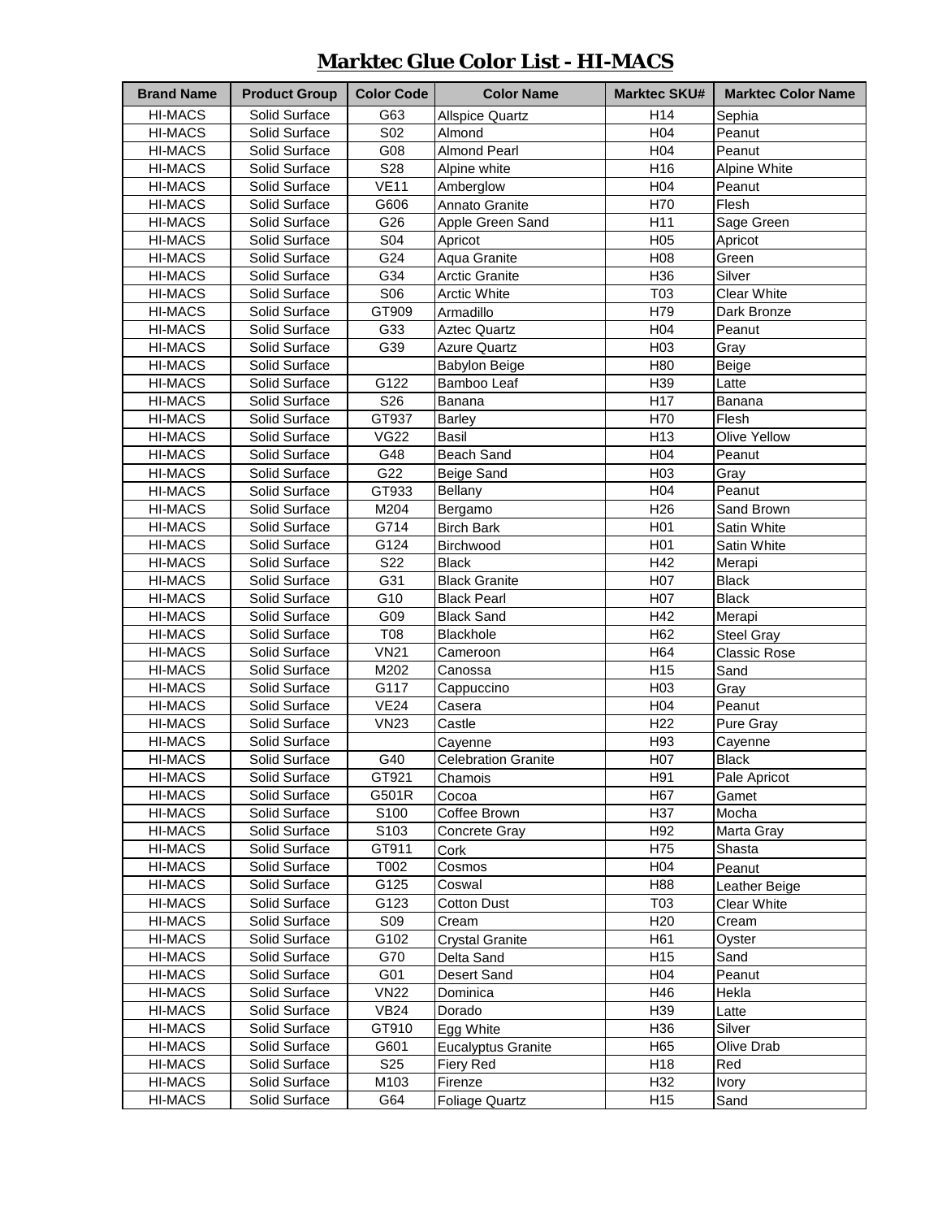# Marktec Glue Color List - HI-MACS

| Brand Name | Product Group | Color Code | Color Name | Marktec SKU# | Marktec Color Name |
|---|---|---|---|---|---|
| HI-MACS | Solid Surface | G63 | Allspice Quartz | H14 | Sephia |
| HI-MACS | Solid Surface | S02 | Almond | H04 | Peanut |
| HI-MACS | Solid Surface | G08 | Almond Pearl | H04 | Peanut |
| HI-MACS | Solid Surface | S28 | Alpine white | H16 | Alpine White |
| HI-MACS | Solid Surface | VE11 | Amberglow | H04 | Peanut |
| HI-MACS | Solid Surface | G606 | Annato Granite | H70 | Flesh |
| HI-MACS | Solid Surface | G26 | Apple Green Sand | H11 | Sage Green |
| HI-MACS | Solid Surface | S04 | Apricot | H05 | Apricot |
| HI-MACS | Solid Surface | G24 | Aqua Granite | H08 | Green |
| HI-MACS | Solid Surface | G34 | Arctic Granite | H36 | Silver |
| HI-MACS | Solid Surface | S06 | Arctic White | T03 | Clear White |
| HI-MACS | Solid Surface | GT909 | Armadillo | H79 | Dark Bronze |
| HI-MACS | Solid Surface | G33 | Aztec Quartz | H04 | Peanut |
| HI-MACS | Solid Surface | G39 | Azure Quartz | H03 | Gray |
| HI-MACS | Solid Surface | | Babylon Beige | H80 | Beige |
| HI-MACS | Solid Surface | G122 | Bamboo Leaf | H39 | Latte |
| HI-MACS | Solid Surface | S26 | Banana | H17 | Banana |
| HI-MACS | Solid Surface | GT937 | Barley | H70 | Flesh |
| HI-MACS | Solid Surface | VG22 | Basil | H13 | Olive Yellow |
| HI-MACS | Solid Surface | G48 | Beach Sand | H04 | Peanut |
| HI-MACS | Solid Surface | G22 | Beige Sand | H03 | Gray |
| HI-MACS | Solid Surface | GT933 | Bellany | H04 | Peanut |
| HI-MACS | Solid Surface | M204 | Bergamo | H26 | Sand Brown |
| HI-MACS | Solid Surface | G714 | Birch Bark | H01 | Satin White |
| HI-MACS | Solid Surface | G124 | Birchwood | H01 | Satin White |
| HI-MACS | Solid Surface | S22 | Black | H42 | Merapi |
| HI-MACS | Solid Surface | G31 | Black Granite | H07 | Black |
| HI-MACS | Solid Surface | G10 | Black Pearl | H07 | Black |
| HI-MACS | Solid Surface | G09 | Black Sand | H42 | Merapi |
| HI-MACS | Solid Surface | T08 | Blackhole | H62 | Steel Gray |
| HI-MACS | Solid Surface | VN21 | Cameroon | H64 | Classic Rose |
| HI-MACS | Solid Surface | M202 | Canossa | H15 | Sand |
| HI-MACS | Solid Surface | G117 | Cappuccino | H03 | Gray |
| HI-MACS | Solid Surface | VE24 | Casera | H04 | Peanut |
| HI-MACS | Solid Surface | VN23 | Castle | H22 | Pure Gray |
| HI-MACS | Solid Surface | | Cayenne | H93 | Cayenne |
| HI-MACS | Solid Surface | G40 | Celebration Granite | H07 | Black |
| HI-MACS | Solid Surface | GT921 | Chamois | H91 | Pale Apricot |
| HI-MACS | Solid Surface | G501R | Cocoa | H67 | Gamet |
| HI-MACS | Solid Surface | S100 | Coffee Brown | H37 | Mocha |
| HI-MACS | Solid Surface | S103 | Concrete Gray | H92 | Marta Gray |
| HI-MACS | Solid Surface | GT911 | Cork | H75 | Shasta |
| HI-MACS | Solid Surface | T002 | Cosmos | H04 | Peanut |
| HI-MACS | Solid Surface | G125 | Coswal | H88 | Leather Beige |
| HI-MACS | Solid Surface | G123 | Cotton Dust | T03 | Clear White |
| HI-MACS | Solid Surface | S09 | Cream | H20 | Cream |
| HI-MACS | Solid Surface | G102 | Crystal Granite | H61 | Oyster |
| HI-MACS | Solid Surface | G70 | Delta Sand | H15 | Sand |
| HI-MACS | Solid Surface | G01 | Desert Sand | H04 | Peanut |
| HI-MACS | Solid Surface | VN22 | Dominica | H46 | Hekla |
| HI-MACS | Solid Surface | VB24 | Dorado | H39 | Latte |
| HI-MACS | Solid Surface | GT910 | Egg White | H36 | Silver |
| HI-MACS | Solid Surface | G601 | Eucalyptus Granite | H65 | Olive Drab |
| HI-MACS | Solid Surface | S25 | Fiery Red | H18 | Red |
| HI-MACS | Solid Surface | M103 | Firenze | H32 | Ivory |
| HI-MACS | Solid Surface | G64 | Foliage Quartz | H15 | Sand |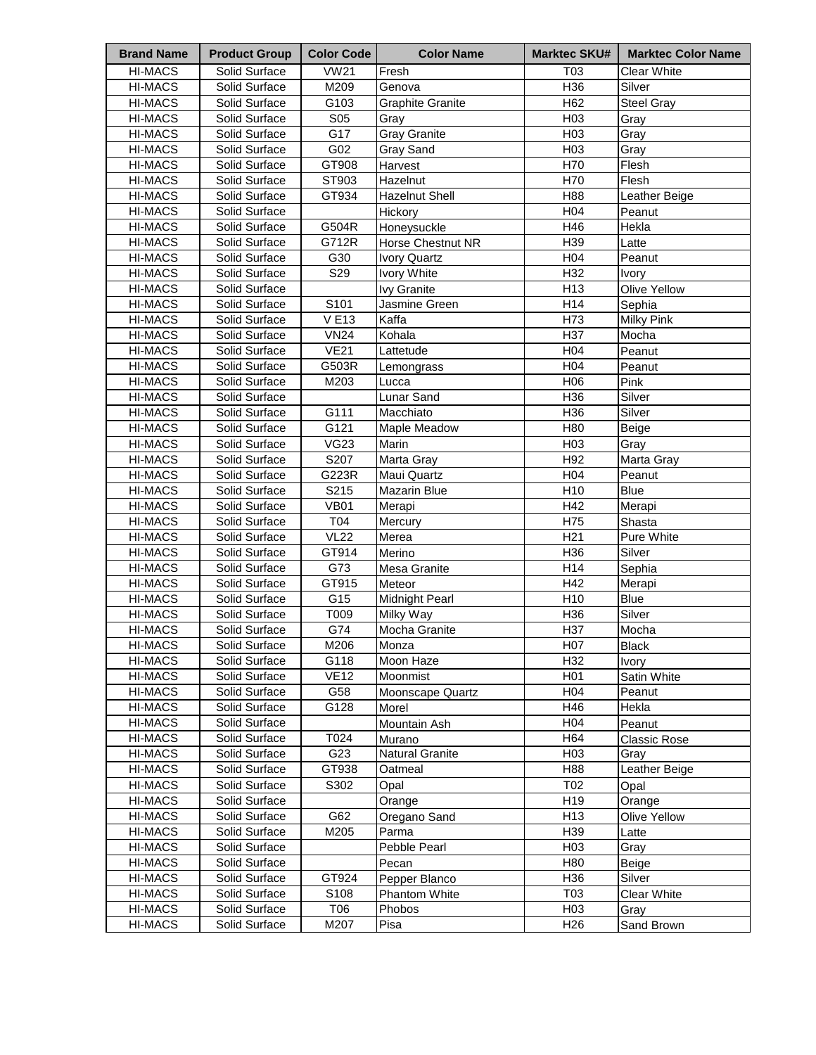| Brand Name | Product Group | Color Code | Color Name | Marktec SKU# | Marktec Color Name |
|---|---|---|---|---|---|
| HI-MACS | Solid Surface | VW21 | Fresh | T03 | Clear White |
| HI-MACS | Solid Surface | M209 | Genova | H36 | Silver |
| HI-MACS | Solid Surface | G103 | Graphite Granite | H62 | Steel Gray |
| HI-MACS | Solid Surface | S05 | Gray | H03 | Gray |
| HI-MACS | Solid Surface | G17 | Gray Granite | H03 | Gray |
| HI-MACS | Solid Surface | G02 | Gray Sand | H03 | Gray |
| HI-MACS | Solid Surface | GT908 | Harvest | H70 | Flesh |
| HI-MACS | Solid Surface | ST903 | Hazelnut | H70 | Flesh |
| HI-MACS | Solid Surface | GT934 | Hazelnut Shell | H88 | Leather Beige |
| HI-MACS | Solid Surface | | Hickory | H04 | Peanut |
| HI-MACS | Solid Surface | G504R | Honeysuckle | H46 | Hekla |
| HI-MACS | Solid Surface | G712R | Horse Chestnut NR | H39 | Latte |
| HI-MACS | Solid Surface | G30 | Ivory Quartz | H04 | Peanut |
| HI-MACS | Solid Surface | S29 | Ivory White | H32 | Ivory |
| HI-MACS | Solid Surface | | Ivy Granite | H13 | Olive Yellow |
| HI-MACS | Solid Surface | S101 | Jasmine Green | H14 | Sephia |
| HI-MACS | Solid Surface | V E13 | Kaffa | H73 | Milky Pink |
| HI-MACS | Solid Surface | VN24 | Kohala | H37 | Mocha |
| HI-MACS | Solid Surface | VE21 | Lattetude | H04 | Peanut |
| HI-MACS | Solid Surface | G503R | Lemongrass | H04 | Peanut |
| HI-MACS | Solid Surface | M203 | Lucca | H06 | Pink |
| HI-MACS | Solid Surface | | Lunar Sand | H36 | Silver |
| HI-MACS | Solid Surface | G111 | Macchiato | H36 | Silver |
| HI-MACS | Solid Surface | G121 | Maple Meadow | H80 | Beige |
| HI-MACS | Solid Surface | VG23 | Marin | H03 | Gray |
| HI-MACS | Solid Surface | S207 | Marta Gray | H92 | Marta Gray |
| HI-MACS | Solid Surface | G223R | Maui Quartz | H04 | Peanut |
| HI-MACS | Solid Surface | S215 | Mazarin Blue | H10 | Blue |
| HI-MACS | Solid Surface | VB01 | Merapi | H42 | Merapi |
| HI-MACS | Solid Surface | T04 | Mercury | H75 | Shasta |
| HI-MACS | Solid Surface | VL22 | Merea | H21 | Pure White |
| HI-MACS | Solid Surface | GT914 | Merino | H36 | Silver |
| HI-MACS | Solid Surface | G73 | Mesa Granite | H14 | Sephia |
| HI-MACS | Solid Surface | GT915 | Meteor | H42 | Merapi |
| HI-MACS | Solid Surface | G15 | Midnight Pearl | H10 | Blue |
| HI-MACS | Solid Surface | T009 | Milky Way | H36 | Silver |
| HI-MACS | Solid Surface | G74 | Mocha Granite | H37 | Mocha |
| HI-MACS | Solid Surface | M206 | Monza | H07 | Black |
| HI-MACS | Solid Surface | G118 | Moon Haze | H32 | Ivory |
| HI-MACS | Solid Surface | VE12 | Moonmist | H01 | Satin White |
| HI-MACS | Solid Surface | G58 | Moonscape Quartz | H04 | Peanut |
| HI-MACS | Solid Surface | G128 | Morel | H46 | Hekla |
| HI-MACS | Solid Surface | | Mountain Ash | H04 | Peanut |
| HI-MACS | Solid Surface | T024 | Murano | H64 | Classic Rose |
| HI-MACS | Solid Surface | G23 | Natural Granite | H03 | Gray |
| HI-MACS | Solid Surface | GT938 | Oatmeal | H88 | Leather Beige |
| HI-MACS | Solid Surface | S302 | Opal | T02 | Opal |
| HI-MACS | Solid Surface | | Orange | H19 | Orange |
| HI-MACS | Solid Surface | G62 | Oregano Sand | H13 | Olive Yellow |
| HI-MACS | Solid Surface | M205 | Parma | H39 | Latte |
| HI-MACS | Solid Surface | | Pebble Pearl | H03 | Gray |
| HI-MACS | Solid Surface | | Pecan | H80 | Beige |
| HI-MACS | Solid Surface | GT924 | Pepper Blanco | H36 | Silver |
| HI-MACS | Solid Surface | S108 | Phantom White | T03 | Clear White |
| HI-MACS | Solid Surface | T06 | Phobos | H03 | Gray |
| HI-MACS | Solid Surface | M207 | Pisa | H26 | Sand Brown |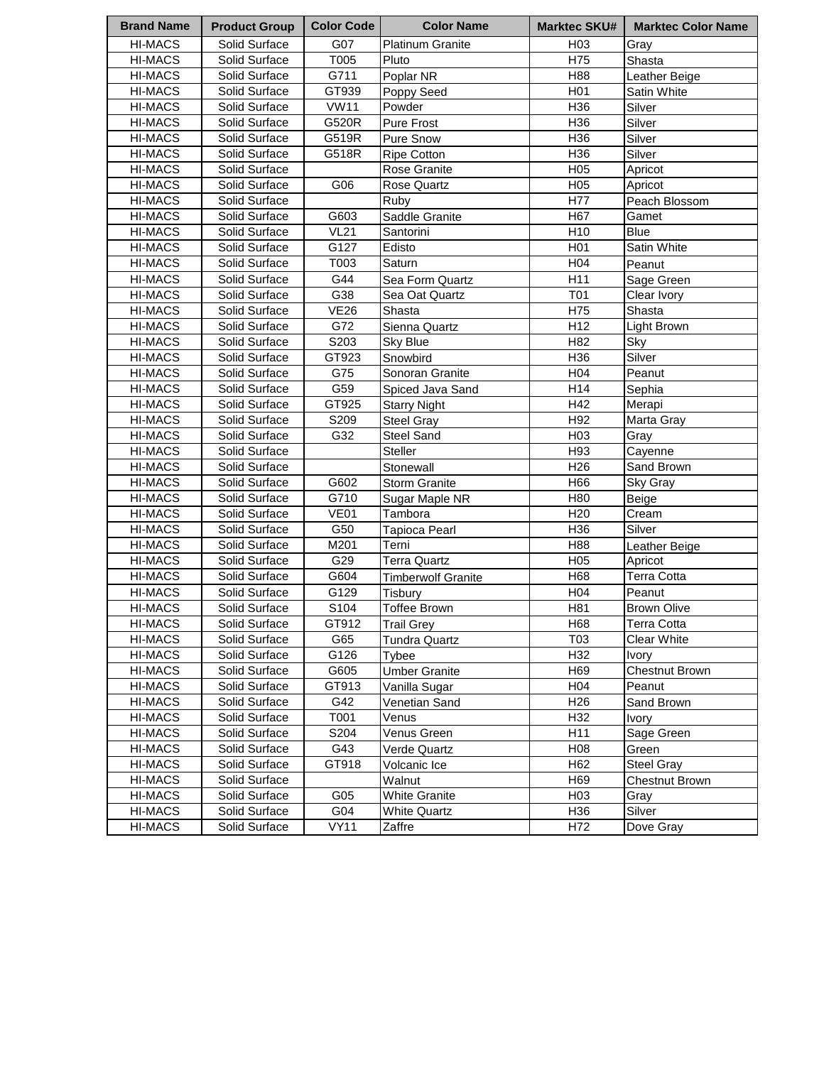| Brand Name | Product Group | Color Code | Color Name | Marktec SKU# | Marktec Color Name |
| --- | --- | --- | --- | --- | --- |
| HI-MACS | Solid Surface | G07 | Platinum Granite | H03 | Gray |
| HI-MACS | Solid Surface | T005 | Pluto | H75 | Shasta |
| HI-MACS | Solid Surface | G711 | Poplar NR | H88 | Leather Beige |
| HI-MACS | Solid Surface | GT939 | Poppy Seed | H01 | Satin White |
| HI-MACS | Solid Surface | VW11 | Powder | H36 | Silver |
| HI-MACS | Solid Surface | G520R | Pure Frost | H36 | Silver |
| HI-MACS | Solid Surface | G519R | Pure Snow | H36 | Silver |
| HI-MACS | Solid Surface | G518R | Ripe Cotton | H36 | Silver |
| HI-MACS | Solid Surface | | Rose Granite | H05 | Apricot |
| HI-MACS | Solid Surface | G06 | Rose Quartz | H05 | Apricot |
| HI-MACS | Solid Surface | | Ruby | H77 | Peach Blossom |
| HI-MACS | Solid Surface | G603 | Saddle Granite | H67 | Gamet |
| HI-MACS | Solid Surface | VL21 | Santorini | H10 | Blue |
| HI-MACS | Solid Surface | G127 | Edisto | H01 | Satin White |
| HI-MACS | Solid Surface | T003 | Saturn | H04 | Peanut |
| HI-MACS | Solid Surface | G44 | Sea Form Quartz | H11 | Sage Green |
| HI-MACS | Solid Surface | G38 | Sea Oat Quartz | T01 | Clear Ivory |
| HI-MACS | Solid Surface | VE26 | Shasta | H75 | Shasta |
| HI-MACS | Solid Surface | G72 | Sienna Quartz | H12 | Light Brown |
| HI-MACS | Solid Surface | S203 | Sky Blue | H82 | Sky |
| HI-MACS | Solid Surface | GT923 | Snowbird | H36 | Silver |
| HI-MACS | Solid Surface | G75 | Sonoran Granite | H04 | Peanut |
| HI-MACS | Solid Surface | G59 | Spiced Java Sand | H14 | Sephia |
| HI-MACS | Solid Surface | GT925 | Starry Night | H42 | Merapi |
| HI-MACS | Solid Surface | S209 | Steel Gray | H92 | Marta Gray |
| HI-MACS | Solid Surface | G32 | Steel Sand | H03 | Gray |
| HI-MACS | Solid Surface | | Steller | H93 | Cayenne |
| HI-MACS | Solid Surface | | Stonewall | H26 | Sand Brown |
| HI-MACS | Solid Surface | G602 | Storm Granite | H66 | Sky Gray |
| HI-MACS | Solid Surface | G710 | Sugar Maple NR | H80 | Beige |
| HI-MACS | Solid Surface | VE01 | Tambora | H20 | Cream |
| HI-MACS | Solid Surface | G50 | Tapioca Pearl | H36 | Silver |
| HI-MACS | Solid Surface | M201 | Terni | H88 | Leather Beige |
| HI-MACS | Solid Surface | G29 | Terra Quartz | H05 | Apricot |
| HI-MACS | Solid Surface | G604 | Timberwolf Granite | H68 | Terra Cotta |
| HI-MACS | Solid Surface | G129 | Tisbury | H04 | Peanut |
| HI-MACS | Solid Surface | S104 | Toffee Brown | H81 | Brown Olive |
| HI-MACS | Solid Surface | GT912 | Trail Grey | H68 | Terra Cotta |
| HI-MACS | Solid Surface | G65 | Tundra Quartz | T03 | Clear White |
| HI-MACS | Solid Surface | G126 | Tybee | H32 | Ivory |
| HI-MACS | Solid Surface | G605 | Umber Granite | H69 | Chestnut Brown |
| HI-MACS | Solid Surface | GT913 | Vanilla Sugar | H04 | Peanut |
| HI-MACS | Solid Surface | G42 | Venetian Sand | H26 | Sand Brown |
| HI-MACS | Solid Surface | T001 | Venus | H32 | Ivory |
| HI-MACS | Solid Surface | S204 | Venus Green | H11 | Sage Green |
| HI-MACS | Solid Surface | G43 | Verde Quartz | H08 | Green |
| HI-MACS | Solid Surface | GT918 | Volcanic Ice | H62 | Steel Gray |
| HI-MACS | Solid Surface | | Walnut | H69 | Chestnut Brown |
| HI-MACS | Solid Surface | G05 | White Granite | H03 | Gray |
| HI-MACS | Solid Surface | G04 | White Quartz | H36 | Silver |
| HI-MACS | Solid Surface | VY11 | Zaffre | H72 | Dove Gray |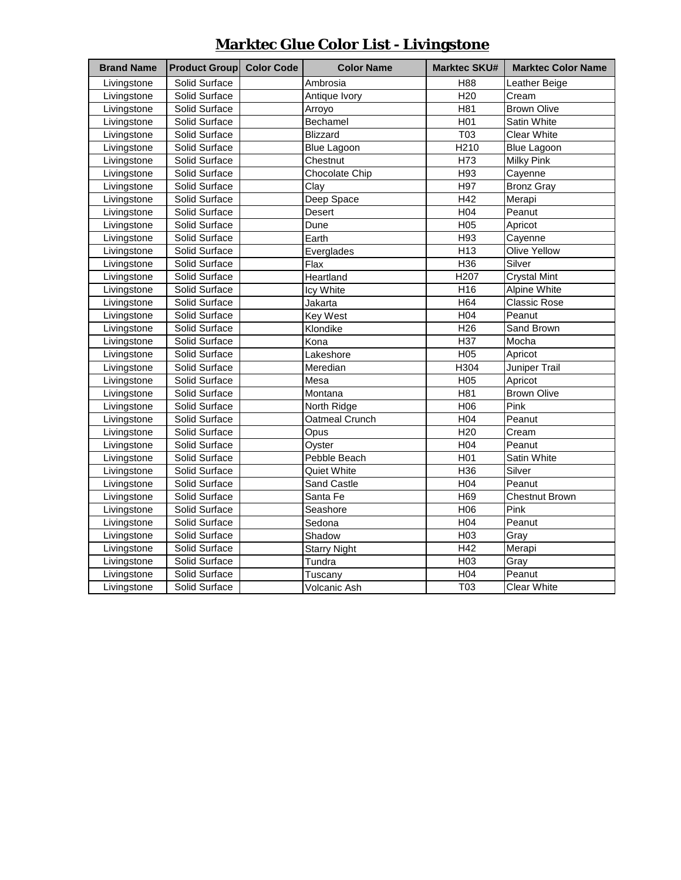# Marktec Glue Color List - Livingstone

| Brand Name | Product Group | Color Code | Color Name | Marktec SKU# | Marktec Color Name |
|---|---|---|---|---|---|
| Livingstone | Solid Surface | | Ambrosia | H88 | Leather Beige |
| Livingstone | Solid Surface | | Antique Ivory | H20 | Cream |
| Livingstone | Solid Surface | | Arroyo | H81 | Brown Olive |
| Livingstone | Solid Surface | | Bechamel | H01 | Satin White |
| Livingstone | Solid Surface | | Blizzard | T03 | Clear White |
| Livingstone | Solid Surface | | Blue Lagoon | H210 | Blue Lagoon |
| Livingstone | Solid Surface | | Chestnut | H73 | Milky Pink |
| Livingstone | Solid Surface | | Chocolate Chip | H93 | Cayenne |
| Livingstone | Solid Surface | | Clay | H97 | Bronz Gray |
| Livingstone | Solid Surface | | Deep Space | H42 | Merapi |
| Livingstone | Solid Surface | | Desert | H04 | Peanut |
| Livingstone | Solid Surface | | Dune | H05 | Apricot |
| Livingstone | Solid Surface | | Earth | H93 | Cayenne |
| Livingstone | Solid Surface | | Everglades | H13 | Olive Yellow |
| Livingstone | Solid Surface | | Flax | H36 | Silver |
| Livingstone | Solid Surface | | Heartland | H207 | Crystal Mint |
| Livingstone | Solid Surface | | Icy White | H16 | Alpine White |
| Livingstone | Solid Surface | | Jakarta | H64 | Classic Rose |
| Livingstone | Solid Surface | | Key West | H04 | Peanut |
| Livingstone | Solid Surface | | Klondike | H26 | Sand Brown |
| Livingstone | Solid Surface | | Kona | H37 | Mocha |
| Livingstone | Solid Surface | | Lakeshore | H05 | Apricot |
| Livingstone | Solid Surface | | Meredian | H304 | Juniper Trail |
| Livingstone | Solid Surface | | Mesa | H05 | Apricot |
| Livingstone | Solid Surface | | Montana | H81 | Brown Olive |
| Livingstone | Solid Surface | | North Ridge | H06 | Pink |
| Livingstone | Solid Surface | | Oatmeal Crunch | H04 | Peanut |
| Livingstone | Solid Surface | | Opus | H20 | Cream |
| Livingstone | Solid Surface | | Oyster | H04 | Peanut |
| Livingstone | Solid Surface | | Pebble Beach | H01 | Satin White |
| Livingstone | Solid Surface | | Quiet White | H36 | Silver |
| Livingstone | Solid Surface | | Sand Castle | H04 | Peanut |
| Livingstone | Solid Surface | | Santa Fe | H69 | Chestnut Brown |
| Livingstone | Solid Surface | | Seashore | H06 | Pink |
| Livingstone | Solid Surface | | Sedona | H04 | Peanut |
| Livingstone | Solid Surface | | Shadow | H03 | Gray |
| Livingstone | Solid Surface | | Starry Night | H42 | Merapi |
| Livingstone | Solid Surface | | Tundra | H03 | Gray |
| Livingstone | Solid Surface | | Tuscany | H04 | Peanut |
| Livingstone | Solid Surface | | Volcanic Ash | T03 | Clear White |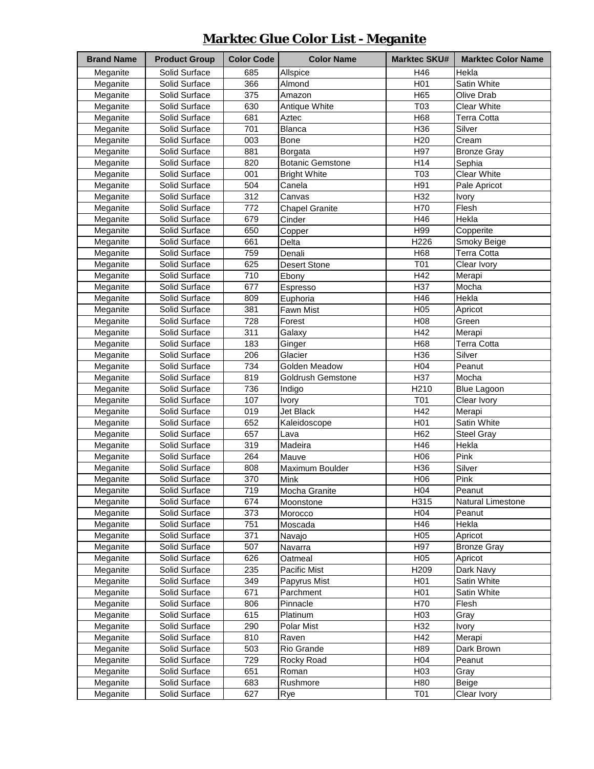# Marktec Glue Color List - Meganite

| Brand Name | Product Group | Color Code | Color Name | Marktec SKU# | Marktec Color Name |
|---|---|---|---|---|---|
| Meganite | Solid Surface | 685 | Allspice | H46 | Hekla |
| Meganite | Solid Surface | 366 | Almond | H01 | Satin White |
| Meganite | Solid Surface | 375 | Amazon | H65 | Olive Drab |
| Meganite | Solid Surface | 630 | Antique White | T03 | Clear White |
| Meganite | Solid Surface | 681 | Aztec | H68 | Terra Cotta |
| Meganite | Solid Surface | 701 | Blanca | H36 | Silver |
| Meganite | Solid Surface | 003 | Bone | H20 | Cream |
| Meganite | Solid Surface | 881 | Borgata | H97 | Bronze Gray |
| Meganite | Solid Surface | 820 | Botanic Gemstone | H14 | Sephia |
| Meganite | Solid Surface | 001 | Bright White | T03 | Clear White |
| Meganite | Solid Surface | 504 | Canela | H91 | Pale Apricot |
| Meganite | Solid Surface | 312 | Canvas | H32 | Ivory |
| Meganite | Solid Surface | 772 | Chapel Granite | H70 | Flesh |
| Meganite | Solid Surface | 679 | Cinder | H46 | Hekla |
| Meganite | Solid Surface | 650 | Copper | H99 | Copperite |
| Meganite | Solid Surface | 661 | Delta | H226 | Smoky Beige |
| Meganite | Solid Surface | 759 | Denali | H68 | Terra Cotta |
| Meganite | Solid Surface | 625 | Desert Stone | T01 | Clear Ivory |
| Meganite | Solid Surface | 710 | Ebony | H42 | Merapi |
| Meganite | Solid Surface | 677 | Espresso | H37 | Mocha |
| Meganite | Solid Surface | 809 | Euphoria | H46 | Hekla |
| Meganite | Solid Surface | 381 | Fawn Mist | H05 | Apricot |
| Meganite | Solid Surface | 728 | Forest | H08 | Green |
| Meganite | Solid Surface | 311 | Galaxy | H42 | Merapi |
| Meganite | Solid Surface | 183 | Ginger | H68 | Terra Cotta |
| Meganite | Solid Surface | 206 | Glacier | H36 | Silver |
| Meganite | Solid Surface | 734 | Golden Meadow | H04 | Peanut |
| Meganite | Solid Surface | 819 | Goldrush Gemstone | H37 | Mocha |
| Meganite | Solid Surface | 736 | Indigo | H210 | Blue Lagoon |
| Meganite | Solid Surface | 107 | Ivory | T01 | Clear Ivory |
| Meganite | Solid Surface | 019 | Jet Black | H42 | Merapi |
| Meganite | Solid Surface | 652 | Kaleidoscope | H01 | Satin White |
| Meganite | Solid Surface | 657 | Lava | H62 | Steel Gray |
| Meganite | Solid Surface | 319 | Madeira | H46 | Hekla |
| Meganite | Solid Surface | 264 | Mauve | H06 | Pink |
| Meganite | Solid Surface | 808 | Maximum Boulder | H36 | Silver |
| Meganite | Solid Surface | 370 | Mink | H06 | Pink |
| Meganite | Solid Surface | 719 | Mocha Granite | H04 | Peanut |
| Meganite | Solid Surface | 674 | Moonstone | H315 | Natural Limestone |
| Meganite | Solid Surface | 373 | Morocco | H04 | Peanut |
| Meganite | Solid Surface | 751 | Moscada | H46 | Hekla |
| Meganite | Solid Surface | 371 | Navajo | H05 | Apricot |
| Meganite | Solid Surface | 507 | Navarra | H97 | Bronze Gray |
| Meganite | Solid Surface | 626 | Oatmeal | H05 | Apricot |
| Meganite | Solid Surface | 235 | Pacific Mist | H209 | Dark Navy |
| Meganite | Solid Surface | 349 | Papyrus Mist | H01 | Satin White |
| Meganite | Solid Surface | 671 | Parchment | H01 | Satin White |
| Meganite | Solid Surface | 806 | Pinnacle | H70 | Flesh |
| Meganite | Solid Surface | 615 | Platinum | H03 | Gray |
| Meganite | Solid Surface | 290 | Polar Mist | H32 | Ivory |
| Meganite | Solid Surface | 810 | Raven | H42 | Merapi |
| Meganite | Solid Surface | 503 | Rio Grande | H89 | Dark Brown |
| Meganite | Solid Surface | 729 | Rocky Road | H04 | Peanut |
| Meganite | Solid Surface | 651 | Roman | H03 | Gray |
| Meganite | Solid Surface | 683 | Rushmore | H80 | Beige |
| Meganite | Solid Surface | 627 | Rye | T01 | Clear Ivory |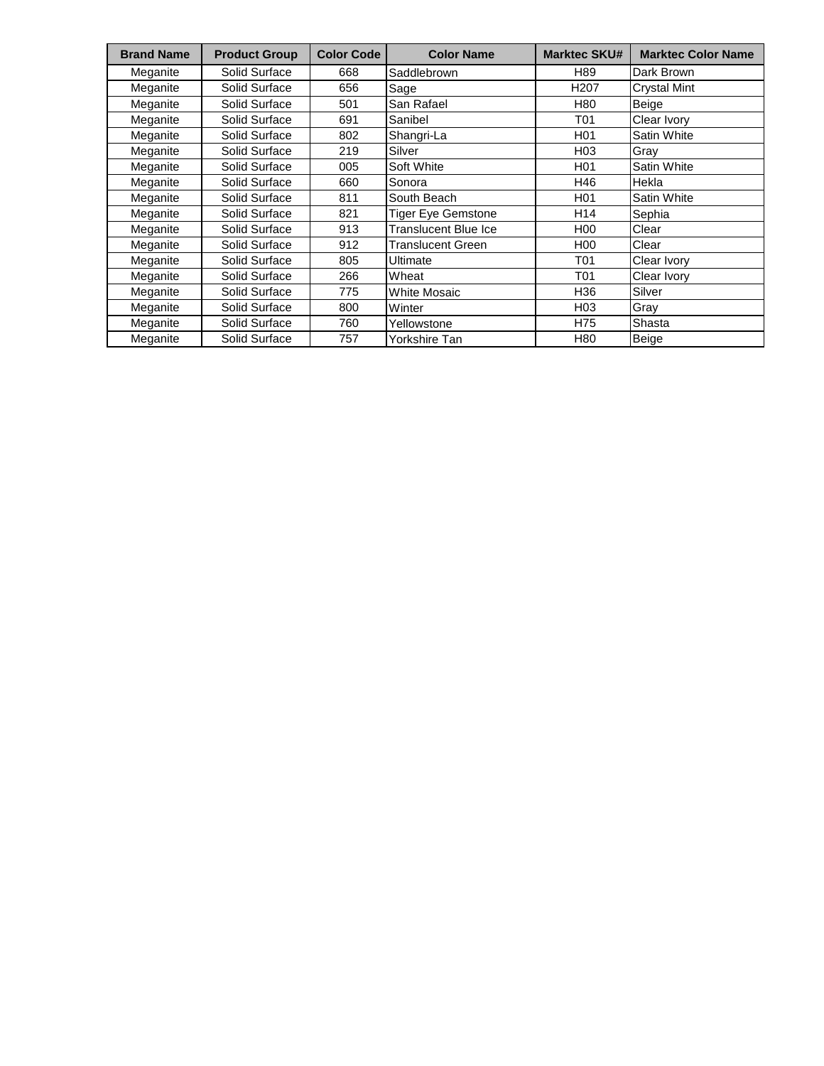| Brand Name | Product Group | Color Code | Color Name | Marktec SKU# | Marktec Color Name |
|---|---|---|---|---|---|
| Meganite | Solid Surface | 668 | Saddlebrown | H89 | Dark Brown |
| Meganite | Solid Surface | 656 | Sage | H207 | Crystal Mint |
| Meganite | Solid Surface | 501 | San Rafael | H80 | Beige |
| Meganite | Solid Surface | 691 | Sanibel | T01 | Clear Ivory |
| Meganite | Solid Surface | 802 | Shangri-La | H01 | Satin White |
| Meganite | Solid Surface | 219 | Silver | H03 | Gray |
| Meganite | Solid Surface | 005 | Soft White | H01 | Satin White |
| Meganite | Solid Surface | 660 | Sonora | H46 | Hekla |
| Meganite | Solid Surface | 811 | South Beach | H01 | Satin White |
| Meganite | Solid Surface | 821 | Tiger Eye Gemstone | H14 | Sephia |
| Meganite | Solid Surface | 913 | Translucent Blue Ice | H00 | Clear |
| Meganite | Solid Surface | 912 | Translucent Green | H00 | Clear |
| Meganite | Solid Surface | 805 | Ultimate | T01 | Clear Ivory |
| Meganite | Solid Surface | 266 | Wheat | T01 | Clear Ivory |
| Meganite | Solid Surface | 775 | White Mosaic | H36 | Silver |
| Meganite | Solid Surface | 800 | Winter | H03 | Gray |
| Meganite | Solid Surface | 760 | Yellowstone | H75 | Shasta |
| Meganite | Solid Surface | 757 | Yorkshire Tan | H80 | Beige |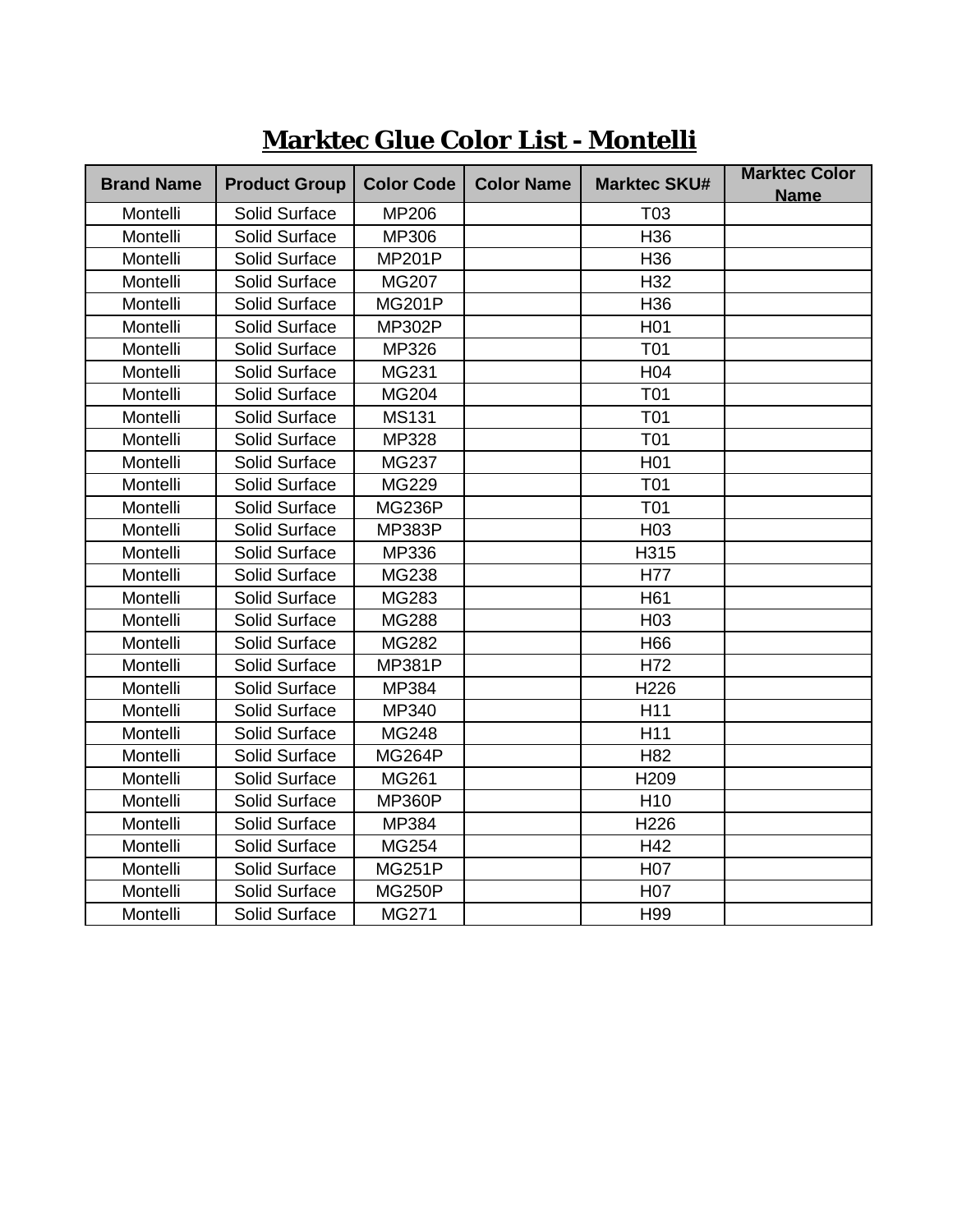# Marktec Glue Color List - Montelli

| Brand Name | Product Group | Color Code | Color Name | Marktec SKU# | Marktec Color Name |
|---|---|---|---|---|---|
| Montelli | Solid Surface | MP206 | | T03 | |
| Montelli | Solid Surface | MP306 | | H36 | |
| Montelli | Solid Surface | MP201P | | H36 | |
| Montelli | Solid Surface | MG207 | | H32 | |
| Montelli | Solid Surface | MG201P | | H36 | |
| Montelli | Solid Surface | MP302P | | H01 | |
| Montelli | Solid Surface | MP326 | | T01 | |
| Montelli | Solid Surface | MG231 | | H04 | |
| Montelli | Solid Surface | MG204 | | T01 | |
| Montelli | Solid Surface | MS131 | | T01 | |
| Montelli | Solid Surface | MP328 | | T01 | |
| Montelli | Solid Surface | MG237 | | H01 | |
| Montelli | Solid Surface | MG229 | | T01 | |
| Montelli | Solid Surface | MG236P | | T01 | |
| Montelli | Solid Surface | MP383P | | H03 | |
| Montelli | Solid Surface | MP336 | | H315 | |
| Montelli | Solid Surface | MG238 | | H77 | |
| Montelli | Solid Surface | MG283 | | H61 | |
| Montelli | Solid Surface | MG288 | | H03 | |
| Montelli | Solid Surface | MG282 | | H66 | |
| Montelli | Solid Surface | MP381P | | H72 | |
| Montelli | Solid Surface | MP384 | | H226 | |
| Montelli | Solid Surface | MP340 | | H11 | |
| Montelli | Solid Surface | MG248 | | H11 | |
| Montelli | Solid Surface | MG264P | | H82 | |
| Montelli | Solid Surface | MG261 | | H209 | |
| Montelli | Solid Surface | MP360P | | H10 | |
| Montelli | Solid Surface | MP384 | | H226 | |
| Montelli | Solid Surface | MG254 | | H42 | |
| Montelli | Solid Surface | MG251P | | H07 | |
| Montelli | Solid Surface | MG250P | | H07 | |
| Montelli | Solid Surface | MG271 | | H99 | |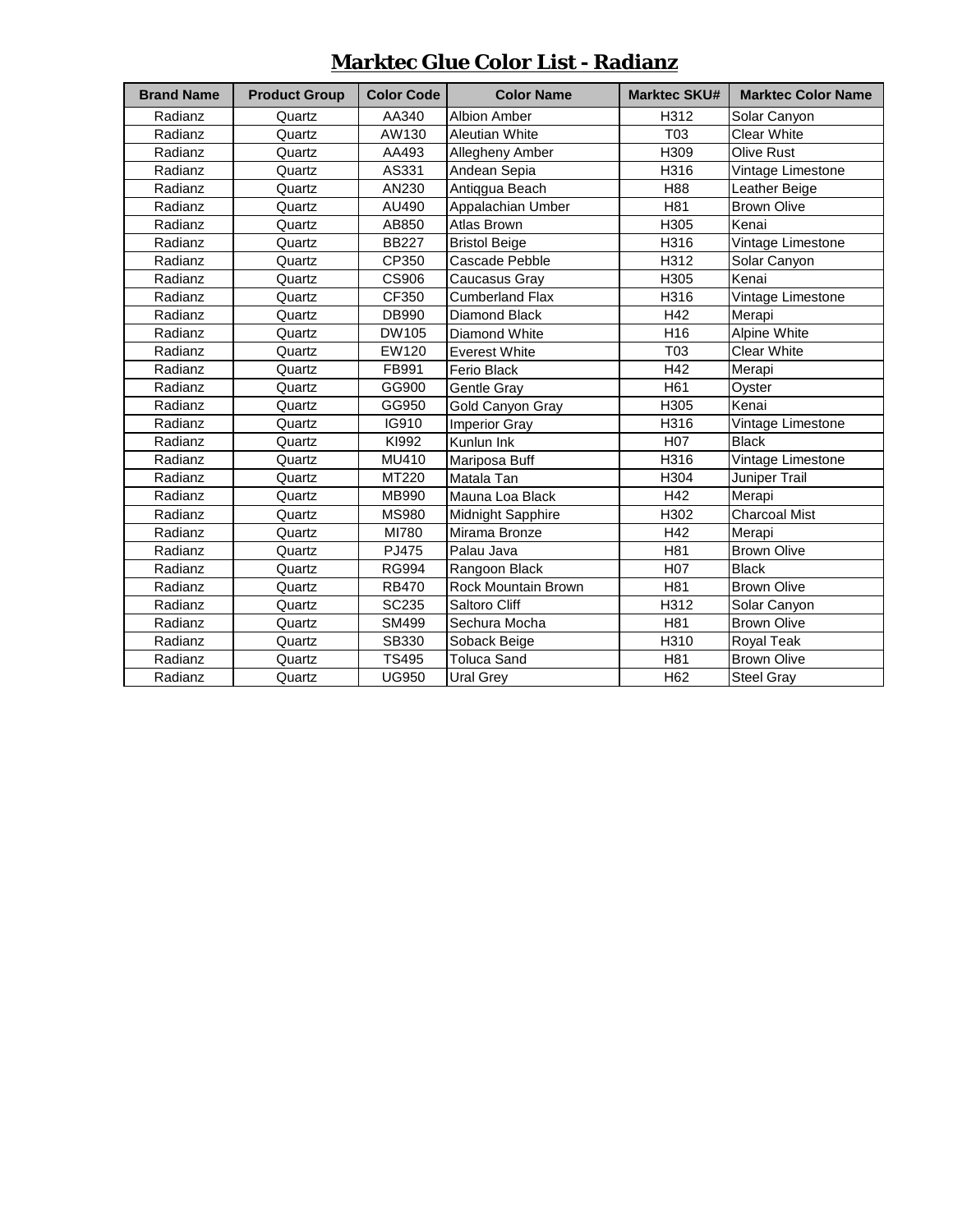# Marktec Glue Color List - Radianz

| Brand Name | Product Group | Color Code | Color Name | Marktec SKU# | Marktec Color Name |
|---|---|---|---|---|---|
| Radianz | Quartz | AA340 | Albion Amber | H312 | Solar Canyon |
| Radianz | Quartz | AW130 | Aleutian White | T03 | Clear White |
| Radianz | Quartz | AA493 | Allegheny Amber | H309 | Olive Rust |
| Radianz | Quartz | AS331 | Andean Sepia | H316 | Vintage Limestone |
| Radianz | Quartz | AN230 | Antiqgua Beach | H88 | Leather Beige |
| Radianz | Quartz | AU490 | Appalachian Umber | H81 | Brown Olive |
| Radianz | Quartz | AB850 | Atlas Brown | H305 | Kenai |
| Radianz | Quartz | BB227 | Bristol Beige | H316 | Vintage Limestone |
| Radianz | Quartz | CP350 | Cascade Pebble | H312 | Solar Canyon |
| Radianz | Quartz | CS906 | Caucasus Gray | H305 | Kenai |
| Radianz | Quartz | CF350 | Cumberland Flax | H316 | Vintage Limestone |
| Radianz | Quartz | DB990 | Diamond Black | H42 | Merapi |
| Radianz | Quartz | DW105 | Diamond White | H16 | Alpine White |
| Radianz | Quartz | EW120 | Everest White | T03 | Clear White |
| Radianz | Quartz | FB991 | Ferio Black | H42 | Merapi |
| Radianz | Quartz | GG900 | Gentle Gray | H61 | Oyster |
| Radianz | Quartz | GG950 | Gold Canyon Gray | H305 | Kenai |
| Radianz | Quartz | IG910 | Imperior Gray | H316 | Vintage Limestone |
| Radianz | Quartz | KI992 | Kunlun Ink | H07 | Black |
| Radianz | Quartz | MU410 | Mariposa Buff | H316 | Vintage Limestone |
| Radianz | Quartz | MT220 | Matala Tan | H304 | Juniper Trail |
| Radianz | Quartz | MB990 | Mauna Loa Black | H42 | Merapi |
| Radianz | Quartz | MS980 | Midnight Sapphire | H302 | Charcoal Mist |
| Radianz | Quartz | MI780 | Mirama Bronze | H42 | Merapi |
| Radianz | Quartz | PJ475 | Palau Java | H81 | Brown Olive |
| Radianz | Quartz | RG994 | Rangoon Black | H07 | Black |
| Radianz | Quartz | RB470 | Rock Mountain Brown | H81 | Brown Olive |
| Radianz | Quartz | SC235 | Saltoro Cliff | H312 | Solar Canyon |
| Radianz | Quartz | SM499 | Sechura Mocha | H81 | Brown Olive |
| Radianz | Quartz | SB330 | Soback Beige | H310 | Royal Teak |
| Radianz | Quartz | TS495 | Toluca Sand | H81 | Brown Olive |
| Radianz | Quartz | UG950 | Ural Grey | H62 | Steel Gray |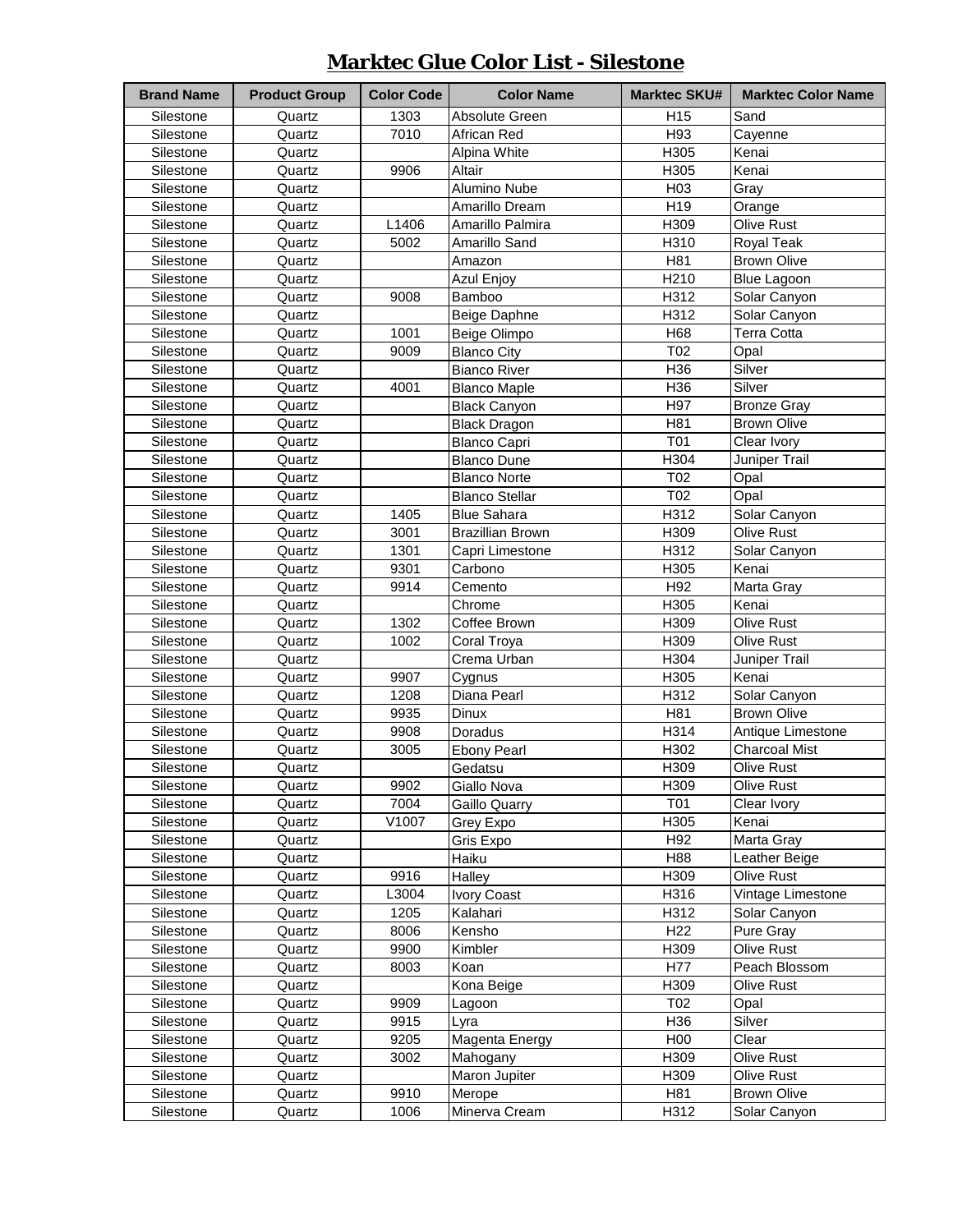# Marktec Glue Color List - Silestone

| Brand Name | Product Group | Color Code | Color Name | Marktec SKU# | Marktec Color Name |
|---|---|---|---|---|---|
| Silestone | Quartz | 1303 | Absolute Green | H15 | Sand |
| Silestone | Quartz | 7010 | African Red | H93 | Cayenne |
| Silestone | Quartz | | Alpina White | H305 | Kenai |
| Silestone | Quartz | 9906 | Altair | H305 | Kenai |
| Silestone | Quartz | | Alumino Nube | H03 | Gray |
| Silestone | Quartz | | Amarillo Dream | H19 | Orange |
| Silestone | Quartz | L1406 | Amarillo Palmira | H309 | Olive Rust |
| Silestone | Quartz | 5002 | Amarillo Sand | H310 | Royal Teak |
| Silestone | Quartz | | Amazon | H81 | Brown Olive |
| Silestone | Quartz | | Azul Enjoy | H210 | Blue Lagoon |
| Silestone | Quartz | 9008 | Bamboo | H312 | Solar Canyon |
| Silestone | Quartz | | Beige Daphne | H312 | Solar Canyon |
| Silestone | Quartz | 1001 | Beige Olimpo | H68 | Terra Cotta |
| Silestone | Quartz | 9009 | Blanco City | T02 | Opal |
| Silestone | Quartz | | Bianco River | H36 | Silver |
| Silestone | Quartz | 4001 | Blanco Maple | H36 | Silver |
| Silestone | Quartz | | Black Canyon | H97 | Bronze Gray |
| Silestone | Quartz | | Black Dragon | H81 | Brown Olive |
| Silestone | Quartz | | Blanco Capri | T01 | Clear Ivory |
| Silestone | Quartz | | Blanco Dune | H304 | Juniper Trail |
| Silestone | Quartz | | Blanco Norte | T02 | Opal |
| Silestone | Quartz | | Blanco Stellar | T02 | Opal |
| Silestone | Quartz | 1405 | Blue Sahara | H312 | Solar Canyon |
| Silestone | Quartz | 3001 | Brazillian Brown | H309 | Olive Rust |
| Silestone | Quartz | 1301 | Capri Limestone | H312 | Solar Canyon |
| Silestone | Quartz | 9301 | Carbono | H305 | Kenai |
| Silestone | Quartz | 9914 | Cemento | H92 | Marta Gray |
| Silestone | Quartz | | Chrome | H305 | Kenai |
| Silestone | Quartz | 1302 | Coffee Brown | H309 | Olive Rust |
| Silestone | Quartz | 1002 | Coral Troya | H309 | Olive Rust |
| Silestone | Quartz | | Crema Urban | H304 | Juniper Trail |
| Silestone | Quartz | 9907 | Cygnus | H305 | Kenai |
| Silestone | Quartz | 1208 | Diana Pearl | H312 | Solar Canyon |
| Silestone | Quartz | 9935 | Dinux | H81 | Brown Olive |
| Silestone | Quartz | 9908 | Doradus | H314 | Antique Limestone |
| Silestone | Quartz | 3005 | Ebony Pearl | H302 | Charcoal Mist |
| Silestone | Quartz | | Gedatsu | H309 | Olive Rust |
| Silestone | Quartz | 9902 | Giallo Nova | H309 | Olive Rust |
| Silestone | Quartz | 7004 | Gaillo Quarry | T01 | Clear Ivory |
| Silestone | Quartz | V1007 | Grey Expo | H305 | Kenai |
| Silestone | Quartz | | Gris Expo | H92 | Marta Gray |
| Silestone | Quartz | | Haiku | H88 | Leather Beige |
| Silestone | Quartz | 9916 | Halley | H309 | Olive Rust |
| Silestone | Quartz | L3004 | Ivory Coast | H316 | Vintage Limestone |
| Silestone | Quartz | 1205 | Kalahari | H312 | Solar Canyon |
| Silestone | Quartz | 8006 | Kensho | H22 | Pure Gray |
| Silestone | Quartz | 9900 | Kimbler | H309 | Olive Rust |
| Silestone | Quartz | 8003 | Koan | H77 | Peach Blossom |
| Silestone | Quartz | | Kona Beige | H309 | Olive Rust |
| Silestone | Quartz | 9909 | Lagoon | T02 | Opal |
| Silestone | Quartz | 9915 | Lyra | H36 | Silver |
| Silestone | Quartz | 9205 | Magenta Energy | H00 | Clear |
| Silestone | Quartz | 3002 | Mahogany | H309 | Olive Rust |
| Silestone | Quartz | | Maron Jupiter | H309 | Olive Rust |
| Silestone | Quartz | 9910 | Merope | H81 | Brown Olive |
| Silestone | Quartz | 1006 | Minerva Cream | H312 | Solar Canyon |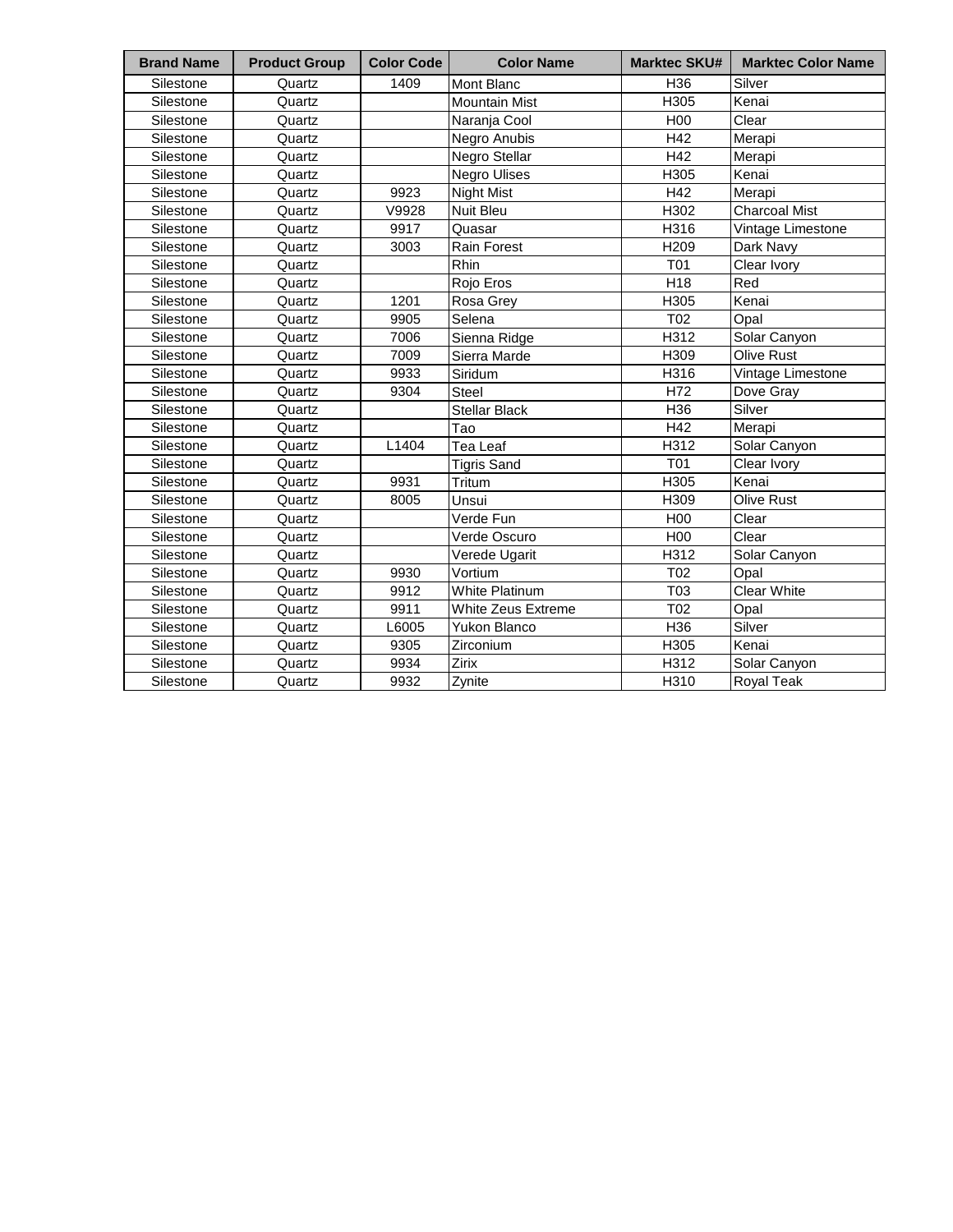| Brand Name | Product Group | Color Code | Color Name | Marktec SKU# | Marktec Color Name |
|---|---|---|---|---|---|
| Silestone | Quartz | 1409 | Mont Blanc | H36 | Silver |
| Silestone | Quartz | | Mountain Mist | H305 | Kenai |
| Silestone | Quartz | | Naranja Cool | H00 | Clear |
| Silestone | Quartz | | Negro Anubis | H42 | Merapi |
| Silestone | Quartz | | Negro Stellar | H42 | Merapi |
| Silestone | Quartz | | Negro Ulises | H305 | Kenai |
| Silestone | Quartz | 9923 | Night Mist | H42 | Merapi |
| Silestone | Quartz | V9928 | Nuit Bleu | H302 | Charcoal Mist |
| Silestone | Quartz | 9917 | Quasar | H316 | Vintage Limestone |
| Silestone | Quartz | 3003 | Rain Forest | H209 | Dark Navy |
| Silestone | Quartz | | Rhin | T01 | Clear Ivory |
| Silestone | Quartz | | Rojo Eros | H18 | Red |
| Silestone | Quartz | 1201 | Rosa Grey | H305 | Kenai |
| Silestone | Quartz | 9905 | Selena | T02 | Opal |
| Silestone | Quartz | 7006 | Sienna Ridge | H312 | Solar Canyon |
| Silestone | Quartz | 7009 | Sierra Marde | H309 | Olive Rust |
| Silestone | Quartz | 9933 | Siridum | H316 | Vintage Limestone |
| Silestone | Quartz | 9304 | Steel | H72 | Dove Gray |
| Silestone | Quartz | | Stellar Black | H36 | Silver |
| Silestone | Quartz | | Tao | H42 | Merapi |
| Silestone | Quartz | L1404 | Tea Leaf | H312 | Solar Canyon |
| Silestone | Quartz | | Tigris Sand | T01 | Clear Ivory |
| Silestone | Quartz | 9931 | Tritum | H305 | Kenai |
| Silestone | Quartz | 8005 | Unsui | H309 | Olive Rust |
| Silestone | Quartz | | Verde Fun | H00 | Clear |
| Silestone | Quartz | | Verde Oscuro | H00 | Clear |
| Silestone | Quartz | | Verede Ugarit | H312 | Solar Canyon |
| Silestone | Quartz | 9930 | Vortium | T02 | Opal |
| Silestone | Quartz | 9912 | White Platinum | T03 | Clear White |
| Silestone | Quartz | 9911 | White Zeus Extreme | T02 | Opal |
| Silestone | Quartz | L6005 | Yukon Blanco | H36 | Silver |
| Silestone | Quartz | 9305 | Zirconium | H305 | Kenai |
| Silestone | Quartz | 9934 | Zirix | H312 | Solar Canyon |
| Silestone | Quartz | 9932 | Zynite | H310 | Royal Teak |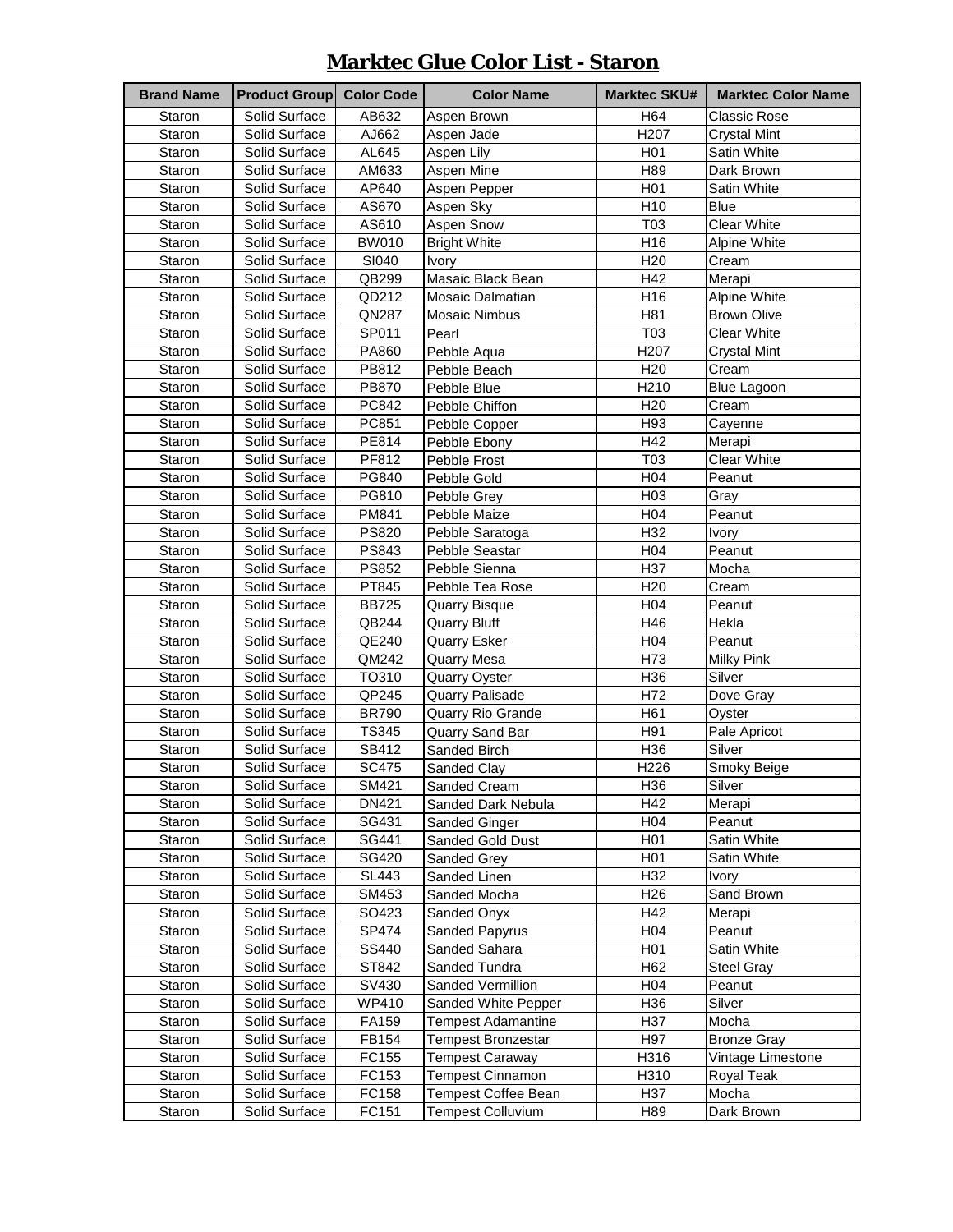# Marktec Glue Color List - Staron

| Brand Name | Product Group | Color Code | Color Name | Marktec SKU# | Marktec Color Name |
|---|---|---|---|---|---|
| Staron | Solid Surface | AB632 | Aspen Brown | H64 | Classic Rose |
| Staron | Solid Surface | AJ662 | Aspen Jade | H207 | Crystal Mint |
| Staron | Solid Surface | AL645 | Aspen Lily | H01 | Satin White |
| Staron | Solid Surface | AM633 | Aspen Mine | H89 | Dark Brown |
| Staron | Solid Surface | AP640 | Aspen Pepper | H01 | Satin White |
| Staron | Solid Surface | AS670 | Aspen Sky | H10 | Blue |
| Staron | Solid Surface | AS610 | Aspen Snow | T03 | Clear White |
| Staron | Solid Surface | BW010 | Bright White | H16 | Alpine White |
| Staron | Solid Surface | SI040 | Ivory | H20 | Cream |
| Staron | Solid Surface | QB299 | Masaic Black Bean | H42 | Merapi |
| Staron | Solid Surface | QD212 | Mosaic Dalmatian | H16 | Alpine White |
| Staron | Solid Surface | QN287 | Mosaic Nimbus | H81 | Brown Olive |
| Staron | Solid Surface | SP011 | Pearl | T03 | Clear White |
| Staron | Solid Surface | PA860 | Pebble Aqua | H207 | Crystal Mint |
| Staron | Solid Surface | PB812 | Pebble Beach | H20 | Cream |
| Staron | Solid Surface | PB870 | Pebble Blue | H210 | Blue Lagoon |
| Staron | Solid Surface | PC842 | Pebble Chiffon | H20 | Cream |
| Staron | Solid Surface | PC851 | Pebble Copper | H93 | Cayenne |
| Staron | Solid Surface | PE814 | Pebble Ebony | H42 | Merapi |
| Staron | Solid Surface | PF812 | Pebble Frost | T03 | Clear White |
| Staron | Solid Surface | PG840 | Pebble Gold | H04 | Peanut |
| Staron | Solid Surface | PG810 | Pebble Grey | H03 | Gray |
| Staron | Solid Surface | PM841 | Pebble Maize | H04 | Peanut |
| Staron | Solid Surface | PS820 | Pebble Saratoga | H32 | Ivory |
| Staron | Solid Surface | PS843 | Pebble Seastar | H04 | Peanut |
| Staron | Solid Surface | PS852 | Pebble Sienna | H37 | Mocha |
| Staron | Solid Surface | PT845 | Pebble Tea Rose | H20 | Cream |
| Staron | Solid Surface | BB725 | Quarry Bisque | H04 | Peanut |
| Staron | Solid Surface | QB244 | Quarry Bluff | H46 | Hekla |
| Staron | Solid Surface | QE240 | Quarry Esker | H04 | Peanut |
| Staron | Solid Surface | QM242 | Quarry Mesa | H73 | Milky Pink |
| Staron | Solid Surface | TO310 | Quarry Oyster | H36 | Silver |
| Staron | Solid Surface | QP245 | Quarry Palisade | H72 | Dove Gray |
| Staron | Solid Surface | BR790 | Quarry Rio Grande | H61 | Oyster |
| Staron | Solid Surface | TS345 | Quarry Sand Bar | H91 | Pale Apricot |
| Staron | Solid Surface | SB412 | Sanded Birch | H36 | Silver |
| Staron | Solid Surface | SC475 | Sanded Clay | H226 | Smoky Beige |
| Staron | Solid Surface | SM421 | Sanded Cream | H36 | Silver |
| Staron | Solid Surface | DN421 | Sanded Dark Nebula | H42 | Merapi |
| Staron | Solid Surface | SG431 | Sanded Ginger | H04 | Peanut |
| Staron | Solid Surface | SG441 | Sanded Gold Dust | H01 | Satin White |
| Staron | Solid Surface | SG420 | Sanded Grey | H01 | Satin White |
| Staron | Solid Surface | SL443 | Sanded Linen | H32 | Ivory |
| Staron | Solid Surface | SM453 | Sanded Mocha | H26 | Sand Brown |
| Staron | Solid Surface | SO423 | Sanded Onyx | H42 | Merapi |
| Staron | Solid Surface | SP474 | Sanded Papyrus | H04 | Peanut |
| Staron | Solid Surface | SS440 | Sanded Sahara | H01 | Satin White |
| Staron | Solid Surface | ST842 | Sanded Tundra | H62 | Steel Gray |
| Staron | Solid Surface | SV430 | Sanded Vermillion | H04 | Peanut |
| Staron | Solid Surface | WP410 | Sanded White Pepper | H36 | Silver |
| Staron | Solid Surface | FA159 | Tempest Adamantine | H37 | Mocha |
| Staron | Solid Surface | FB154 | Tempest Bronzestar | H97 | Bronze Gray |
| Staron | Solid Surface | FC155 | Tempest Caraway | H316 | Vintage Limestone |
| Staron | Solid Surface | FC153 | Tempest Cinnamon | H310 | Royal Teak |
| Staron | Solid Surface | FC158 | Tempest Coffee Bean | H37 | Mocha |
| Staron | Solid Surface | FC151 | Tempest Colluvium | H89 | Dark Brown |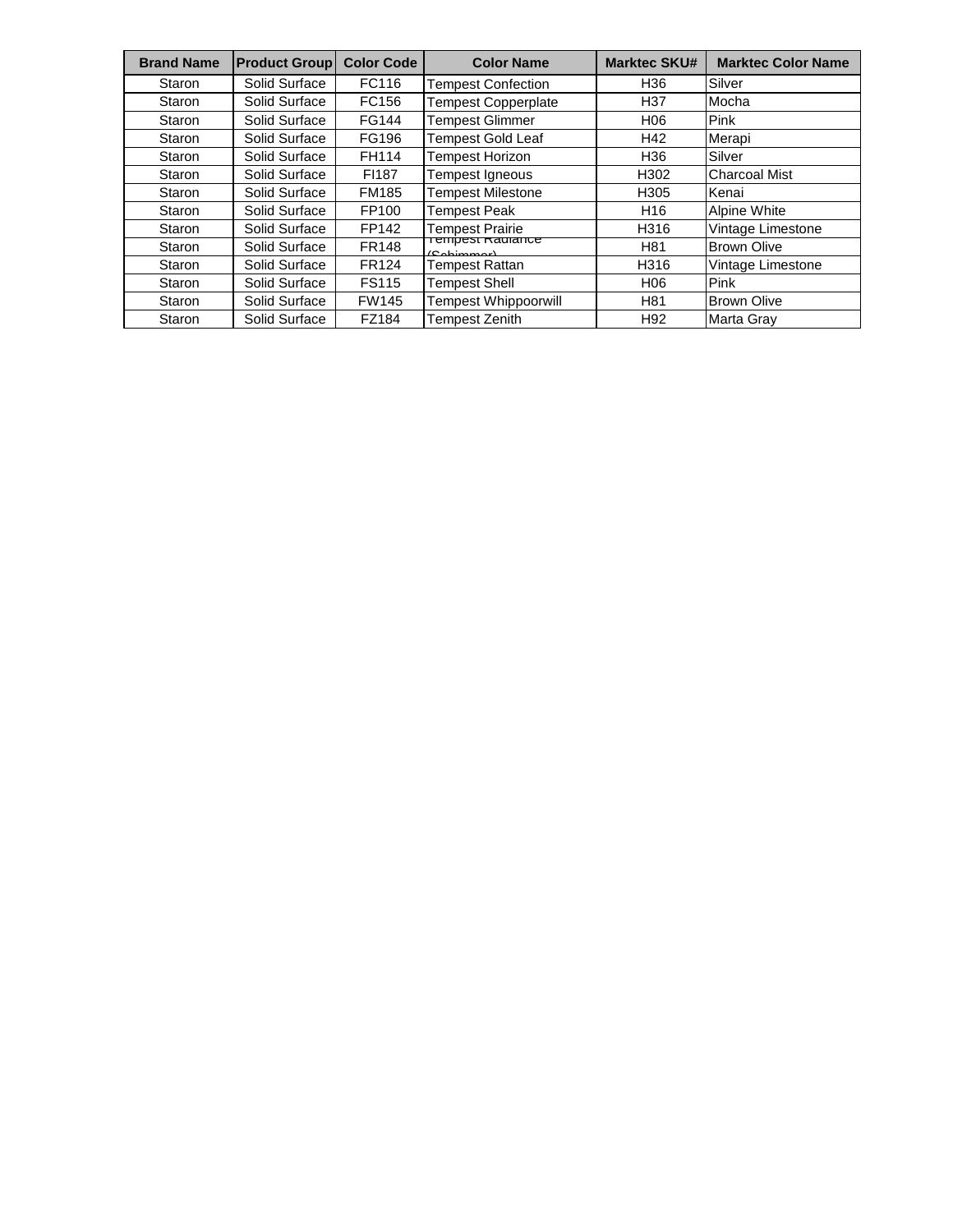| Brand Name | Product Group | Color Code | Color Name | Marktec SKU# | Marktec Color Name |
|---|---|---|---|---|---|
| Staron | Solid Surface | FC116 | Tempest Confection | H36 | Silver |
| Staron | Solid Surface | FC156 | Tempest Copperplate | H37 | Mocha |
| Staron | Solid Surface | FG144 | Tempest Glimmer | H06 | Pink |
| Staron | Solid Surface | FG196 | Tempest Gold Leaf | H42 | Merapi |
| Staron | Solid Surface | FH114 | Tempest Horizon | H36 | Silver |
| Staron | Solid Surface | FI187 | Tempest Igneous | H302 | Charcoal Mist |
| Staron | Solid Surface | FM185 | Tempest Milestone | H305 | Kenai |
| Staron | Solid Surface | FP100 | Tempest Peak | H16 | Alpine White |
| Staron | Solid Surface | FP142 | Tempest Prairie | H316 | Vintage Limestone |
| Staron | Solid Surface | FR148 | Tempest Radiance (Schimmer) | H81 | Brown Olive |
| Staron | Solid Surface | FR124 | Tempest Rattan | H316 | Vintage Limestone |
| Staron | Solid Surface | FS115 | Tempest Shell | H06 | Pink |
| Staron | Solid Surface | FW145 | Tempest Whippoorwill | H81 | Brown Olive |
| Staron | Solid Surface | FZ184 | Tempest Zenith | H92 | Marta Gray |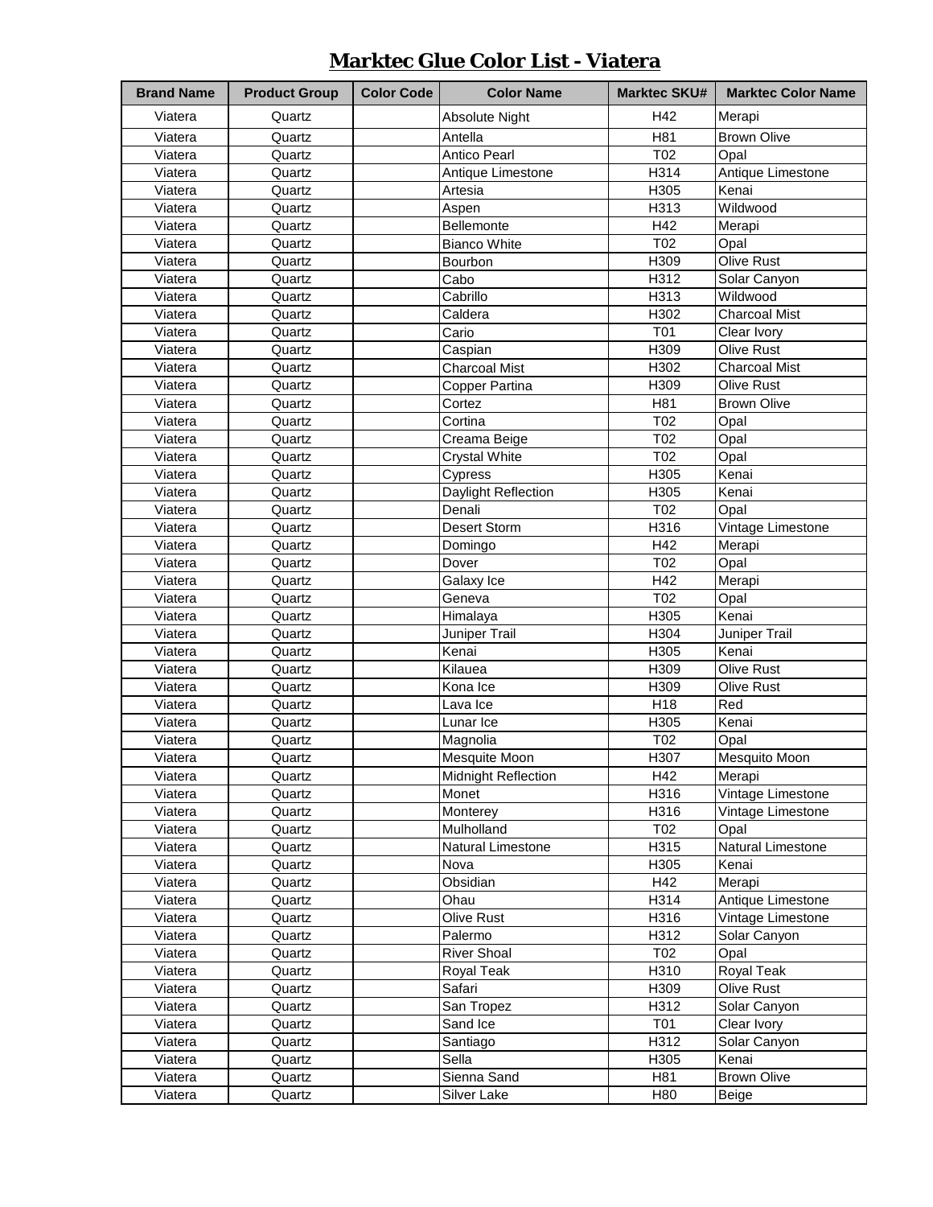# Marktec Glue Color List - Viatera

| Brand Name | Product Group | Color Code | Color Name | Marktec SKU# | Marktec Color Name |
|---|---|---|---|---|---|
| Viatera | Quartz | | Absolute Night | H42 | Merapi |
| Viatera | Quartz | | Antella | H81 | Brown Olive |
| Viatera | Quartz | | Antico Pearl | T02 | Opal |
| Viatera | Quartz | | Antique Limestone | H314 | Antique Limestone |
| Viatera | Quartz | | Artesia | H305 | Kenai |
| Viatera | Quartz | | Aspen | H313 | Wildwood |
| Viatera | Quartz | | Bellemonte | H42 | Merapi |
| Viatera | Quartz | | Bianco White | T02 | Opal |
| Viatera | Quartz | | Bourbon | H309 | Olive Rust |
| Viatera | Quartz | | Cabo | H312 | Solar Canyon |
| Viatera | Quartz | | Cabrillo | H313 | Wildwood |
| Viatera | Quartz | | Caldera | H302 | Charcoal Mist |
| Viatera | Quartz | | Cario | T01 | Clear Ivory |
| Viatera | Quartz | | Caspian | H309 | Olive Rust |
| Viatera | Quartz | | Charcoal Mist | H302 | Charcoal Mist |
| Viatera | Quartz | | Copper Partina | H309 | Olive Rust |
| Viatera | Quartz | | Cortez | H81 | Brown Olive |
| Viatera | Quartz | | Cortina | T02 | Opal |
| Viatera | Quartz | | Creama Beige | T02 | Opal |
| Viatera | Quartz | | Crystal White | T02 | Opal |
| Viatera | Quartz | | Cypress | H305 | Kenai |
| Viatera | Quartz | | Daylight Reflection | H305 | Kenai |
| Viatera | Quartz | | Denali | T02 | Opal |
| Viatera | Quartz | | Desert Storm | H316 | Vintage Limestone |
| Viatera | Quartz | | Domingo | H42 | Merapi |
| Viatera | Quartz | | Dover | T02 | Opal |
| Viatera | Quartz | | Galaxy Ice | H42 | Merapi |
| Viatera | Quartz | | Geneva | T02 | Opal |
| Viatera | Quartz | | Himalaya | H305 | Kenai |
| Viatera | Quartz | | Juniper Trail | H304 | Juniper Trail |
| Viatera | Quartz | | Kenai | H305 | Kenai |
| Viatera | Quartz | | Kilauea | H309 | Olive Rust |
| Viatera | Quartz | | Kona Ice | H309 | Olive Rust |
| Viatera | Quartz | | Lava Ice | H18 | Red |
| Viatera | Quartz | | Lunar Ice | H305 | Kenai |
| Viatera | Quartz | | Magnolia | T02 | Opal |
| Viatera | Quartz | | Mesquite Moon | H307 | Mesquito Moon |
| Viatera | Quartz | | Midnight Reflection | H42 | Merapi |
| Viatera | Quartz | | Monet | H316 | Vintage Limestone |
| Viatera | Quartz | | Monterey | H316 | Vintage Limestone |
| Viatera | Quartz | | Mulholland | T02 | Opal |
| Viatera | Quartz | | Natural Limestone | H315 | Natural Limestone |
| Viatera | Quartz | | Nova | H305 | Kenai |
| Viatera | Quartz | | Obsidian | H42 | Merapi |
| Viatera | Quartz | | Ohau | H314 | Antique Limestone |
| Viatera | Quartz | | Olive Rust | H316 | Vintage Limestone |
| Viatera | Quartz | | Palermo | H312 | Solar Canyon |
| Viatera | Quartz | | River Shoal | T02 | Opal |
| Viatera | Quartz | | Royal Teak | H310 | Royal Teak |
| Viatera | Quartz | | Safari | H309 | Olive Rust |
| Viatera | Quartz | | San Tropez | H312 | Solar Canyon |
| Viatera | Quartz | | Sand Ice | T01 | Clear Ivory |
| Viatera | Quartz | | Santiago | H312 | Solar Canyon |
| Viatera | Quartz | | Sella | H305 | Kenai |
| Viatera | Quartz | | Sienna Sand | H81 | Brown Olive |
| Viatera | Quartz | | Silver Lake | H80 | Beige |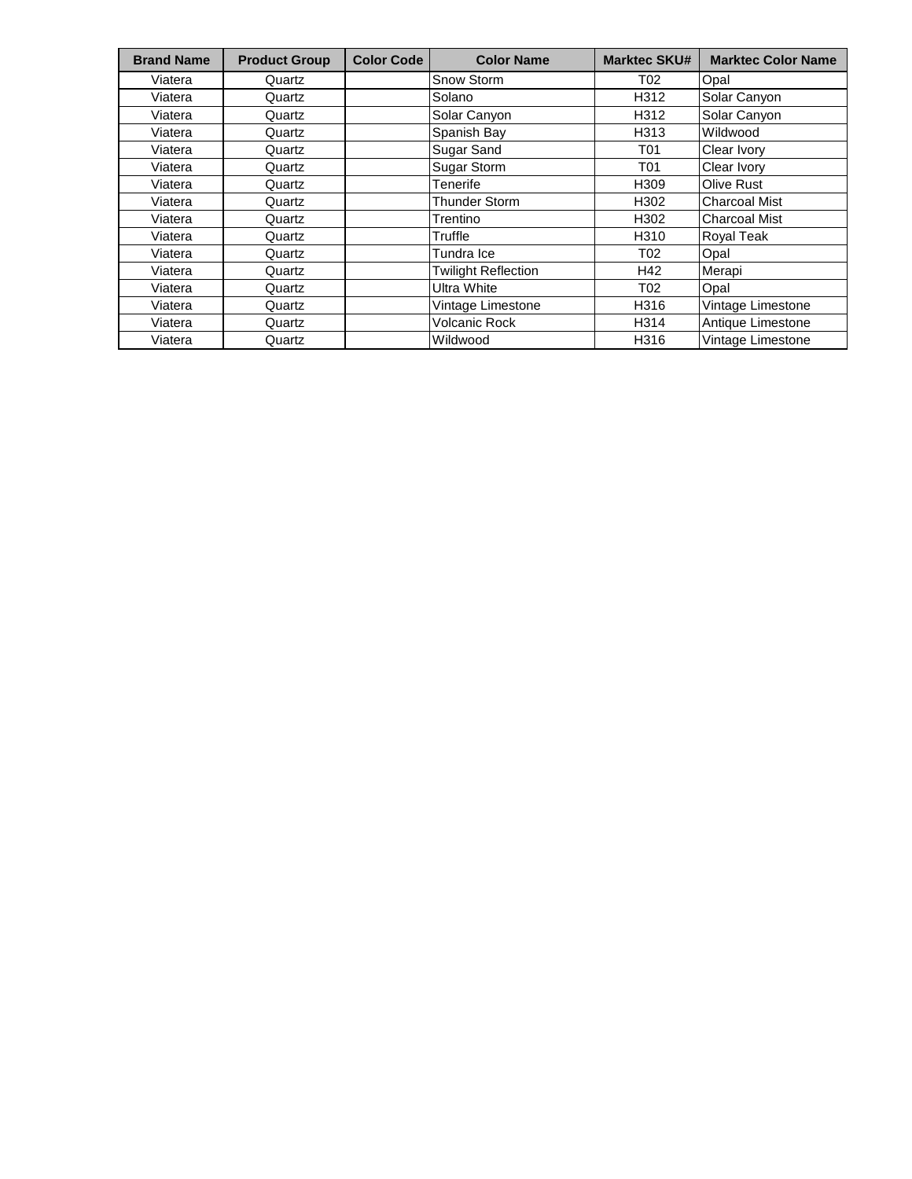| Brand Name | Product Group | Color Code | Color Name | Marktec SKU# | Marktec Color Name |
|---|---|---|---|---|---|
| Viatera | Quartz | | Snow Storm | T02 | Opal |
| Viatera | Quartz | | Solano | H312 | Solar Canyon |
| Viatera | Quartz | | Solar Canyon | H312 | Solar Canyon |
| Viatera | Quartz | | Spanish Bay | H313 | Wildwood |
| Viatera | Quartz | | Sugar Sand | T01 | Clear Ivory |
| Viatera | Quartz | | Sugar Storm | T01 | Clear Ivory |
| Viatera | Quartz | | Tenerife | H309 | Olive Rust |
| Viatera | Quartz | | Thunder Storm | H302 | Charcoal Mist |
| Viatera | Quartz | | Trentino | H302 | Charcoal Mist |
| Viatera | Quartz | | Truffle | H310 | Royal Teak |
| Viatera | Quartz | | Tundra Ice | T02 | Opal |
| Viatera | Quartz | | Twilight Reflection | H42 | Merapi |
| Viatera | Quartz | | Ultra White | T02 | Opal |
| Viatera | Quartz | | Vintage Limestone | H316 | Vintage Limestone |
| Viatera | Quartz | | Volcanic Rock | H314 | Antique Limestone |
| Viatera | Quartz | | Wildwood | H316 | Vintage Limestone |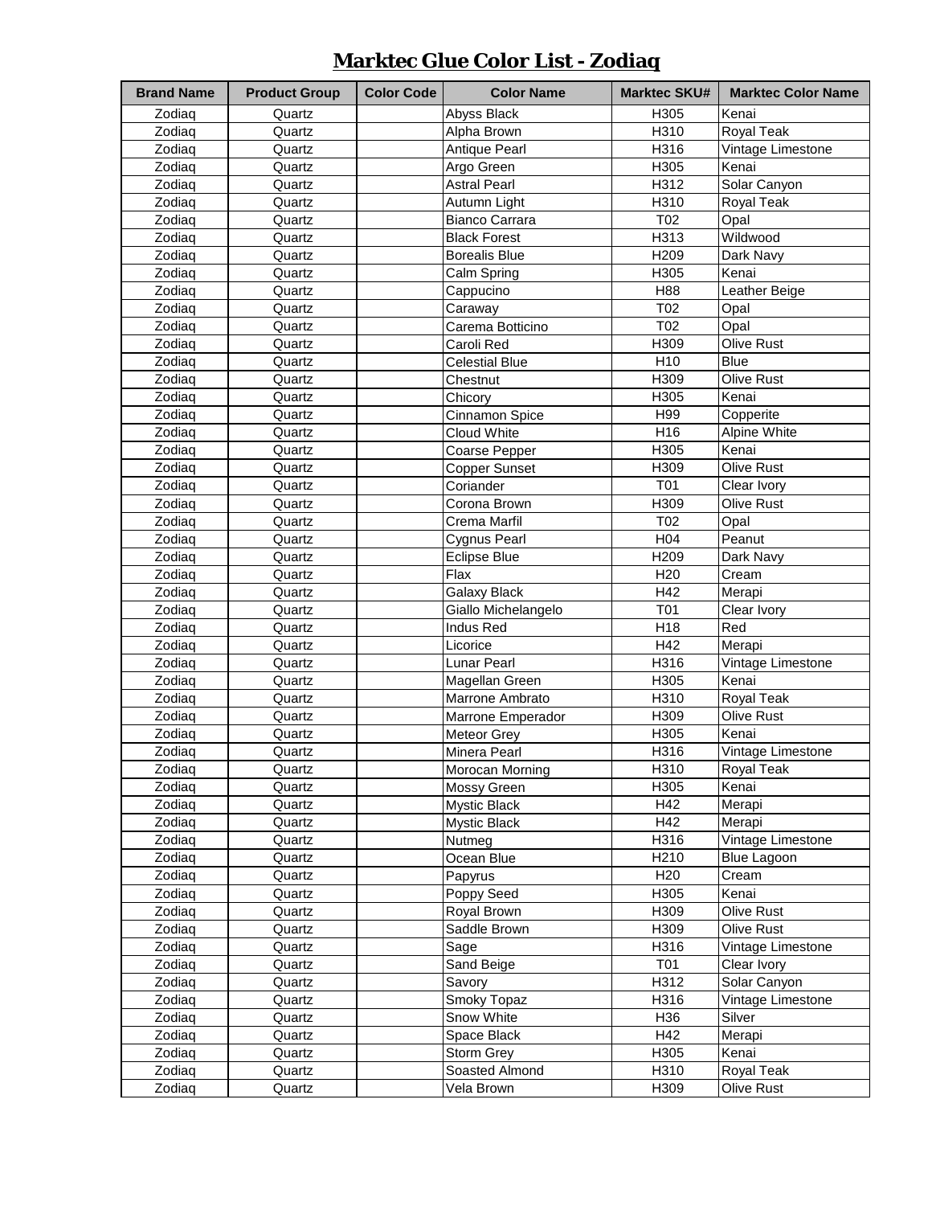# Marktec Glue Color List - Zodiaq

| Brand Name | Product Group | Color Code | Color Name | Marktec SKU# | Marktec Color Name |
|---|---|---|---|---|---|
| Zodiaq | Quartz | | Abyss Black | H305 | Kenai |
| Zodiaq | Quartz | | Alpha Brown | H310 | Royal Teak |
| Zodiaq | Quartz | | Antique Pearl | H316 | Vintage Limestone |
| Zodiaq | Quartz | | Argo Green | H305 | Kenai |
| Zodiaq | Quartz | | Astral Pearl | H312 | Solar Canyon |
| Zodiaq | Quartz | | Autumn Light | H310 | Royal Teak |
| Zodiaq | Quartz | | Bianco Carrara | T02 | Opal |
| Zodiaq | Quartz | | Black Forest | H313 | Wildwood |
| Zodiaq | Quartz | | Borealis Blue | H209 | Dark Navy |
| Zodiaq | Quartz | | Calm Spring | H305 | Kenai |
| Zodiaq | Quartz | | Cappucino | H88 | Leather Beige |
| Zodiaq | Quartz | | Caraway | T02 | Opal |
| Zodiaq | Quartz | | Carema Botticino | T02 | Opal |
| Zodiaq | Quartz | | Caroli Red | H309 | Olive Rust |
| Zodiaq | Quartz | | Celestial Blue | H10 | Blue |
| Zodiaq | Quartz | | Chestnut | H309 | Olive Rust |
| Zodiaq | Quartz | | Chicory | H305 | Kenai |
| Zodiaq | Quartz | | Cinnamon Spice | H99 | Copperite |
| Zodiaq | Quartz | | Cloud White | H16 | Alpine White |
| Zodiaq | Quartz | | Coarse Pepper | H305 | Kenai |
| Zodiaq | Quartz | | Copper Sunset | H309 | Olive Rust |
| Zodiaq | Quartz | | Coriander | T01 | Clear Ivory |
| Zodiaq | Quartz | | Corona Brown | H309 | Olive Rust |
| Zodiaq | Quartz | | Crema Marfil | T02 | Opal |
| Zodiaq | Quartz | | Cygnus Pearl | H04 | Peanut |
| Zodiaq | Quartz | | Eclipse Blue | H209 | Dark Navy |
| Zodiaq | Quartz | | Flax | H20 | Cream |
| Zodiaq | Quartz | | Galaxy Black | H42 | Merapi |
| Zodiaq | Quartz | | Giallo Michelangelo | T01 | Clear Ivory |
| Zodiaq | Quartz | | Indus Red | H18 | Red |
| Zodiaq | Quartz | | Licorice | H42 | Merapi |
| Zodiaq | Quartz | | Lunar Pearl | H316 | Vintage Limestone |
| Zodiaq | Quartz | | Magellan Green | H305 | Kenai |
| Zodiaq | Quartz | | Marrone Ambrato | H310 | Royal Teak |
| Zodiaq | Quartz | | Marrone Emperador | H309 | Olive Rust |
| Zodiaq | Quartz | | Meteor Grey | H305 | Kenai |
| Zodiaq | Quartz | | Minera Pearl | H316 | Vintage Limestone |
| Zodiaq | Quartz | | Morocan Morning | H310 | Royal Teak |
| Zodiaq | Quartz | | Mossy Green | H305 | Kenai |
| Zodiaq | Quartz | | Mystic Black | H42 | Merapi |
| Zodiaq | Quartz | | Mystic Black | H42 | Merapi |
| Zodiaq | Quartz | | Nutmeg | H316 | Vintage Limestone |
| Zodiaq | Quartz | | Ocean Blue | H210 | Blue Lagoon |
| Zodiaq | Quartz | | Papyrus | H20 | Cream |
| Zodiaq | Quartz | | Poppy Seed | H305 | Kenai |
| Zodiaq | Quartz | | Royal Brown | H309 | Olive Rust |
| Zodiaq | Quartz | | Saddle Brown | H309 | Olive Rust |
| Zodiaq | Quartz | | Sage | H316 | Vintage Limestone |
| Zodiaq | Quartz | | Sand Beige | T01 | Clear Ivory |
| Zodiaq | Quartz | | Savory | H312 | Solar Canyon |
| Zodiaq | Quartz | | Smoky Topaz | H316 | Vintage Limestone |
| Zodiaq | Quartz | | Snow White | H36 | Silver |
| Zodiaq | Quartz | | Space Black | H42 | Merapi |
| Zodiaq | Quartz | | Storm Grey | H305 | Kenai |
| Zodiaq | Quartz | | Soasted Almond | H310 | Royal Teak |
| Zodiaq | Quartz | | Vela Brown | H309 | Olive Rust |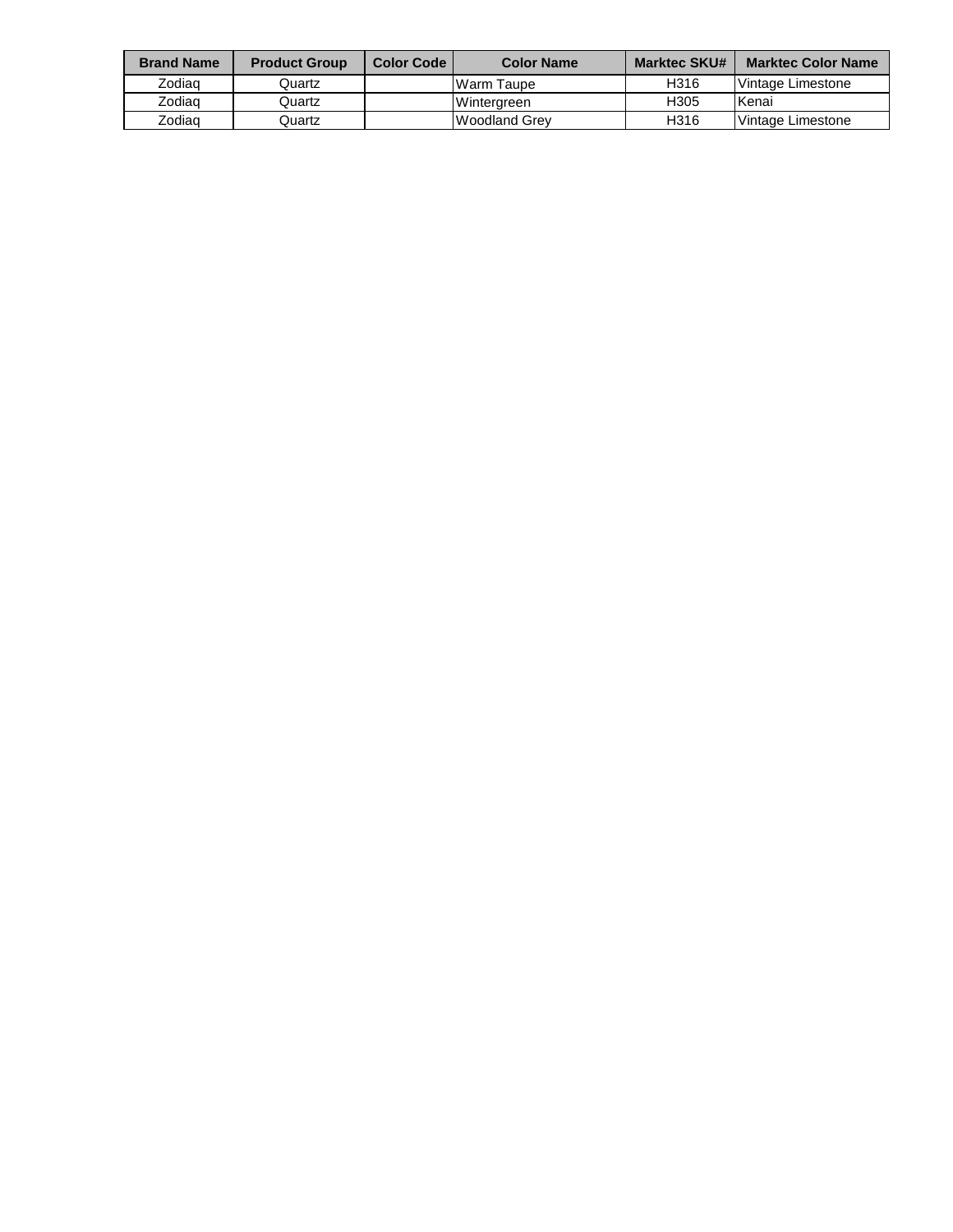| Brand Name | Product Group | Color Code | Color Name | Marktec SKU# | Marktec Color Name |
| --- | --- | --- | --- | --- | --- |
| Zodiaq | Quartz | | Warm Taupe | H316 | Vintage Limestone |
| Zodiaq | Quartz | | Wintergreen | H305 | Kenai |
| Zodiaq | Quartz | | Woodland Grey | H316 | Vintage Limestone |